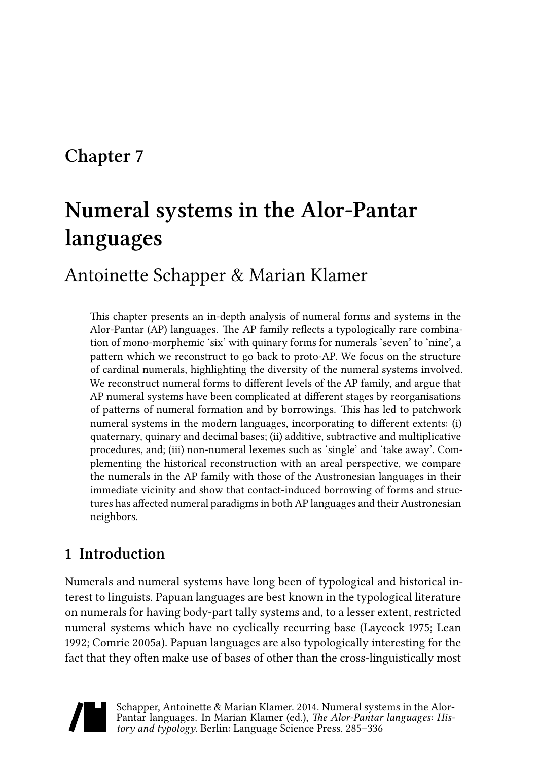# Chapter 7

# Numeral systems in the Alor-Pantar languages

## Antoinette Schapper & Marian Klamer

This chapter presents an in-depth analysis of numeral forms and systems in the Alor-Pantar (AP) languages. The AP family reflects a typologically rare combination of mono-morphemic 'six' with quinary forms for numerals 'seven' to 'nine', a pattern which we reconstruct to go back to proto-AP. We focus on the structure of cardinal numerals, highlighting the diversity of the numeral systems involved. We reconstruct numeral forms to different levels of the AP family, and argue that AP numeral systems have been complicated at different stages by reorganisations of patterns of numeral formation and by borrowings. This has led to patchwork numeral systems in the modern languages, incorporating to different extents: (i) quaternary, quinary and decimal bases; (ii) additive, subtractive and multiplicative procedures, and; (iii) non-numeral lexemes such as 'single' and 'take away'. Complementing the historical reconstruction with an areal perspective, we compare the numerals in the AP family with those of the Austronesian languages in their immediate vicinity and show that contact-induced borrowing of forms and structures has affected numeral paradigms in both AP languages and their Austronesian neighbors.

## 1 Introduction

Numerals and numeral systems have long been of typological and historical interest to linguists. Papuan languages are best known in the typological literature on numerals for having body-part tally systems and, to a lesser extent, restricted numeral systems which have no cyclically recurring base (Laycock 1975; Lean 1992; Comrie 2005a). Papuan languages are also typologically interesting for the fact that they often make use of bases of other than the cross-linguistically most

Schapper, Antoinette & Marian Klamer. 2014. Numeral systems in the Alor-Pantar languages. In Marian Klamer (ed.), *The Alor-Pantar languages: History and typology*. Berlin: Language Science Press. 285–336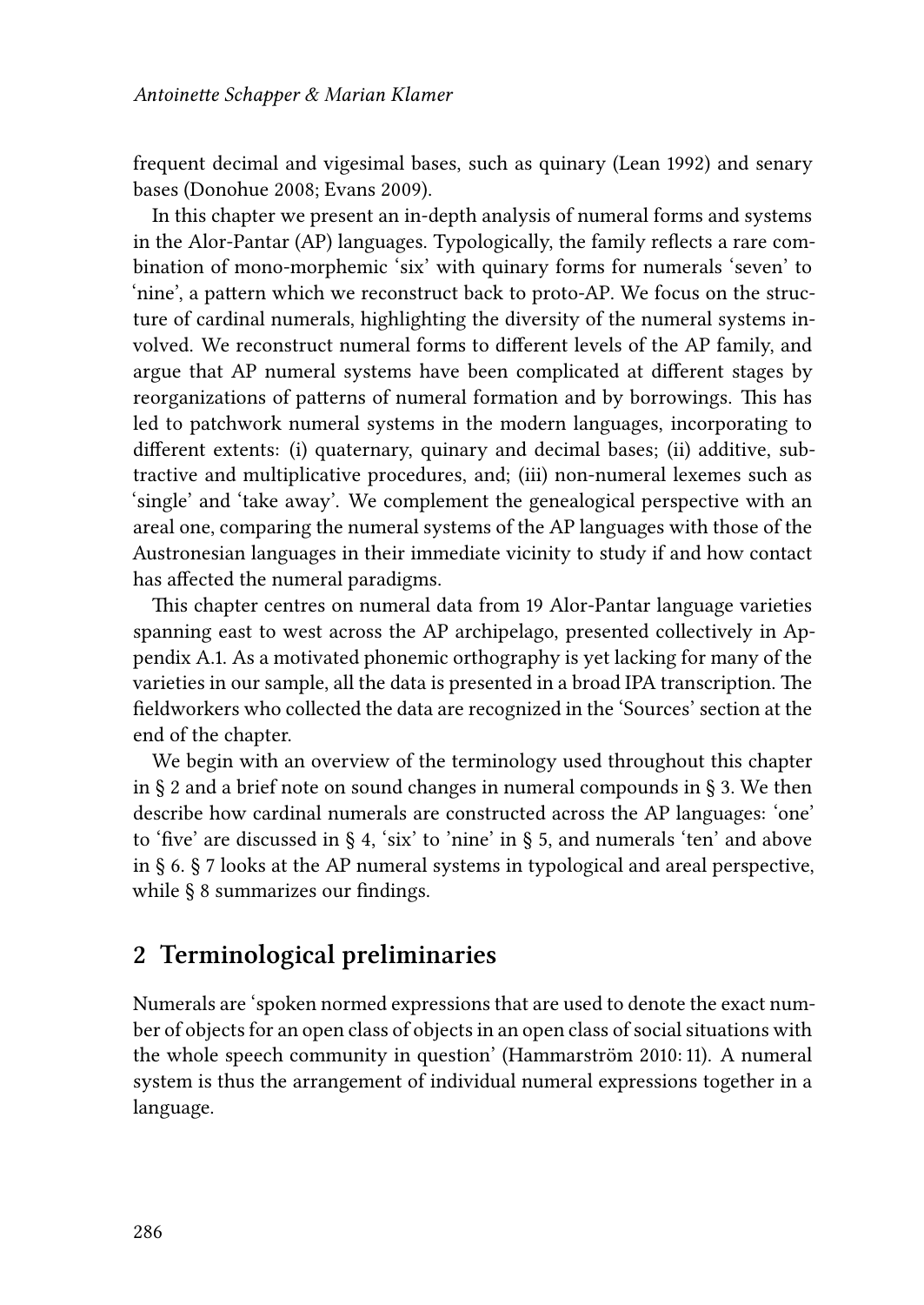frequent decimal and vigesimal bases, such as quinary (Lean 1992) and senary bases (Donohue 2008; Evans 2009).

In this chapter we present an in-depth analysis of numeral forms and systems in the Alor-Pantar (AP) languages. Typologically, the family reflects a rare combination of mono-morphemic 'six' with quinary forms for numerals 'seven' to 'nine', a pattern which we reconstruct back to proto-AP. We focus on the structure of cardinal numerals, highlighting the diversity of the numeral systems involved. We reconstruct numeral forms to different levels of the AP family, and argue that AP numeral systems have been complicated at different stages by reorganizations of patterns of numeral formation and by borrowings. This has led to patchwork numeral systems in the modern languages, incorporating to different extents: (i) quaternary, quinary and decimal bases; (ii) additive, subtractive and multiplicative procedures, and; (iii) non-numeral lexemes such as 'single' and 'take away'. We complement the genealogical perspective with an areal one, comparing the numeral systems of the AP languages with those of the Austronesian languages in their immediate vicinity to study if and how contact has affected the numeral paradigms.

This chapter centres on numeral data from 19 Alor-Pantar language varieties spanning east to west across the AP archipelago, presented collectively in Appendix A.1. As a motivated phonemic orthography is yet lacking for many of the varieties in our sample, all the data is presented in a broad IPA transcription. The fieldworkers who collected the data are recognized in the 'Sources' section at the end of the chapter.

We begin with an overview of the terminology used throughout this chapter in § 2 and a brief note on sound changes in numeral compounds in § 3. We then describe how cardinal numerals are constructed across the AP languages: 'one' to 'five' are discussed in § 4, 'six' to 'nine' in § 5, and numerals 'ten' and above in § 6. § 7 looks at the AP numeral systems in typological and areal perspective, while § 8 summarizes our findings.

## 2 Terminological preliminaries

Numerals are 'spoken normed expressions that are used to denote the exact number of objects for an open class of objects in an open class of social situations with the whole speech community in question' (Hammarström 2010: 11). A numeral system is thus the arrangement of individual numeral expressions together in a language.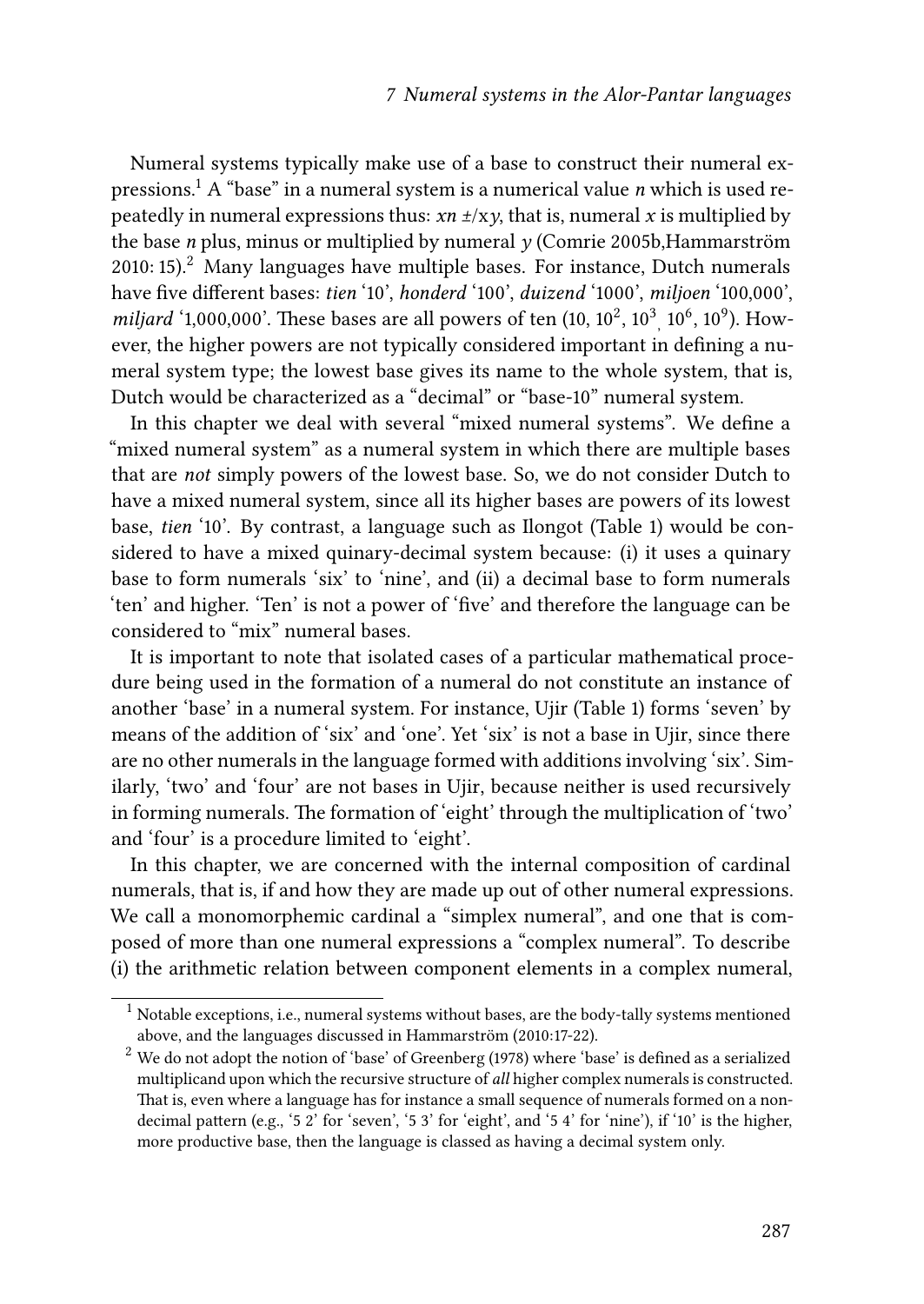Numeral systems typically make use of a base to construct their numeral expressions.[1] A "base" in a numeral system is a numerical value *n* which is used repeatedly in numeral expressions thus: $xn \pm/\text{x}y$, that is, numeral *x* is multiplied by the base *n* plus, minus or multiplied by numeral *y* (Comrie 2005b,Hammarström 2010: 15).[2] Many languages have multiple bases. For instance, Dutch numerals have five different bases: *tien* '10', *honderd* '100', *duizend* '1000', *miljoen* '100,000', *miljard* '1,000,000'. These bases are all powers of ten (10, $10^2$, $10^3$, $10^6$, $10^9$). However, the higher powers are not typically considered important in defining a numeral system type; the lowest base gives its name to the whole system, that is, Dutch would be characterized as a "decimal" or "base-10" numeral system.

In this chapter we deal with several "mixed numeral systems". We define a "mixed numeral system" as a numeral system in which there are multiple bases that are *not* simply powers of the lowest base. So, we do not consider Dutch to have a mixed numeral system, since all its higher bases are powers of its lowest base, *tien* '10'. By contrast, a language such as Ilongot (Table 1) would be considered to have a mixed quinary-decimal system because: (i) it uses a quinary base to form numerals 'six' to 'nine', and (ii) a decimal base to form numerals 'ten' and higher. 'Ten' is not a power of 'five' and therefore the language can be considered to "mix" numeral bases.

It is important to note that isolated cases of a particular mathematical procedure being used in the formation of a numeral do not constitute an instance of another 'base' in a numeral system. For instance, Ujir (Table 1) forms 'seven' by means of the addition of 'six' and 'one'. Yet 'six' is not a base in Ujir, since there are no other numerals in the language formed with additions involving 'six'. Similarly, 'two' and 'four' are not bases in Ujir, because neither is used recursively in forming numerals. The formation of 'eight' through the multiplication of 'two' and 'four' is a procedure limited to 'eight'.

In this chapter, we are concerned with the internal composition of cardinal numerals, that is, if and how they are made up out of other numeral expressions. We call a monomorphemic cardinal a "simplex numeral", and one that is composed of more than one numeral expressions a "complex numeral". To describe (i) the arithmetic relation between component elements in a complex numeral,

[1] Notable exceptions, i.e., numeral systems without bases, are the body-tally systems mentioned above, and the languages discussed in Hammarström (2010:17-22).

[2] We do not adopt the notion of 'base' of Greenberg (1978) where 'base' is defined as a serialized multiplicand upon which the recursive structure of *all* higher complex numerals is constructed. That is, even where a language has for instance a small sequence of numerals formed on a non-decimal pattern (e.g., '5 2' for 'seven', '5 3' for 'eight', and '5 4' for 'nine'), if '10' is the higher, more productive base, then the language is classed as having a decimal system only.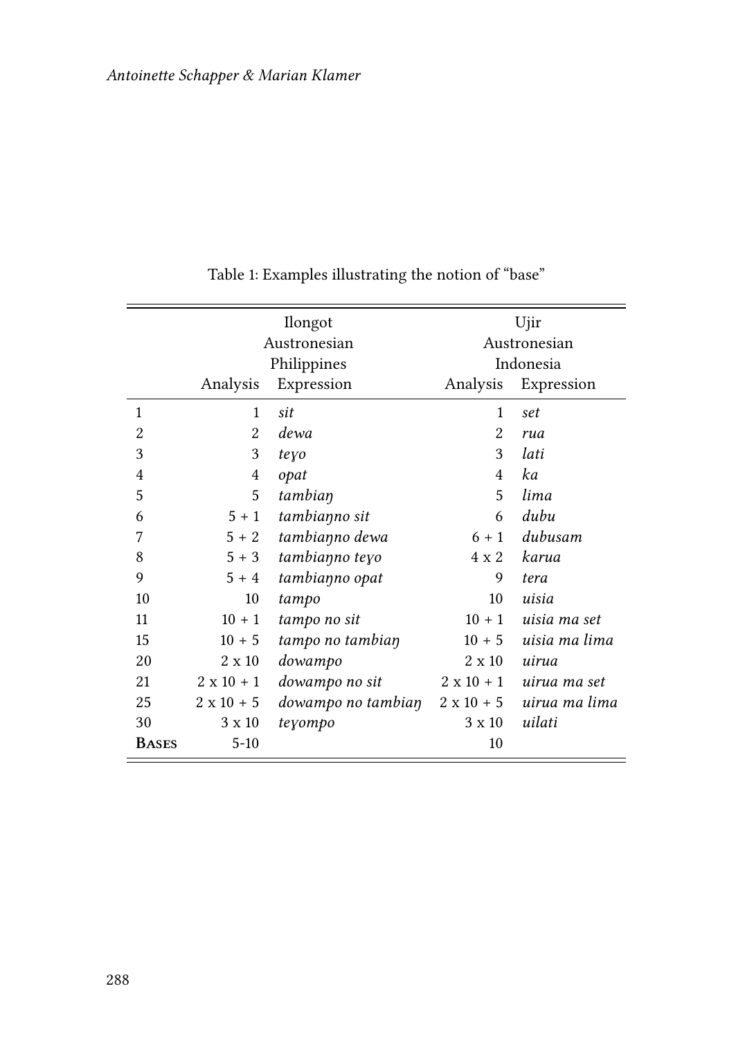Table 1: Examples illustrating the notion of "base"

| | Ilongot<br>Austronesian<br>Philippines | | Ujir<br>Austronesian<br>Indonesia | |
|---|---|---|---|---|
| | Analysis | Expression | Analysis | Expression |
| 1 | 1 | *sit* | 1 | *set* |
| 2 | 2 | *dewa* | 2 | *rua* |
| 3 | 3 | *teɣo* | 3 | *lati* |
| 4 | 4 | *opat* | 4 | *ka* |
| 5 | 5 | *tambiaŋ* | 5 | *lima* |
| 6 | 5 + 1 | *tambiaŋno sit* | 6 | *dubu* |
| 7 | 5 + 2 | *tambiaŋno dewa* | 6 + 1 | *dubusam* |
| 8 | 5 + 3 | *tambiaŋno teɣo* | 4 x 2 | *karua* |
| 9 | 5 + 4 | *tambiaŋno opat* | 9 | *tera* |
| 10 | 10 | *tampo* | 10 | *uisia* |
| 11 | 10 + 1 | *tampo no sit* | 10 + 1 | *uisia ma set* |
| 15 | 10 + 5 | *tampo no tambiaŋ* | 10 + 5 | *uisia ma lima* |
| 20 | 2 x 10 | *dowampo* | 2 x 10 | *uirua* |
| 21 | 2 x 10 + 1 | *dowampo no sit* | 2 x 10 + 1 | *uirua ma set* |
| 25 | 2 x 10 + 5 | *dowampo no tambiaŋ* | 2 x 10 + 5 | *uirua ma lima* |
| 30 | 3 x 10 | *teɣompo* | 3 x 10 | *uilati* |
| **Bases** | 5-10 | | 10 | |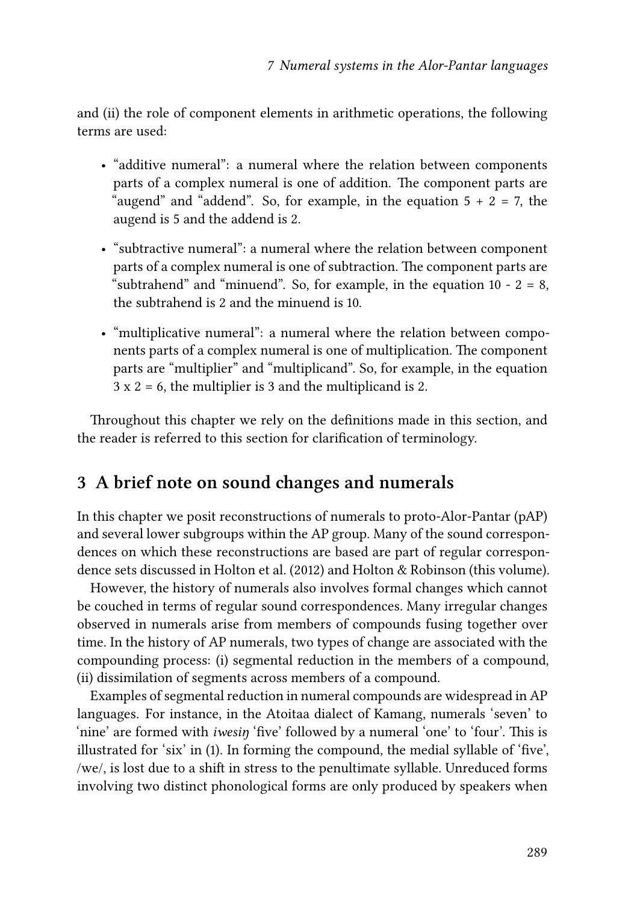and (ii) the role of component elements in arithmetic operations, the following terms are used:

- "additive numeral": a numeral where the relation between components parts of a complex numeral is one of addition. The component parts are "augend" and "addend". So, for example, in the equation 5 + 2 = 7, the augend is 5 and the addend is 2.
- "subtractive numeral": a numeral where the relation between component parts of a complex numeral is one of subtraction. The component parts are "subtrahend" and "minuend". So, for example, in the equation 10 - 2 = 8, the subtrahend is 2 and the minuend is 10.
- "multiplicative numeral": a numeral where the relation between components parts of a complex numeral is one of multiplication. The component parts are "multiplier" and "multiplicand". So, for example, in the equation 3 x 2 = 6, the multiplier is 3 and the multiplicand is 2.

Throughout this chapter we rely on the definitions made in this section, and the reader is referred to this section for clarification of terminology.

## 3 A brief note on sound changes and numerals

In this chapter we posit reconstructions of numerals to proto-Alor-Pantar (pAP) and several lower subgroups within the AP group. Many of the sound correspondences on which these reconstructions are based are part of regular correspondence sets discussed in Holton et al. (2012) and Holton & Robinson (this volume).

However, the history of numerals also involves formal changes which cannot be couched in terms of regular sound correspondences. Many irregular changes observed in numerals arise from members of compounds fusing together over time. In the history of AP numerals, two types of change are associated with the compounding process: (i) segmental reduction in the members of a compound, (ii) dissimilation of segments across members of a compound.

Examples of segmental reduction in numeral compounds are widespread in AP languages. For instance, in the Atoitaa dialect of Kamang, numerals 'seven' to 'nine' are formed with *iwesiŋ* 'five' followed by a numeral 'one' to 'four'. This is illustrated for 'six' in (1). In forming the compound, the medial syllable of 'five', /we/, is lost due to a shift in stress to the penultimate syllable. Unreduced forms involving two distinct phonological forms are only produced by speakers when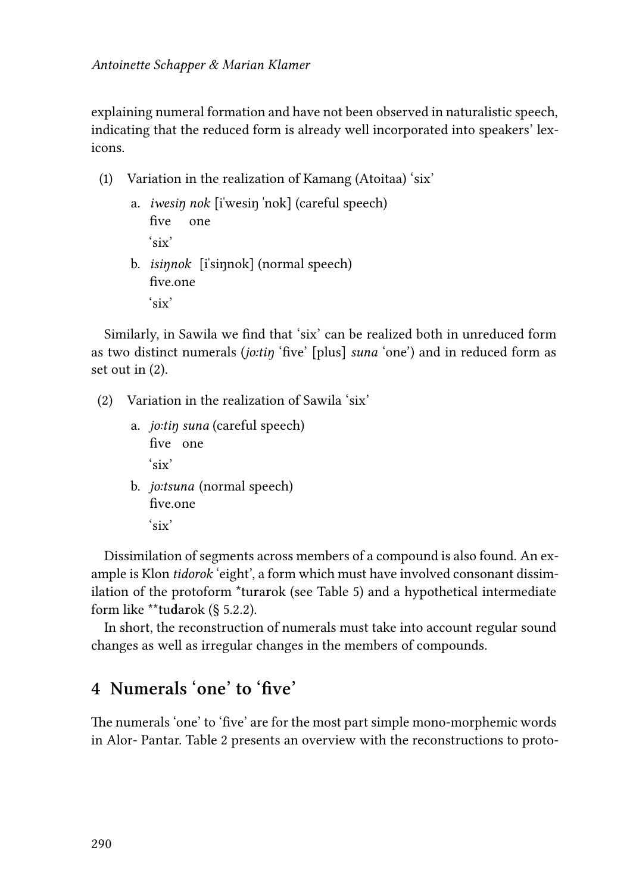explaining numeral formation and have not been observed in naturalistic speech, indicating that the reduced form is already well incorporated into speakers' lexicons.

(1) Variation in the realization of Kamang (Atoitaa) 'six'

a. *iwesiŋ nok* [iˈwesiŋ ˈnok] (careful speech)
   five one
   'six'

b. *isiŋnok* [iˈsiŋnok] (normal speech)
   five.one
   'six'

Similarly, in Sawila we find that 'six' can be realized both in unreduced form as two distinct numerals (*jo:tiŋ* 'five' [plus] *suna* 'one') and in reduced form as set out in (2).

(2) Variation in the realization of Sawila 'six'

a. *jo:tiŋ suna* (careful speech)
   five one
   'six'

b. *jo:tsuna* (normal speech)
   five.one
   'six'

Dissimilation of segments across members of a compound is also found. An example is Klon *tidorok* 'eight', a form which must have involved consonant dissimilation of the protoform *tu**r**a**r**ok (see Table 5) and a hypothetical intermediate form like **tu**d**a**r**ok (§ 5.2.2).

In short, the reconstruction of numerals must take into account regular sound changes as well as irregular changes in the members of compounds.

## 4 Numerals 'one' to 'five'

The numerals 'one' to 'five' are for the most part simple mono-morphemic words in Alor- Pantar. Table 2 presents an overview with the reconstructions to proto-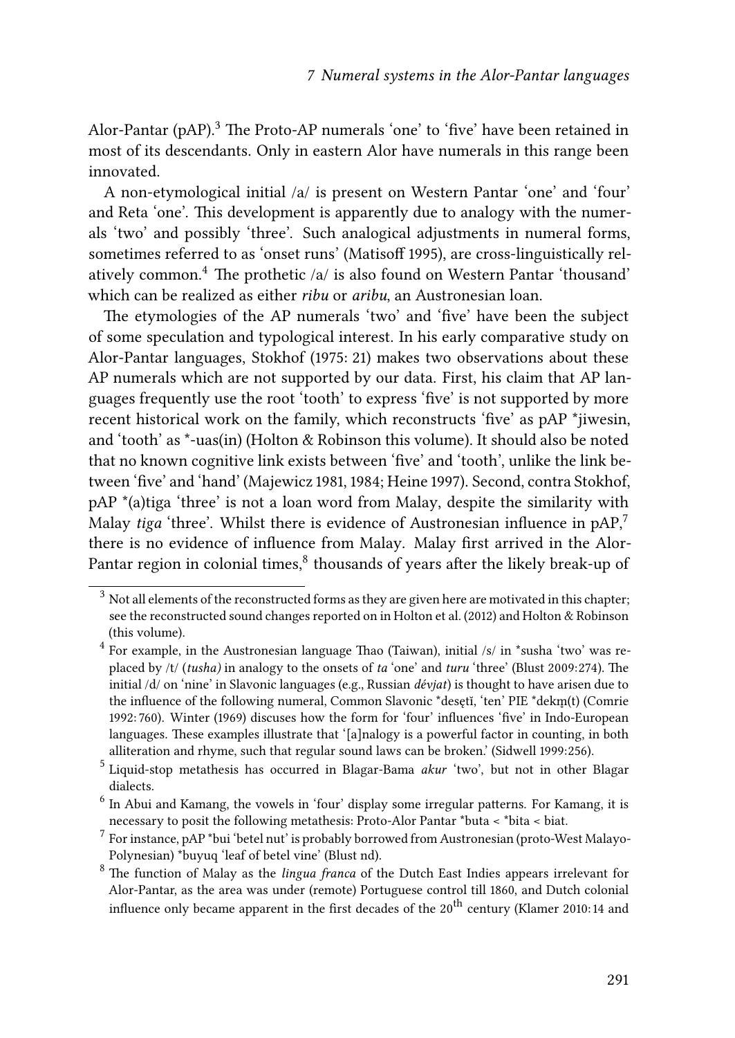Alor-Pantar (pAP).[3] The Proto-AP numerals 'one' to 'five' have been retained in most of its descendants. Only in eastern Alor have numerals in this range been innovated.

A non-etymological initial /a/ is present on Western Pantar 'one' and 'four' and Reta 'one'. This development is apparently due to analogy with the numerals 'two' and possibly 'three'. Such analogical adjustments in numeral forms, sometimes referred to as 'onset runs' (Matisoff 1995), are cross-linguistically relatively common.[4] The prothetic /a/ is also found on Western Pantar 'thousand' which can be realized as either *ribu* or *aribu*, an Austronesian loan.

The etymologies of the AP numerals 'two' and 'five' have been the subject of some speculation and typological interest. In his early comparative study on Alor-Pantar languages, Stokhof (1975: 21) makes two observations about these AP numerals which are not supported by our data. First, his claim that AP languages frequently use the root 'tooth' to express 'five' is not supported by more recent historical work on the family, which reconstructs 'five' as pAP *jiwesin, and 'tooth' as *-uas(in) (Holton & Robinson this volume). It should also be noted that no known cognitive link exists between 'five' and 'tooth', unlike the link between 'five' and 'hand' (Majewicz 1981, 1984; Heine 1997). Second, contra Stokhof, pAP *(a)tiga 'three' is not a loan word from Malay, despite the similarity with Malay *tiga* 'three'. Whilst there is evidence of Austronesian influence in pAP,[7] there is no evidence of influence from Malay. Malay first arrived in the Alor-Pantar region in colonial times,[8] thousands of years after the likely break-up of

[3] Not all elements of the reconstructed forms as they are given here are motivated in this chapter; see the reconstructed sound changes reported on in Holton et al. (2012) and Holton & Robinson (this volume).

[4] For example, in the Austronesian language Thao (Taiwan), initial /s/ in *susha 'two' was replaced by /t/ (*tusha*) in analogy to the onsets of *ta* 'one' and *turu* 'three' (Blust 2009:274). The initial /d/ on 'nine' in Slavonic languages (e.g., Russian *dévjat*) is thought to have arisen due to the influence of the following numeral, Common Slavonic *desętĭ, 'ten' PIE *dekm̥(t) (Comrie 1992: 760). Winter (1969) discuses how the form for 'four' influences 'five' in Indo-European languages. These examples illustrate that '[a]nalogy is a powerful factor in counting, in both alliteration and rhyme, such that regular sound laws can be broken.' (Sidwell 1999:256).

[5] Liquid-stop metathesis has occurred in Blagar-Bama *akur* 'two', but not in other Blagar dialects.

[6] In Abui and Kamang, the vowels in 'four' display some irregular patterns. For Kamang, it is necessary to posit the following metathesis: Proto-Alor Pantar *buta < *bita < biat.

[7] For instance, pAP *bui 'betel nut' is probably borrowed from Austronesian (proto-West Malayo-Polynesian) *buyuq 'leaf of betel vine' (Blust nd).

[8] The function of Malay as the *lingua franca* of the Dutch East Indies appears irrelevant for Alor-Pantar, as the area was under (remote) Portuguese control till 1860, and Dutch colonial influence only became apparent in the first decades of the 20$^{th}$ century (Klamer 2010: 14 and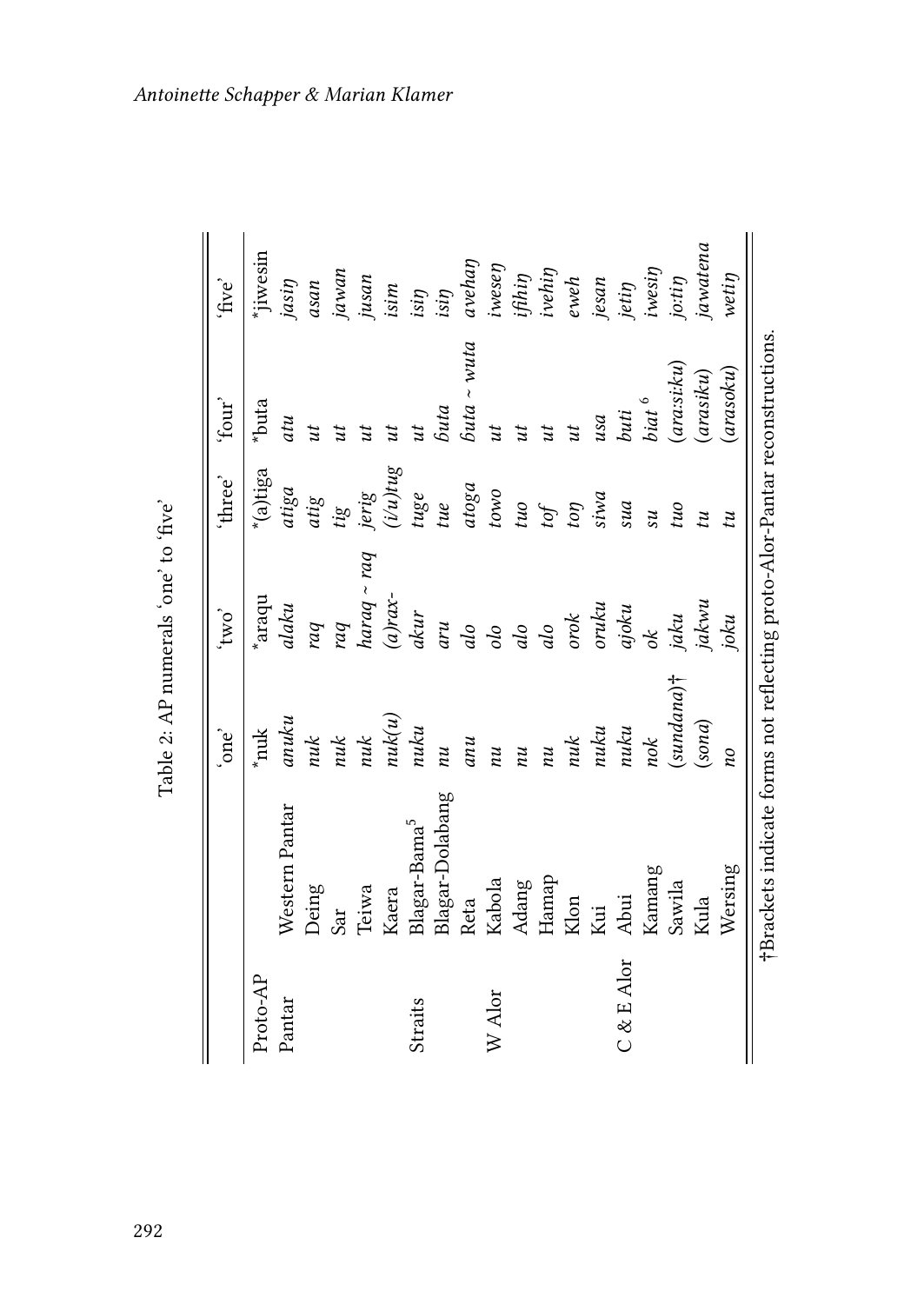Table 2: AP numerals 'one' to 'five'

| | | 'one' | 'two' | 'three' | 'four' | 'five' |
|---|---|---|---|---|---|---|
| Proto-AP | | *nuk | *araqu | *(a)tiga | *buta | *jiwesin |
| Pantar | Western Pantar | *anuku* | *alaku* | *atiga* | *atu* | *jasiŋ* |
| | Deing | *nuk* | *raq* | *atig* | *ut* | *asan* |
| | Sar | *nuk* | *raq* | *tig* | *ut* | *jawan* |
| | Teiwa | *nuk* | *haraq ~ raq* | *jerig* | *ut* | *jusan* |
| | Kaera | *nuk(u)* | *(a)rax-* | *(i/u)tug* | *ut* | *isim* |
| Straits | Blagar-Bama[5] | *nuku* | *akur* | *tuge* | *ut* | *isiŋ* |
| | Blagar-Dolabang | *nu* | *aru* | *tue* | *ɓuta* | *isiŋ* |
| | Reta | *anu* | *alo* | *atoga* | *ɓuta ~ wuta* | *avehaŋ* |
| W Alor | Kabola | *nu* | *olo* | *towo* | *ut* | *iweseŋ* |
| | Adang | *nu* | *alo* | *tuo* | *ut* | *ifihiŋ* |
| | Hamap | *nu* | *alo* | *tof* | *ut* | *ivehiŋ* |
| | Klon | *nuk* | *orok* | *toŋ* | *ut* | *eweh* |
| | Kui | *nuku* | *oruku* | *siwa* | *usa* | *jesan* |
| C & E Alor | Abui | *nuku* | *ajoku* | *sua* | *buti* | *jetiŋ* |
| | Kamang | *nok* | *ok* | *su* | *biat* [6] | *iwesiŋ* |
| | Sawila | *(sundana)*† | *jaku* | *tuo* | *(ara:si:ku)* | *jo:tiŋ* |
| | Kula | *(sona)* | *jakwu* | *tu* | *(arasiku)* | *jawatena* |
| | Wersing | *no* | *joku* | *tu* | *(arasoku)* | *wetiŋ* |

†Brackets indicate forms not reflecting proto-Alor-Pantar reconstructions.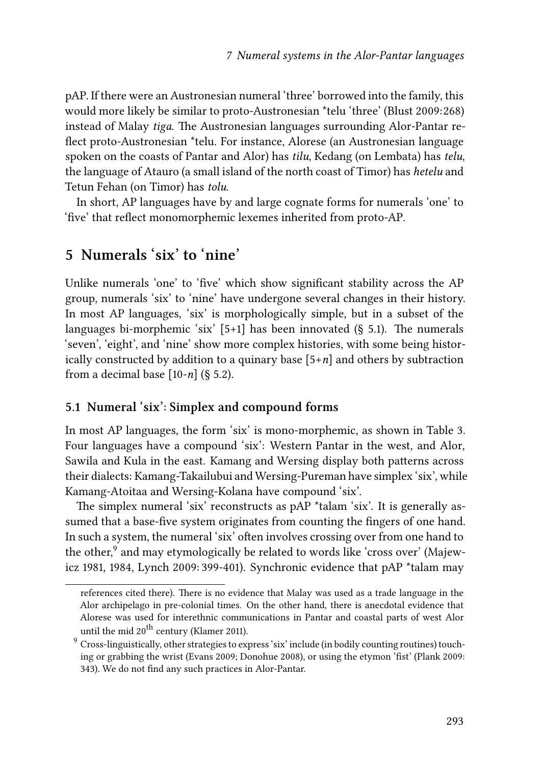pAP. If there were an Austronesian numeral 'three' borrowed into the family, this would more likely be similar to proto-Austronesian *telu 'three' (Blust 2009: 268) instead of Malay *tiga*. The Austronesian languages surrounding Alor-Pantar reflect proto-Austronesian *telu. For instance, Alorese (an Austronesian language spoken on the coasts of Pantar and Alor) has *tilu*, Kedang (on Lembata) has *telu*, the language of Atauro (a small island of the north coast of Timor) has *hetelu* and Tetun Fehan (on Timor) has *tolu.*

In short, AP languages have by and large cognate forms for numerals 'one' to 'five' that reflect monomorphemic lexemes inherited from proto-AP.

## 5 Numerals 'six' to 'nine'

Unlike numerals 'one' to 'five' which show significant stability across the AP group, numerals 'six' to 'nine' have undergone several changes in their history. In most AP languages, 'six' is morphologically simple, but in a subset of the languages bi-morphemic 'six' [5+1] has been innovated (§ 5.1). The numerals 'seven', 'eight', and 'nine' show more complex histories, with some being historically constructed by addition to a quinary base [5+*n*] and others by subtraction from a decimal base [10-*n*] (§ 5.2).

### 5.1 Numeral 'six': Simplex and compound forms

In most AP languages, the form 'six' is mono-morphemic, as shown in Table 3. Four languages have a compound 'six': Western Pantar in the west, and Alor, Sawila and Kula in the east. Kamang and Wersing display both patterns across their dialects: Kamang-Takailubui and Wersing-Pureman have simplex 'six', while Kamang-Atoitaa and Wersing-Kolana have compound 'six'.

The simplex numeral 'six' reconstructs as pAP *talam 'six'. It is generally assumed that a base-five system originates from counting the fingers of one hand. In such a system, the numeral 'six' often involves crossing over from one hand to the other,[9] and may etymologically be related to words like 'cross over' (Majewicz 1981, 1984, Lynch 2009: 399-401). Synchronic evidence that pAP *talam may

references cited there). There is no evidence that Malay was used as a trade language in the Alor archipelago in pre-colonial times. On the other hand, there is anecdotal evidence that Alorese was used for interethnic communications in Pantar and coastal parts of west Alor until the mid 20th century (Klamer 2011).

[9] Cross-linguistically, other strategies to express 'six' include (in bodily counting routines) touching or grabbing the wrist (Evans 2009; Donohue 2008), or using the etymon 'fist' (Plank 2009: 343). We do not find any such practices in Alor-Pantar.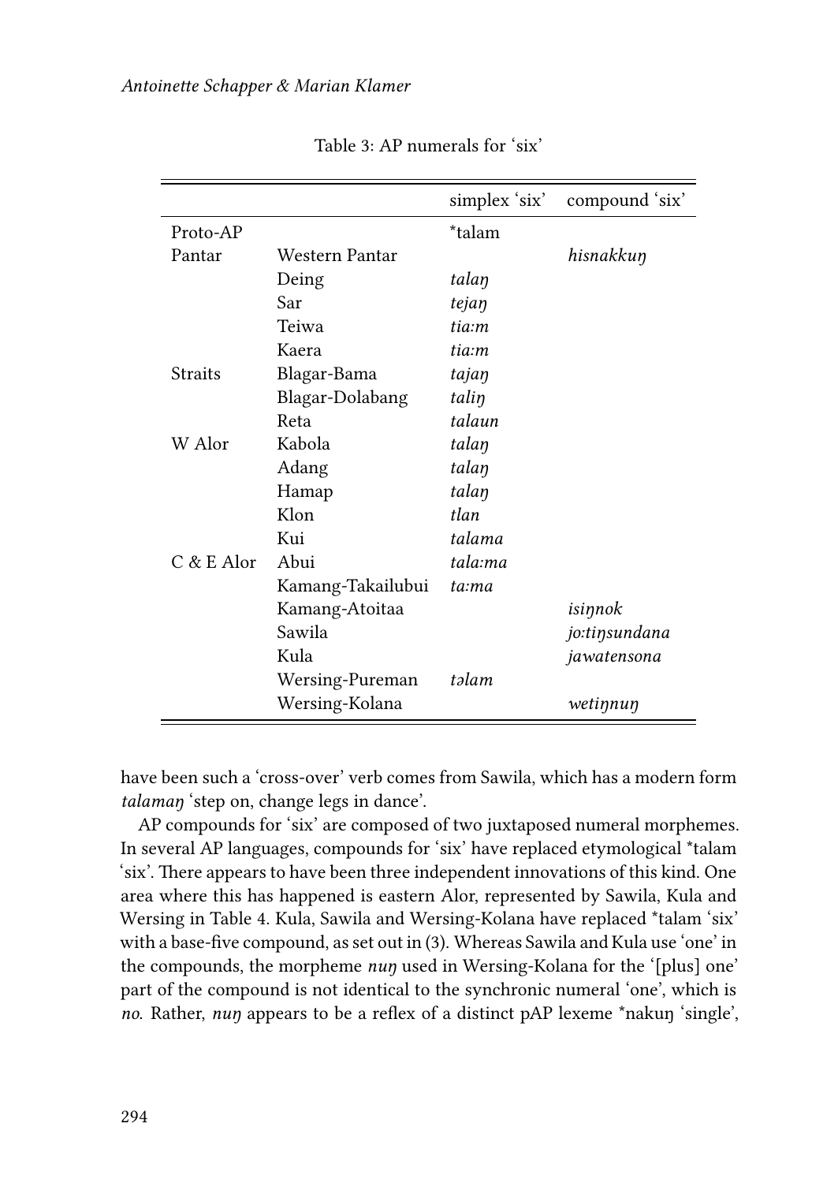Table 3: AP numerals for 'six'

| | | simplex 'six' | compound 'six' |
|---|---|---|---|
| Proto-AP | | *talam | |
| Pantar | Western Pantar | | *hisnakkuŋ* |
| | Deing | *talaŋ* | |
| | Sar | *tejaŋ* | |
| | Teiwa | *tia:m* | |
| | Kaera | *tia:m* | |
| Straits | Blagar-Bama | *tajaŋ* | |
| | Blagar-Dolabang | *taliŋ* | |
| | Reta | *talaun* | |
| W Alor | Kabola | *talaŋ* | |
| | Adang | *talaŋ* | |
| | Hamap | *talaŋ* | |
| | Klon | *tlan* | |
| | Kui | *talama* | |
| C & E Alor | Abui | *tala:ma* | |
| | Kamang-Takailubui | *ta:ma* | |
| | Kamang-Atoitaa | | *isiŋnok* |
| | Sawila | | *jo:tiŋsundana* |
| | Kula | | *jawatensona* |
| | Wersing-Pureman | *təlam* | |
| | Wersing-Kolana | | *wetiŋnuŋ* |

have been such a 'cross-over' verb comes from Sawila, which has a modern form *talamaŋ* 'step on, change legs in dance'.

AP compounds for 'six' are composed of two juxtaposed numeral morphemes. In several AP languages, compounds for 'six' have replaced etymological *talam 'six'. There appears to have been three independent innovations of this kind. One area where this has happened is eastern Alor, represented by Sawila, Kula and Wersing in Table 4. Kula, Sawila and Wersing-Kolana have replaced *talam 'six' with a base-five compound, as set out in (3). Whereas Sawila and Kula use 'one' in the compounds, the morpheme *nuŋ* used in Wersing-Kolana for the '[plus] one' part of the compound is not identical to the synchronic numeral 'one', which is *no*. Rather, *nuŋ* appears to be a reflex of a distinct pAP lexeme *nakuŋ 'single',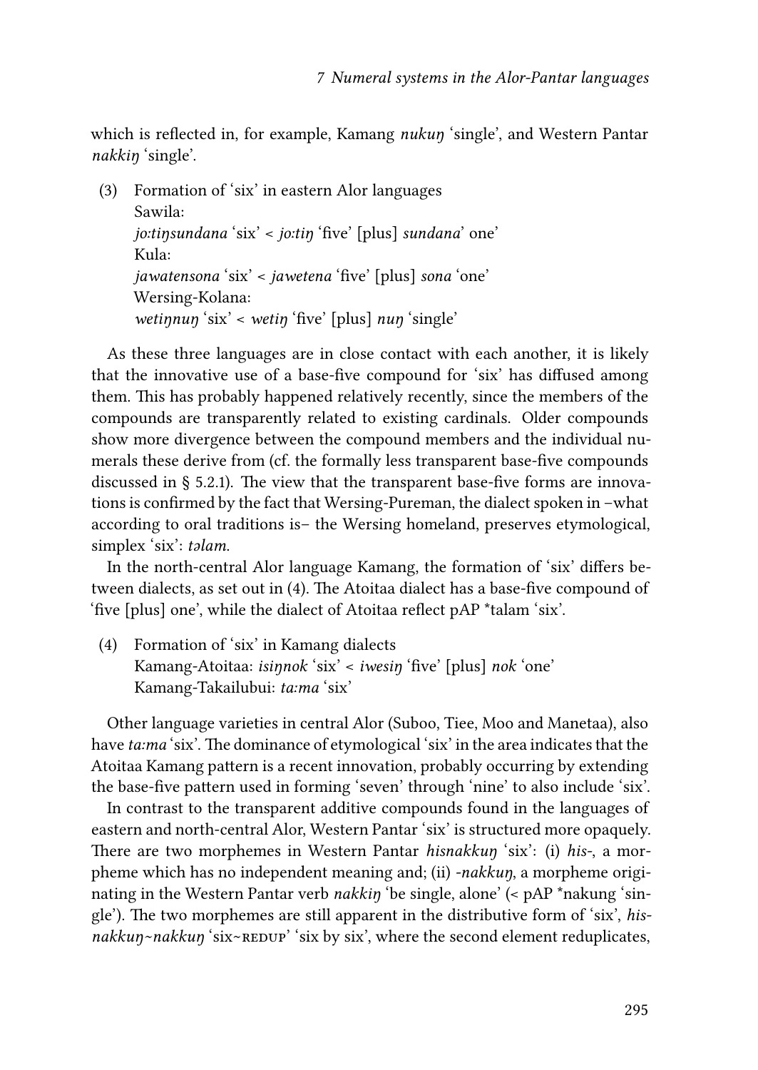which is reflected in, for example, Kamang *nukuŋ* 'single', and Western Pantar *nakkiŋ* 'single'.

(3) Formation of 'six' in eastern Alor languages
    Sawila:
    *jo:tiŋsundana* 'six' < *jo:tiŋ* 'five' [plus] *sundana*' one'
    Kula:
    *jawatensona* 'six' < *jawetena* 'five' [plus] *sona* 'one'
    Wersing-Kolana:
    *wetiŋnuŋ* 'six' < *wetiŋ* 'five' [plus] *nuŋ* 'single'

As these three languages are in close contact with each another, it is likely that the innovative use of a base-five compound for 'six' has diffused among them. This has probably happened relatively recently, since the members of the compounds are transparently related to existing cardinals. Older compounds show more divergence between the compound members and the individual numerals these derive from (cf. the formally less transparent base-five compounds discussed in § 5.2.1). The view that the transparent base-five forms are innovations is confirmed by the fact that Wersing-Pureman, the dialect spoken in –what according to oral traditions is– the Wersing homeland, preserves etymological, simplex 'six': *təlam*.

In the north-central Alor language Kamang, the formation of 'six' differs between dialects, as set out in (4). The Atoitaa dialect has a base-five compound of 'five [plus] one', while the dialect of Atoitaa reflect pAP *talam 'six'.

(4) Formation of 'six' in Kamang dialects
    Kamang-Atoitaa: *isiŋnok* 'six' < *iwesiŋ* 'five' [plus] *nok* 'one'
    Kamang-Takailubui: *ta:ma* 'six'

Other language varieties in central Alor (Suboo, Tiee, Moo and Manetaa), also have *ta:ma* 'six'. The dominance of etymological 'six' in the area indicates that the Atoitaa Kamang pattern is a recent innovation, probably occurring by extending the base-five pattern used in forming 'seven' through 'nine' to also include 'six'.

In contrast to the transparent additive compounds found in the languages of eastern and north-central Alor, Western Pantar 'six' is structured more opaquely. There are two morphemes in Western Pantar *hisnakkuŋ* 'six': (i) *his-*, a morpheme which has no independent meaning and; (ii) *-nakkuŋ*, a morpheme originating in the Western Pantar verb *nakkiŋ* 'be single, alone' (< pAP *nakung 'single'). The two morphemes are still apparent in the distributive form of 'six', *his-nakkuŋ~nakkuŋ* 'six~REDUP' 'six by six', where the second element reduplicates,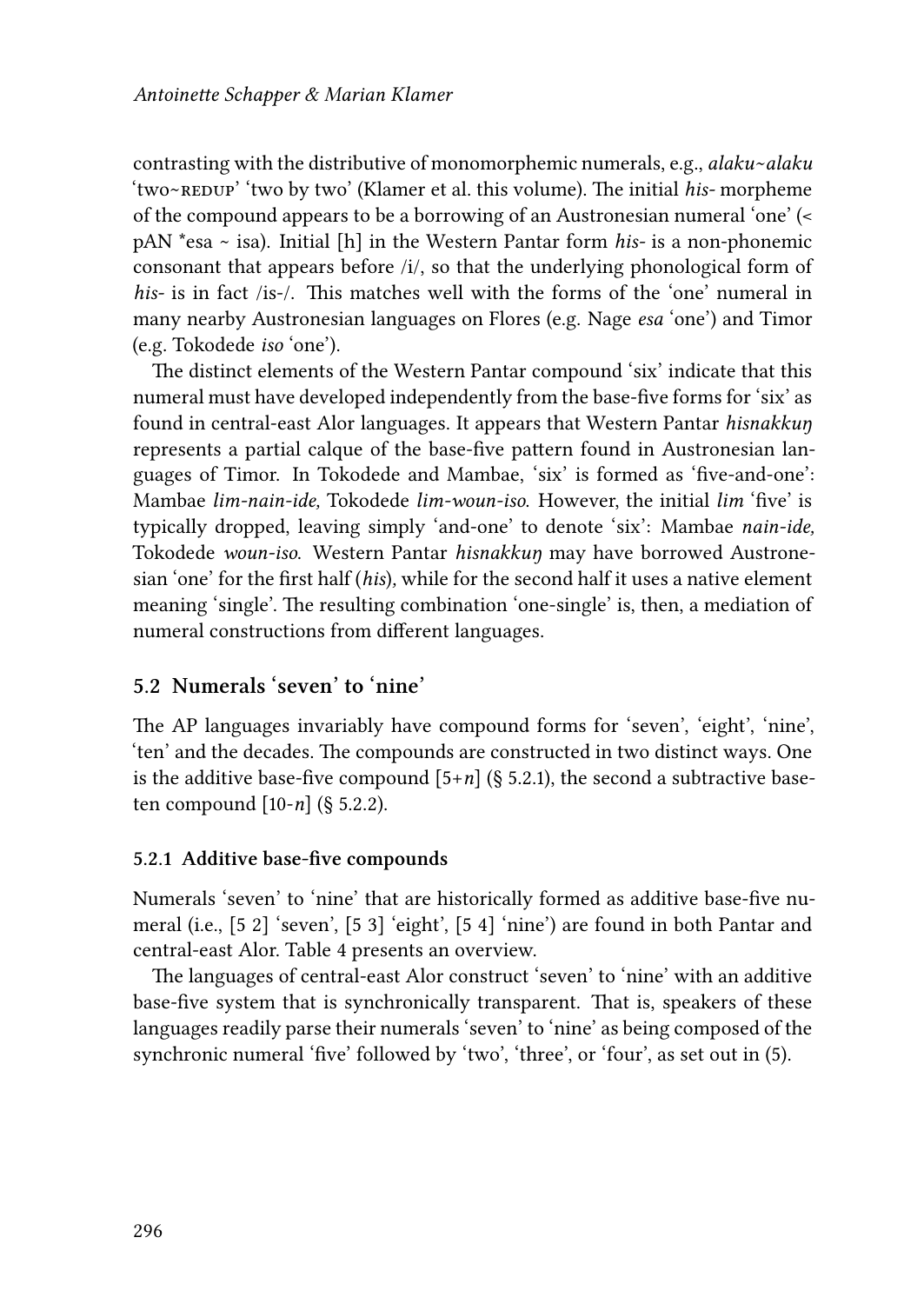contrasting with the distributive of monomorphemic numerals, e.g., *alaku~alaku* 'two~REDUP' 'two by two' (Klamer et al. this volume). The initial *his-* morpheme of the compound appears to be a borrowing of an Austronesian numeral 'one' (< pAN *esa ~ isa). Initial [h] in the Western Pantar form *his-* is a non-phonemic consonant that appears before /i/, so that the underlying phonological form of *his-* is in fact /is-/. This matches well with the forms of the 'one' numeral in many nearby Austronesian languages on Flores (e.g. Nage *esa* 'one') and Timor (e.g. Tokodede *iso* 'one').

The distinct elements of the Western Pantar compound 'six' indicate that this numeral must have developed independently from the base-five forms for 'six' as found in central-east Alor languages. It appears that Western Pantar *hisnakkuŋ* represents a partial calque of the base-five pattern found in Austronesian languages of Timor. In Tokodede and Mambae, 'six' is formed as 'five-and-one': Mambae *lim-nain-ide,* Tokodede *lim-woun-iso.* However, the initial *lim* 'five' is typically dropped, leaving simply 'and-one' to denote 'six': Mambae *nain-ide,* Tokodede *woun-iso.* Western Pantar *hisnakkuŋ* may have borrowed Austronesian 'one' for the first half (*his*), while for the second half it uses a native element meaning 'single'. The resulting combination 'one-single' is, then, a mediation of numeral constructions from different languages.

## 5.2 Numerals 'seven' to 'nine'

The AP languages invariably have compound forms for 'seven', 'eight', 'nine', 'ten' and the decades. The compounds are constructed in two distinct ways. One is the additive base-five compound [5+*n*] (§ 5.2.1), the second a subtractive base-ten compound [10-*n*] (§ 5.2.2).

### 5.2.1 Additive base-five compounds

Numerals 'seven' to 'nine' that are historically formed as additive base-five numeral (i.e., [5 2] 'seven', [5 3] 'eight', [5 4] 'nine') are found in both Pantar and central-east Alor. Table 4 presents an overview.

The languages of central-east Alor construct 'seven' to 'nine' with an additive base-five system that is synchronically transparent. That is, speakers of these languages readily parse their numerals 'seven' to 'nine' as being composed of the synchronic numeral 'five' followed by 'two', 'three', or 'four', as set out in (5).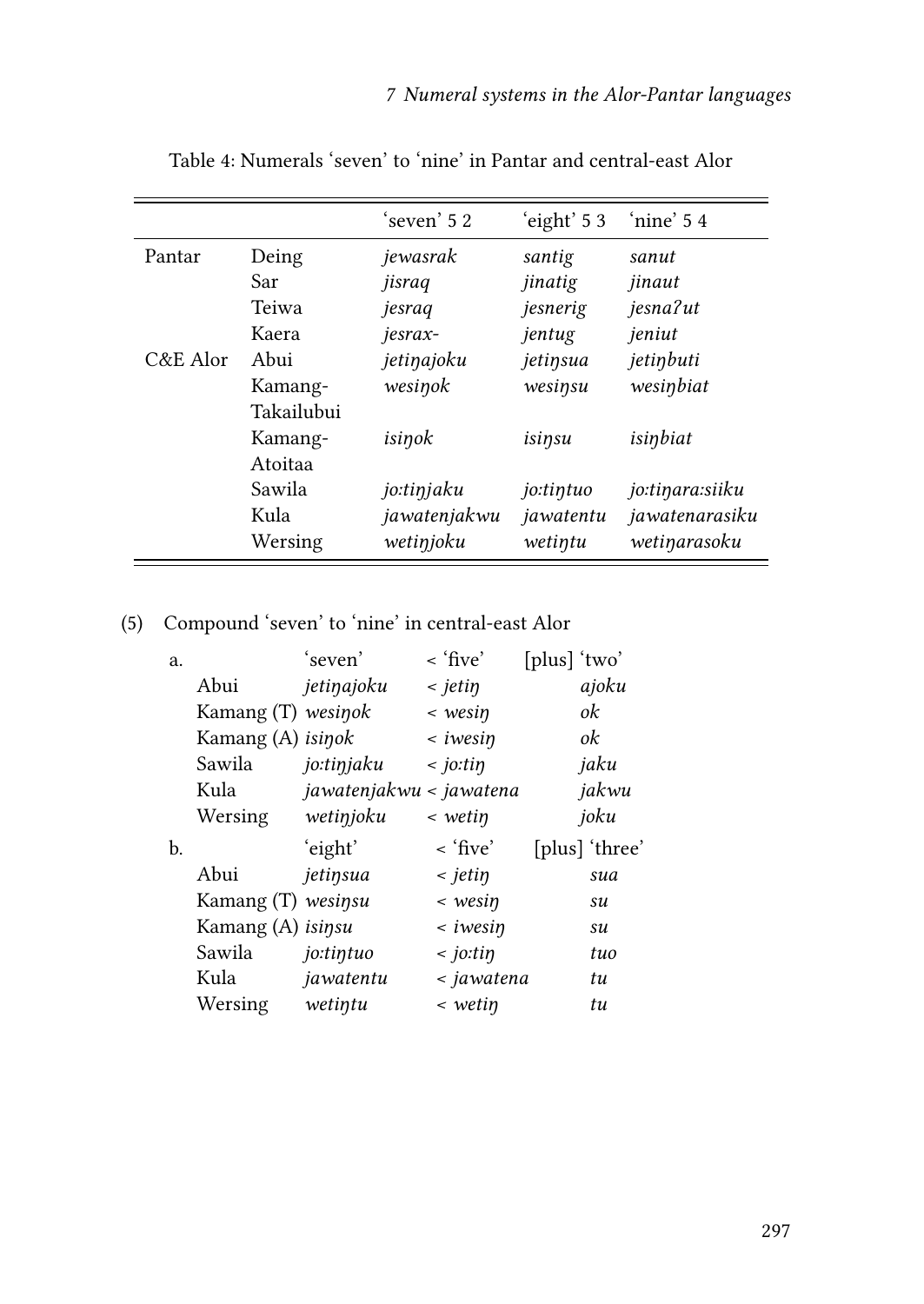Table 4: Numerals 'seven' to 'nine' in Pantar and central-east Alor

| | | 'seven' 5 2 | 'eight' 5 3 | 'nine' 5 4 |
|---|---|---|---|---|
| Pantar | Deing | *jewasrak* | *santig* | *sanut* |
| | Sar | *jisraq* | *jinatig* | *jinaut* |
| | Teiwa | *jesraq* | *jesnerig* | *jesnaʔut* |
| | Kaera | *jesrax-* | *jentug* | *jeniut* |
| C&E Alor | Abui | *jetiŋajoku* | *jetiŋsua* | *jetiŋbuti* |
| | Kamang-Takailubui | *wesiŋok* | *wesiŋsu* | *wesiŋbiat* |
| | Kamang-Atoitaa | *isiŋok* | *isiŋsu* | *isiŋbiat* |
| | Sawila | *jo:tiŋjaku* | *jo:tiŋtuo* | *jo:tiŋara:siiku* |
| | Kula | *jawatenjakwu* | *jawatentu* | *jawatenarasiku* |
| | Wersing | *wetiŋjoku* | *wetiŋtu* | *wetiŋarasoku* |

(5) Compound 'seven' to 'nine' in central-east Alor

a.

| | 'seven' | < 'five' | [plus] 'two' |
|---|---|---|---|
| Abui | *jetiŋajoku* | < *jetiŋ* | *ajoku* |
| Kamang (T) | *wesiŋok* | < *wesiŋ* | *ok* |
| Kamang (A) | *isiŋok* | < *iwesiŋ* | *ok* |
| Sawila | *jo:tiŋjaku* | < *jo:tiŋ* | *jaku* |
| Kula | *jawatenjakwu* | < *jawatena* | *jakwu* |
| Wersing | *wetiŋjoku* | < *wetiŋ* | *joku* |

b.

| | 'eight' | < 'five' | [plus] 'three' |
|---|---|---|---|
| Abui | *jetiŋsua* | < *jetiŋ* | *sua* |
| Kamang (T) | *wesiŋsu* | < *wesiŋ* | *su* |
| Kamang (A) | *isiŋsu* | < *iwesiŋ* | *su* |
| Sawila | *jo:tiŋtuo* | < *jo:tiŋ* | *tuo* |
| Kula | *jawatentu* | < *jawatena* | *tu* |
| Wersing | *wetiŋtu* | < *wetiŋ* | *tu* |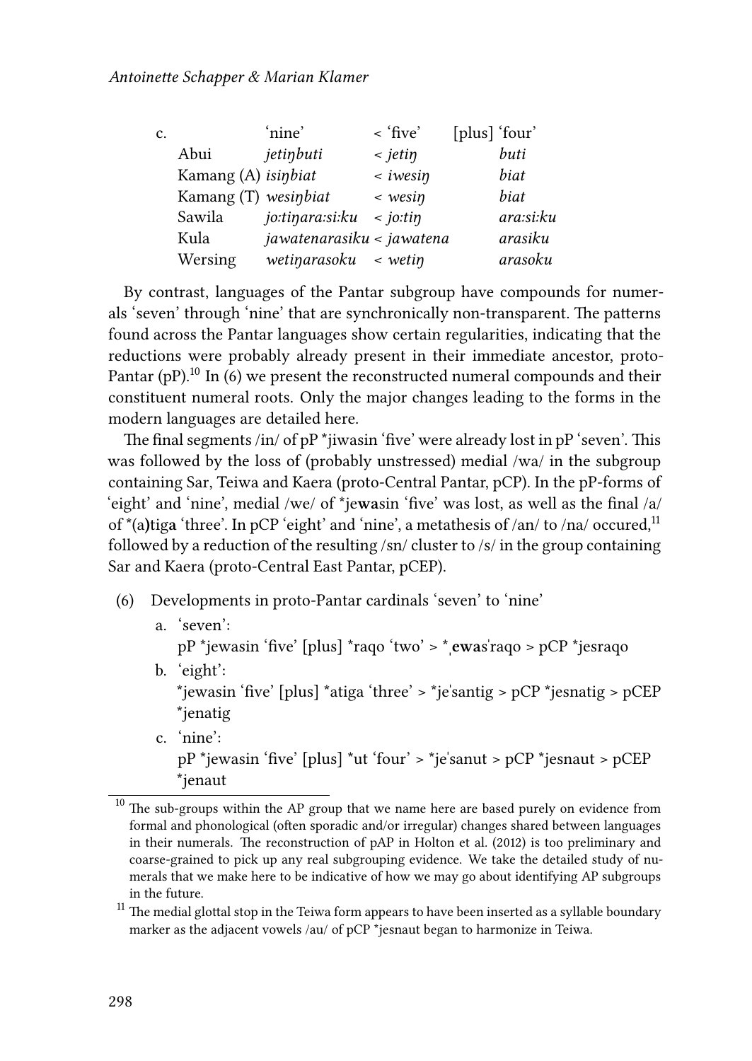c.

| | 'nine' | < 'five' | [plus] 'four' |
|---|---|---|---|
| Abui | *jetiŋbuti* | < *jetiŋ* | *buti* |
| Kamang (A) | *isiŋbiat* | < *iwesiŋ* | *biat* |
| Kamang (T) | *wesiŋbiat* | < *wesiŋ* | *biat* |
| Sawila | *jo:tiŋara:si:ku* | < *jo:tiŋ* | *ara:si:ku* |
| Kula | *jawatenarasiku* | < *jawatena* | *arasiku* |
| Wersing | *wetiŋarasoku* | < *wetiŋ* | *arasoku* |

By contrast, languages of the Pantar subgroup have compounds for numerals 'seven' through 'nine' that are synchronically non-transparent. The patterns found across the Pantar languages show certain regularities, indicating that the reductions were probably already present in their immediate ancestor, proto-Pantar (pP).[10] In (6) we present the reconstructed numeral compounds and their constituent numeral roots. Only the major changes leading to the forms in the modern languages are detailed here.

The final segments /in/ of pP *jiwasin 'five' were already lost in pP 'seven'. This was followed by the loss of (probably unstressed) medial /wa/ in the subgroup containing Sar, Teiwa and Kaera (proto-Central Pantar, pCP). In the pP-forms of 'eight' and 'nine', medial /we/ of *je**wa**sin 'five' was lost, as well as the final /a/ of *(a**)**tig**a** 'three'. In pCP 'eight' and 'nine', a metathesis of /an/ to /na/ occured,[11] followed by a reduction of the resulting /sn/ cluster to /s/ in the group containing Sar and Kaera (proto-Central East Pantar, pCEP).

(6) Developments in proto-Pantar cardinals 'seven' to 'nine'

a. 'seven':
pP *jewasin 'five' [plus] *raqo 'two' > *ˌ**ewa**sˈraqo > pCP *jesraqo

b. 'eight':
*jewasin 'five' [plus] *atiga 'three' > *jeˈsantig > pCP *jesnatig > pCEP *jenatig

c. 'nine':
pP *jewasin 'five' [plus] *ut 'four' > *jeˈsanut > pCP *jesnaut > pCEP *jenaut

[10] The sub-groups within the AP group that we name here are based purely on evidence from formal and phonological (often sporadic and/or irregular) changes shared between languages in their numerals. The reconstruction of pAP in Holton et al. (2012) is too preliminary and coarse-grained to pick up any real subgrouping evidence. We take the detailed study of numerals that we make here to be indicative of how we may go about identifying AP subgroups in the future.

[11] The medial glottal stop in the Teiwa form appears to have been inserted as a syllable boundary marker as the adjacent vowels /au/ of pCP *jesnaut began to harmonize in Teiwa.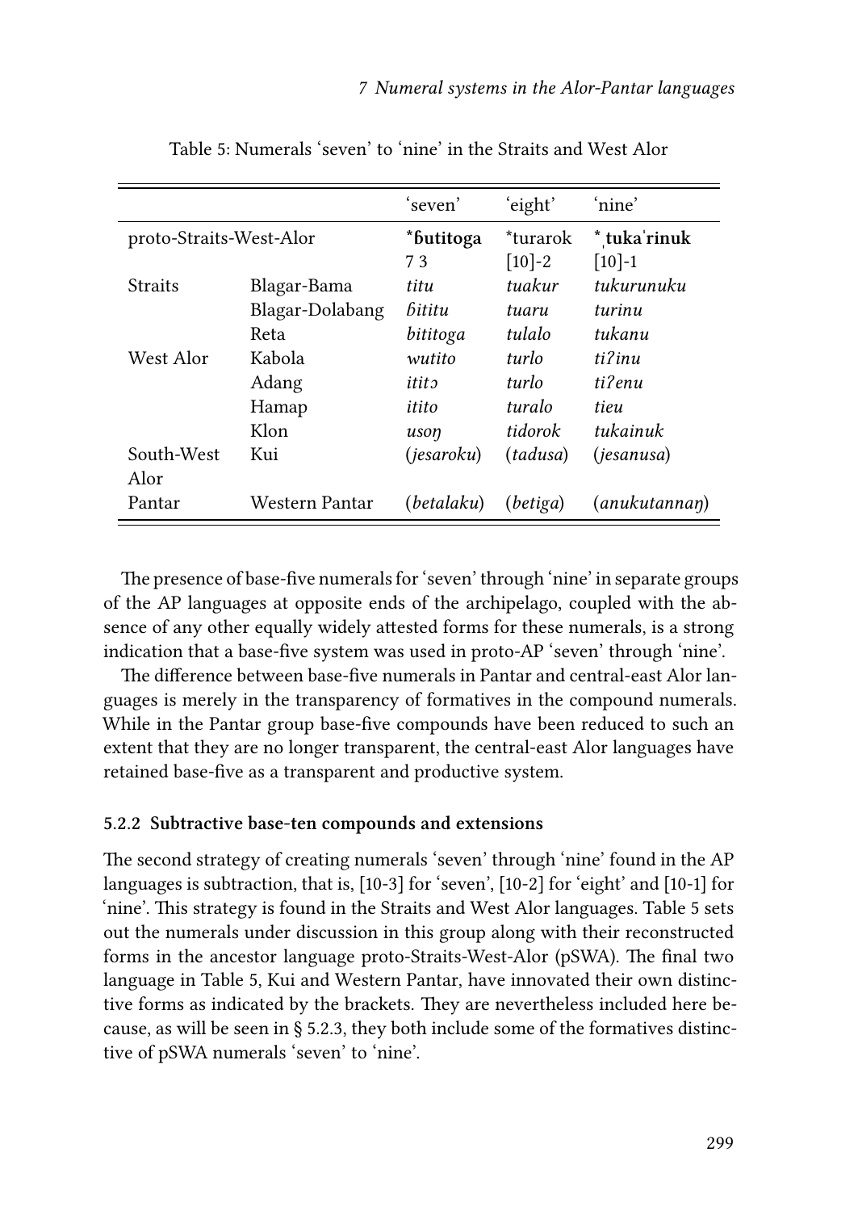Table 5: Numerals 'seven' to 'nine' in the Straits and West Alor

| | | 'seven' | 'eight' | 'nine' |
|---|---|---|---|---|
| proto-Straits-West-Alor | | **\*ɓutitoga** 7 3 | \*turarok [10]-2 | **\*ˌtukaˈrinuk** [10]-1 |
| Straits | Blagar-Bama | *titu* | *tuakur* | *tukurunuku* |
| | Blagar-Dolabang | *ɓititu* | *tuaru* | *turinu* |
| | Reta | *bititoga* | *tulalo* | *tukanu* |
| West Alor | Kabola | *wutito* | *turlo* | *tiʔinu* |
| | Adang | *ititɔ* | *turlo* | *tiʔenu* |
| | Hamap | *itito* | *turalo* | *tieu* |
| | Klon | *usoŋ* | *tidorok* | *tukainuk* |
| South-West Alor | Kui | (*jesaroku*) | (*tadusa*) | (*jesanusa*) |
| Pantar | Western Pantar | (*betalaku*) | (*betiga*) | (*anukutannaŋ*) |

The presence of base-five numerals for 'seven' through 'nine' in separate groups of the AP languages at opposite ends of the archipelago, coupled with the absence of any other equally widely attested forms for these numerals, is a strong indication that a base-five system was used in proto-AP 'seven' through 'nine'.

The difference between base-five numerals in Pantar and central-east Alor languages is merely in the transparency of formatives in the compound numerals. While in the Pantar group base-five compounds have been reduced to such an extent that they are no longer transparent, the central-east Alor languages have retained base-five as a transparent and productive system.

### 5.2.2 Subtractive base-ten compounds and extensions

The second strategy of creating numerals 'seven' through 'nine' found in the AP languages is subtraction, that is, [10-3] for 'seven', [10-2] for 'eight' and [10-1] for 'nine'. This strategy is found in the Straits and West Alor languages. Table 5 sets out the numerals under discussion in this group along with their reconstructed forms in the ancestor language proto-Straits-West-Alor (pSWA). The final two language in Table 5, Kui and Western Pantar, have innovated their own distinctive forms as indicated by the brackets. They are nevertheless included here because, as will be seen in § 5.2.3, they both include some of the formatives distinctive of pSWA numerals 'seven' to 'nine'.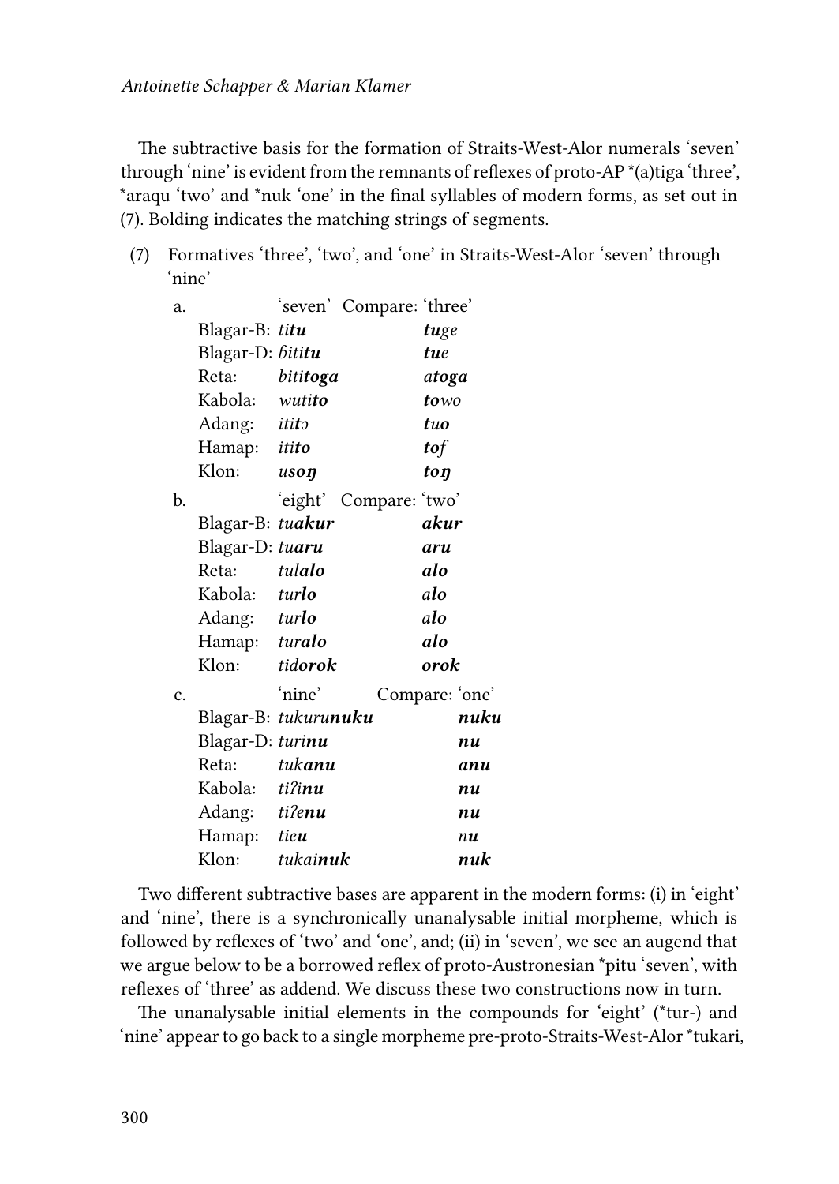The subtractive basis for the formation of Straits-West-Alor numerals 'seven' through 'nine' is evident from the remnants of reflexes of proto-AP *(a)tiga 'three', *araqu 'two' and *nuk 'one' in the final syllables of modern forms, as set out in (7). Bolding indicates the matching strings of segments.

(7) Formatives 'three', 'two', and 'one' in Straits-West-Alor 'seven' through 'nine'

a.

| | 'seven' | Compare: 'three' |
|---|---|---|
| Blagar-B: | *ti**tu*** | ***tu**ge* |
| Blagar-D: | *ɓiti**tu*** | ***tu**e* |
| Reta: | *biti**toga*** | *a**toga*** |
| Kabola: | *wuti**to*** | ***to**wo* |
| Adang: | *iti**tɔ*** | ***tuo*** |
| Hamap: | *iti**to*** | ***to**f* |
| Klon: | ***usoŋ*** | ***toŋ*** |

b.

| | 'eight' | Compare: 'two' |
|---|---|---|
| Blagar-B: | *tu**akur*** | ***akur*** |
| Blagar-D: | *tu**aru*** | ***aru*** |
| Reta: | *tul**alo*** | ***alo*** |
| Kabola: | *tur**lo*** | *a**lo*** |
| Adang: | *tur**lo*** | *a**lo*** |
| Hamap: | *tur**alo*** | ***alo*** |
| Klon: | *tid**orok*** | ***orok*** |

c.

| | 'nine' | Compare: 'one' |
|---|---|---|
| Blagar-B: | *tukuru**nuku*** | ***nuku*** |
| Blagar-D: | *turi**nu*** | ***nu*** |
| Reta: | *tuk**anu*** | ***anu*** |
| Kabola: | *tiʔi**nu*** | ***nu*** |
| Adang: | *tiʔe**nu*** | ***nu*** |
| Hamap: | *tie**u*** | *n**u*** |
| Klon: | *tukai**nuk*** | ***nuk*** |

Two different subtractive bases are apparent in the modern forms: (i) in 'eight' and 'nine', there is a synchronically unanalysable initial morpheme, which is followed by reflexes of 'two' and 'one', and; (ii) in 'seven', we see an augend that we argue below to be a borrowed reflex of proto-Austronesian *pitu 'seven', with reflexes of 'three' as addend. We discuss these two constructions now in turn.

The unanalysable initial elements in the compounds for 'eight' (*tur-) and 'nine' appear to go back to a single morpheme pre-proto-Straits-West-Alor *tukari,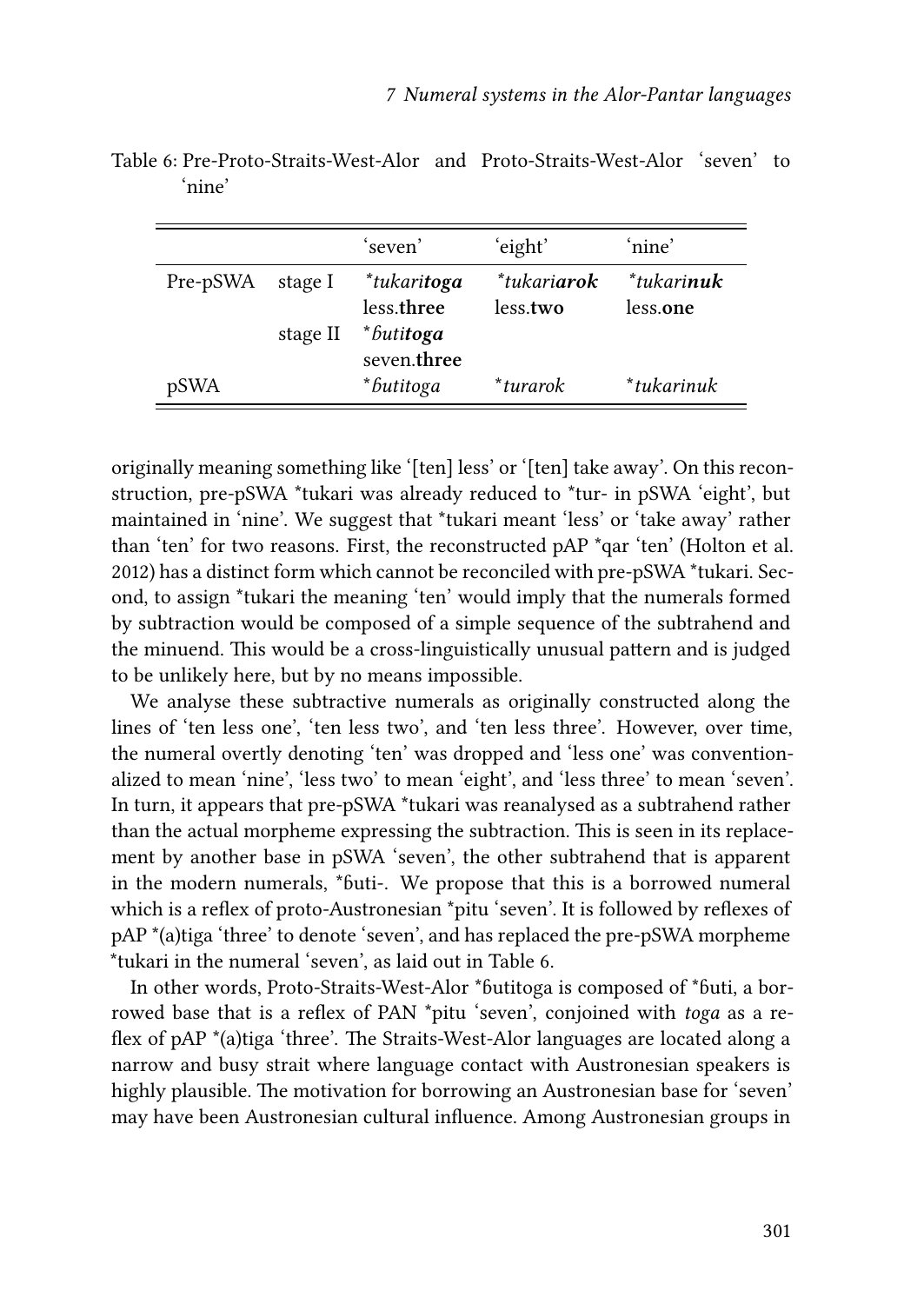Table 6: Pre-Proto-Straits-West-Alor and Proto-Straits-West-Alor 'seven' to 'nine'

| | | 'seven' | 'eight' | 'nine' |
|---|---|---|---|---|
| Pre-pSWA | stage I | **tukari*toga*** less.**three** | **tukari*arok*** less.**two** | **tukari*nuk*** less.**one** |
| | stage II | ***ɓutitoga*** seven.**three** | | |
| pSWA | | **ɓutitoga* | **turarok* | **tukarinuk* |

originally meaning something like '[ten] less' or '[ten] take away'. On this reconstruction, pre-pSWA *tukari was already reduced to *tur- in pSWA 'eight', but maintained in 'nine'. We suggest that *tukari meant 'less' or 'take away' rather than 'ten' for two reasons. First, the reconstructed pAP *qar 'ten' (Holton et al. 2012) has a distinct form which cannot be reconciled with pre-pSWA *tukari. Second, to assign *tukari the meaning 'ten' would imply that the numerals formed by subtraction would be composed of a simple sequence of the subtrahend and the minuend. This would be a cross-linguistically unusual pattern and is judged to be unlikely here, but by no means impossible.

We analyse these subtractive numerals as originally constructed along the lines of 'ten less one', 'ten less two', and 'ten less three'. However, over time, the numeral overtly denoting 'ten' was dropped and 'less one' was conventionalized to mean 'nine', 'less two' to mean 'eight', and 'less three' to mean 'seven'. In turn, it appears that pre-pSWA *tukari was reanalysed as a subtrahend rather than the actual morpheme expressing the subtraction. This is seen in its replacement by another base in pSWA 'seven', the other subtrahend that is apparent in the modern numerals, *ɓuti-. We propose that this is a borrowed numeral which is a reflex of proto-Austronesian *pitu 'seven'. It is followed by reflexes of pAP *(a)tiga 'three' to denote 'seven', and has replaced the pre-pSWA morpheme *tukari in the numeral 'seven', as laid out in Table 6.

In other words, Proto-Straits-West-Alor *ɓutitoga is composed of *ɓuti, a borrowed base that is a reflex of PAN *pitu 'seven', conjoined with *toga* as a reflex of pAP *(a)tiga 'three'. The Straits-West-Alor languages are located along a narrow and busy strait where language contact with Austronesian speakers is highly plausible. The motivation for borrowing an Austronesian base for 'seven' may have been Austronesian cultural influence. Among Austronesian groups in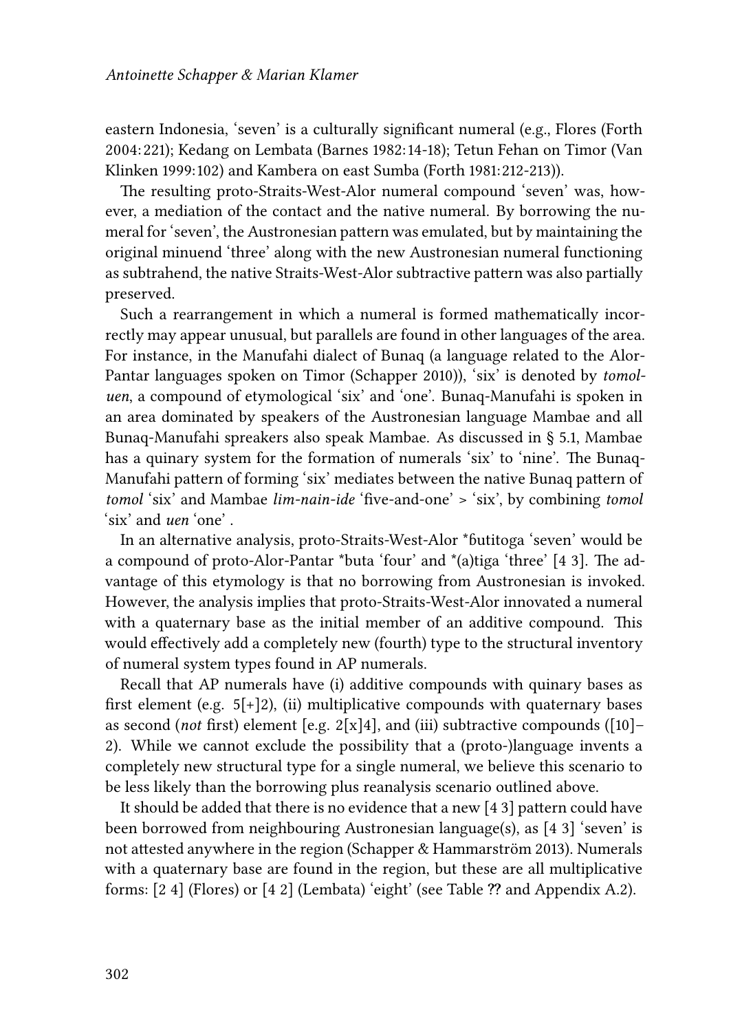eastern Indonesia, 'seven' is a culturally significant numeral (e.g., Flores (Forth 2004: 221); Kedang on Lembata (Barnes 1982: 14-18); Tetun Fehan on Timor (Van Klinken 1999: 102) and Kambera on east Sumba (Forth 1981: 212-213)).

The resulting proto-Straits-West-Alor numeral compound 'seven' was, however, a mediation of the contact and the native numeral. By borrowing the numeral for 'seven', the Austronesian pattern was emulated, but by maintaining the original minuend 'three' along with the new Austronesian numeral functioning as subtrahend, the native Straits-West-Alor subtractive pattern was also partially preserved.

Such a rearrangement in which a numeral is formed mathematically incorrectly may appear unusual, but parallels are found in other languages of the area. For instance, in the Manufahi dialect of Bunaq (a language related to the Alor-Pantar languages spoken on Timor (Schapper 2010)), 'six' is denoted by *tomol-uen*, a compound of etymological 'six' and 'one'. Bunaq-Manufahi is spoken in an area dominated by speakers of the Austronesian language Mambae and all Bunaq-Manufahi spreakers also speak Mambae. As discussed in § 5.1, Mambae has a quinary system for the formation of numerals 'six' to 'nine'. The Bunaq-Manufahi pattern of forming 'six' mediates between the native Bunaq pattern of *tomol* 'six' and Mambae *lim-nain-ide* 'five-and-one' > 'six', by combining *tomol* 'six' and *uen* 'one' .

In an alternative analysis, proto-Straits-West-Alor *ɓutitoga 'seven' would be a compound of proto-Alor-Pantar *buta 'four' and *(a)tiga 'three' [4 3]. The advantage of this etymology is that no borrowing from Austronesian is invoked. However, the analysis implies that proto-Straits-West-Alor innovated a numeral with a quaternary base as the initial member of an additive compound. This would effectively add a completely new (fourth) type to the structural inventory of numeral system types found in AP numerals.

Recall that AP numerals have (i) additive compounds with quinary bases as first element (e.g. 5[+]2), (ii) multiplicative compounds with quaternary bases as second (*not* first) element [e.g. 2[x]4], and (iii) subtractive compounds ([10]–2). While we cannot exclude the possibility that a (proto-)language invents a completely new structural type for a single numeral, we believe this scenario to be less likely than the borrowing plus reanalysis scenario outlined above.

It should be added that there is no evidence that a new [4 3] pattern could have been borrowed from neighbouring Austronesian language(s), as [4 3] 'seven' is not attested anywhere in the region (Schapper & Hammarström 2013). Numerals with a quaternary base are found in the region, but these are all multiplicative forms: [2 4] (Flores) or [4 2] (Lembata) 'eight' (see Table ?? and Appendix A.2).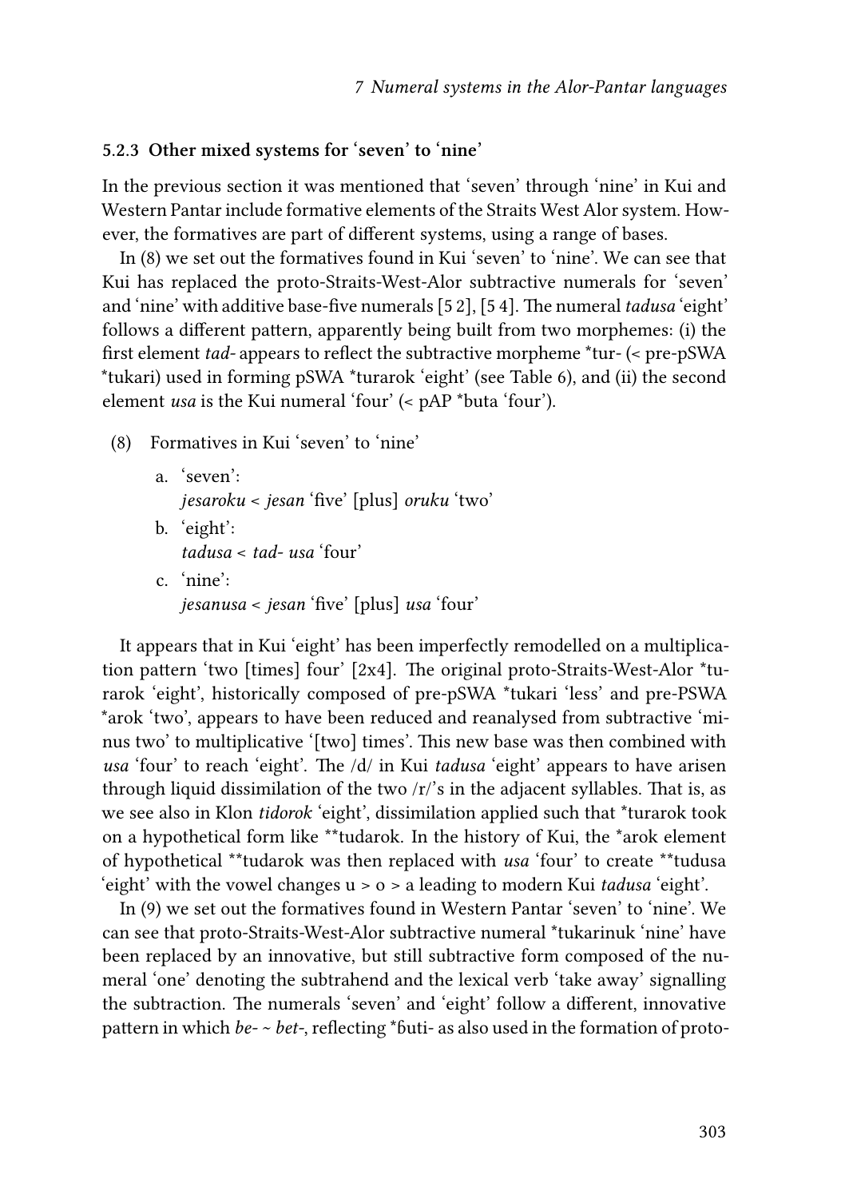### 5.2.3 Other mixed systems for 'seven' to 'nine'

In the previous section it was mentioned that 'seven' through 'nine' in Kui and Western Pantar include formative elements of the Straits West Alor system. However, the formatives are part of different systems, using a range of bases.

In (8) we set out the formatives found in Kui 'seven' to 'nine'. We can see that Kui has replaced the proto-Straits-West-Alor subtractive numerals for 'seven' and 'nine' with additive base-five numerals [5 2], [5 4]. The numeral *tadusa* 'eight' follows a different pattern, apparently being built from two morphemes: (i) the first element *tad-* appears to reflect the subtractive morpheme *tur- (< pre-pSWA *tukari) used in forming pSWA *turarok 'eight' (see Table 6), and (ii) the second element *usa* is the Kui numeral 'four' (< pAP *buta 'four').

(8) Formatives in Kui 'seven' to 'nine'

a. 'seven':
*jesaroku* < *jesan* 'five' [plus] *oruku* 'two'

b. 'eight':
*tadusa* < *tad-* *usa* 'four'

c. 'nine':
*jesanusa* < *jesan* 'five' [plus] *usa* 'four'

It appears that in Kui 'eight' has been imperfectly remodelled on a multiplication pattern 'two [times] four' [2x4]. The original proto-Straits-West-Alor *turarok 'eight', historically composed of pre-pSWA *tukari 'less' and pre-PSWA *arok 'two', appears to have been reduced and reanalysed from subtractive 'minus two' to multiplicative '[two] times'. This new base was then combined with *usa* 'four' to reach 'eight'. The /d/ in Kui *tadusa* 'eight' appears to have arisen through liquid dissimilation of the two /r/'s in the adjacent syllables. That is, as we see also in Klon *tidorok* 'eight', dissimilation applied such that *turarok took on a hypothetical form like **tudarok. In the history of Kui, the *arok element of hypothetical **tudarok was then replaced with *usa* 'four' to create **tudusa 'eight' with the vowel changes u > o > a leading to modern Kui *tadusa* 'eight'.

In (9) we set out the formatives found in Western Pantar 'seven' to 'nine'. We can see that proto-Straits-West-Alor subtractive numeral *tukarinuk 'nine' have been replaced by an innovative, but still subtractive form composed of the numeral 'one' denoting the subtrahend and the lexical verb 'take away' signalling the subtraction. The numerals 'seven' and 'eight' follow a different, innovative pattern in which *be-* ~ *bet-*, reflecting *ɓuti- as also used in the formation of proto-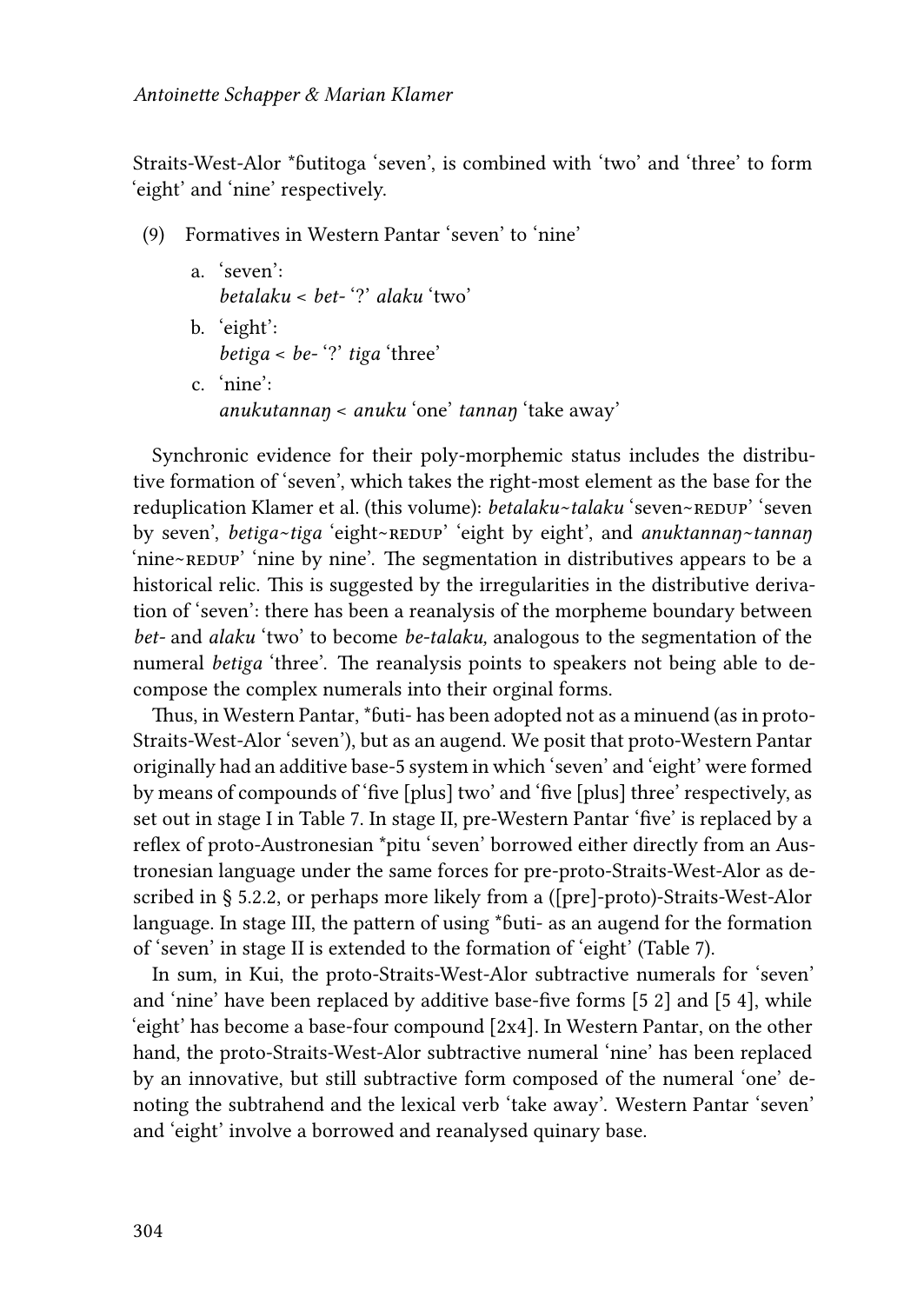Straits-West-Alor *ɓutitoga 'seven', is combined with 'two' and 'three' to form 'eight' and 'nine' respectively.

(9) Formatives in Western Pantar 'seven' to 'nine'

a. 'seven':
*betalaku* < *bet-* '?' *alaku* 'two'

b. 'eight':
*betiga* < *be-* '?' *tiga* 'three'

c. 'nine':
*anukutannaŋ* < *anuku* 'one' *tannaŋ* 'take away'

Synchronic evidence for their poly-morphemic status includes the distributive formation of 'seven', which takes the right-most element as the base for the reduplication Klamer et al. (this volume): *betalaku~talaku* 'seven~REDUP' 'seven by seven', *betiga~tiga* 'eight~REDUP' 'eight by eight', and *anuktannaŋ~tannaŋ* 'nine~REDUP' 'nine by nine'. The segmentation in distributives appears to be a historical relic. This is suggested by the irregularities in the distributive derivation of 'seven': there has been a reanalysis of the morpheme boundary between *bet-* and *alaku* 'two' to become *be-talaku,* analogous to the segmentation of the numeral *betiga* 'three'. The reanalysis points to speakers not being able to decompose the complex numerals into their orginal forms.

Thus, in Western Pantar, *ɓuti- has been adopted not as a minuend (as in proto-Straits-West-Alor 'seven'), but as an augend. We posit that proto-Western Pantar originally had an additive base-5 system in which 'seven' and 'eight' were formed by means of compounds of 'five [plus] two' and 'five [plus] three' respectively, as set out in stage I in Table 7. In stage II, pre-Western Pantar 'five' is replaced by a reflex of proto-Austronesian *pitu 'seven' borrowed either directly from an Austronesian language under the same forces for pre-proto-Straits-West-Alor as described in § 5.2.2, or perhaps more likely from a ([pre]-proto)-Straits-West-Alor language. In stage III, the pattern of using *ɓuti- as an augend for the formation of 'seven' in stage II is extended to the formation of 'eight' (Table 7).

In sum, in Kui, the proto-Straits-West-Alor subtractive numerals for 'seven' and 'nine' have been replaced by additive base-five forms [5 2] and [5 4], while 'eight' has become a base-four compound [2x4]. In Western Pantar, on the other hand, the proto-Straits-West-Alor subtractive numeral 'nine' has been replaced by an innovative, but still subtractive form composed of the numeral 'one' denoting the subtrahend and the lexical verb 'take away'. Western Pantar 'seven' and 'eight' involve a borrowed and reanalysed quinary base.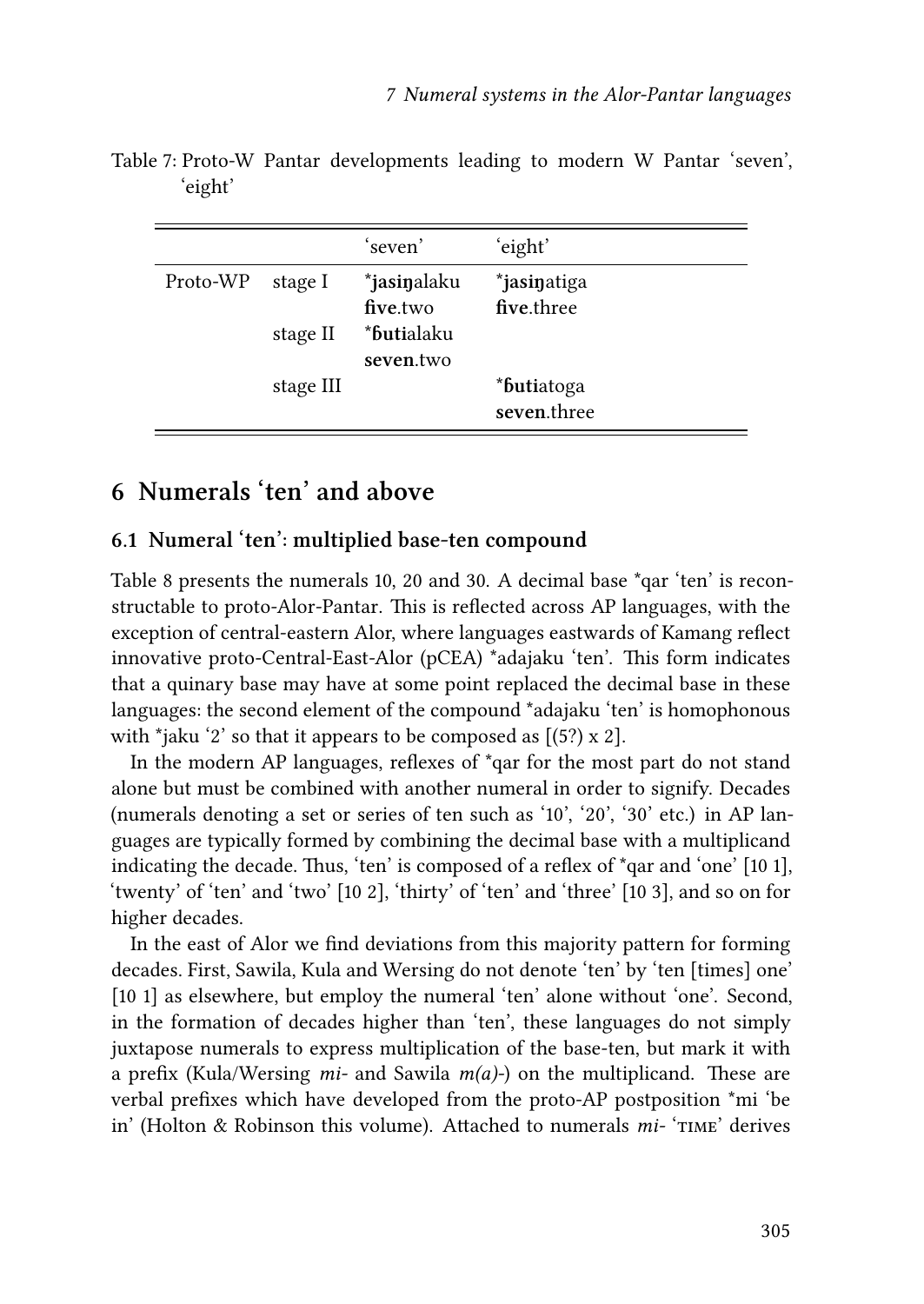Table 7: Proto-W Pantar developments leading to modern W Pantar 'seven', 'eight'

| | | 'seven' | 'eight' |
|---|---|---|---|
| Proto-WP | stage I | \***jasiŋ**alaku<br>**five**.two | \***jasiŋ**atiga<br>**five**.three |
| | stage II | \***ɓuti**alaku<br>**seven**.two | |
| | stage III | | \***ɓuti**atoga<br>**seven**.three |

## 6 Numerals 'ten' and above

### 6.1 Numeral 'ten': multiplied base-ten compound

Table 8 presents the numerals 10, 20 and 30. A decimal base *qar 'ten' is reconstructable to proto-Alor-Pantar. This is reflected across AP languages, with the exception of central-eastern Alor, where languages eastwards of Kamang reflect innovative proto-Central-East-Alor (pCEA) *adajaku 'ten'. This form indicates that a quinary base may have at some point replaced the decimal base in these languages: the second element of the compound *adajaku 'ten' is homophonous with *jaku '2' so that it appears to be composed as [(5?) x 2].

In the modern AP languages, reflexes of *qar for the most part do not stand alone but must be combined with another numeral in order to signify. Decades (numerals denoting a set or series of ten such as '10', '20', '30' etc.) in AP languages are typically formed by combining the decimal base with a multiplicand indicating the decade. Thus, 'ten' is composed of a reflex of *qar and 'one' [10 1], 'twenty' of 'ten' and 'two' [10 2], 'thirty' of 'ten' and 'three' [10 3], and so on for higher decades.

In the east of Alor we find deviations from this majority pattern for forming decades. First, Sawila, Kula and Wersing do not denote 'ten' by 'ten [times] one' [10 1] as elsewhere, but employ the numeral 'ten' alone without 'one'. Second, in the formation of decades higher than 'ten', these languages do not simply juxtapose numerals to express multiplication of the base-ten, but mark it with a prefix (Kula/Wersing *mi-* and Sawila *m(a)-*) on the multiplicand. These are verbal prefixes which have developed from the proto-AP postposition *mi 'be in' (Holton & Robinson this volume). Attached to numerals *mi-* 'TIME' derives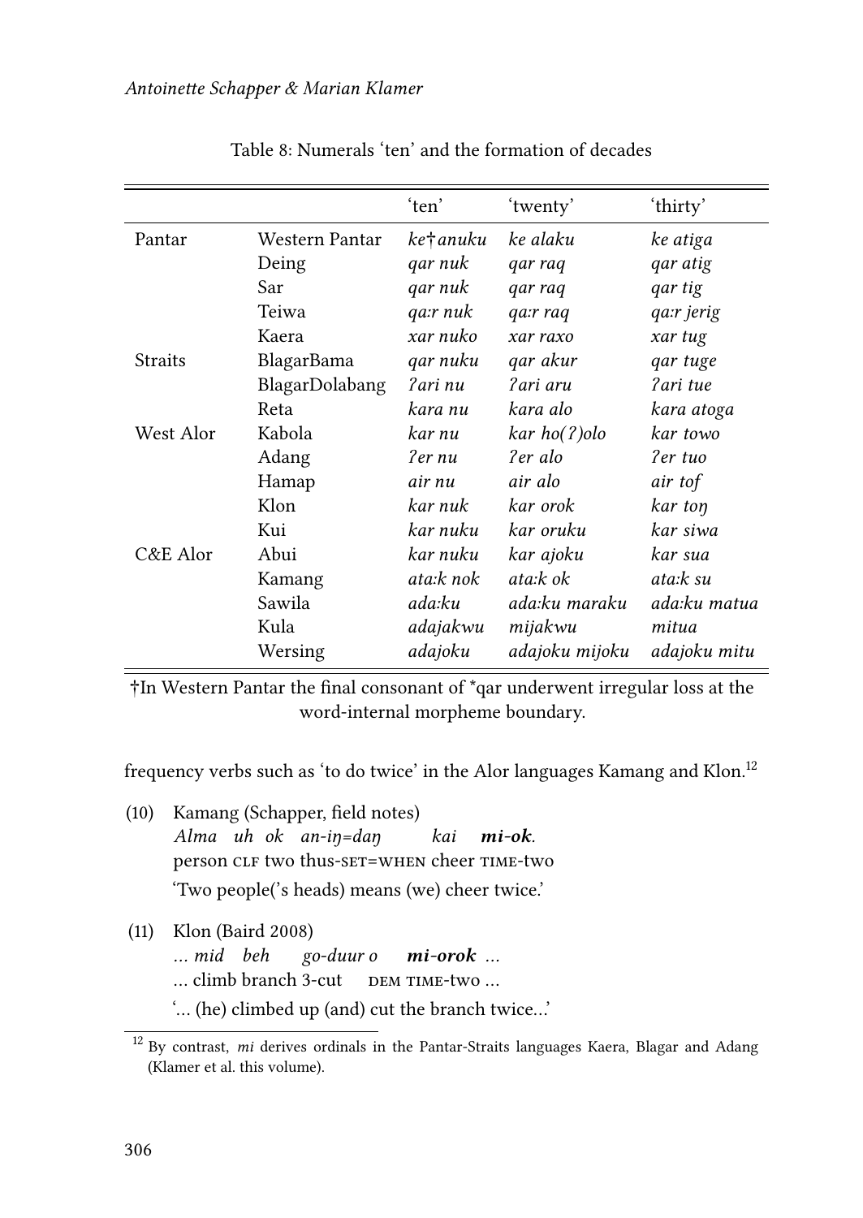Table 8: Numerals ‘ten’ and the formation of decades

| | | ‘ten’ | ‘twenty’ | ‘thirty’ |
|---|---|---|---|---|
| Pantar | Western Pantar | *ke†anuku* | *ke alaku* | *ke atiga* |
| | Deing | *qar nuk* | *qar raq* | *qar atig* |
| | Sar | *qar nuk* | *qar raq* | *qar tig* |
| | Teiwa | *qa:r nuk* | *qa:r raq* | *qa:r jerig* |
| | Kaera | *xar nuko* | *xar raxo* | *xar tug* |
| Straits | BlagarBama | *qar nuku* | *qar akur* | *qar tuge* |
| | BlagarDolabang | *ʔari nu* | *ʔari aru* | *ʔari tue* |
| | Reta | *kara nu* | *kara alo* | *kara atoga* |
| West Alor | Kabola | *kar nu* | *kar ho(ʔ)olo* | *kar towo* |
| | Adang | *ʔer nu* | *ʔer alo* | *ʔer tuo* |
| | Hamap | *air nu* | *air alo* | *air tof* |
| | Klon | *kar nuk* | *kar orok* | *kar toŋ* |
| | Kui | *kar nuku* | *kar oruku* | *kar siwa* |
| C&E Alor | Abui | *kar nuku* | *kar ajoku* | *kar sua* |
| | Kamang | *ata:k nok* | *ata:k ok* | *ata:k su* |
| | Sawila | *ada:ku* | *ada:ku maraku* | *ada:ku matua* |
| | Kula | *adajakwu* | *mijakwu* | *mitua* |
| | Wersing | *adajoku* | *adajoku mijoku* | *adajoku mitu* |

†In Western Pantar the final consonant of *qar underwent irregular loss at the word-internal morpheme boundary.

frequency verbs such as ‘to do twice’ in the Alor languages Kamang and Klon.[12]

(10) Kamang (Schapper, field notes)
*Alma uh ok an-iŋ=daŋ kai **mi-ok**.*
person CLF two thus-SET=WHEN cheer TIME-two
‘Two people(’s heads) means (we) cheer twice.’

(11) Klon (Baird 2008)
*… mid beh go-duur o **mi-orok** …*
… climb branch 3-cut DEM TIME-two …
‘… (he) climbed up (and) cut the branch twice…’

[12] By contrast, *mi* derives ordinals in the Pantar-Straits languages Kaera, Blagar and Adang (Klamer et al. this volume).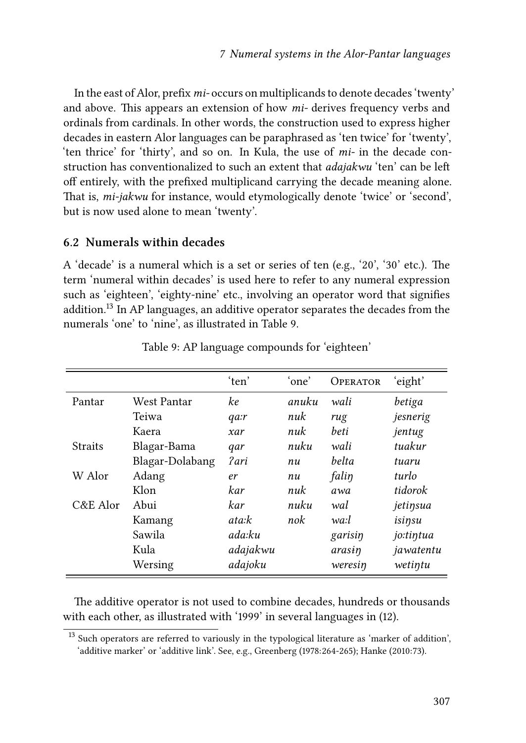In the east of Alor, prefix *mi-* occurs on multiplicands to denote decades 'twenty' and above. This appears an extension of how *mi-* derives frequency verbs and ordinals from cardinals. In other words, the construction used to express higher decades in eastern Alor languages can be paraphrased as 'ten twice' for 'twenty', 'ten thrice' for 'thirty', and so on. In Kula, the use of *mi-* in the decade construction has conventionalized to such an extent that *adajakwu* 'ten' can be left off entirely, with the prefixed multiplicand carrying the decade meaning alone. That is, *mi-jakwu* for instance, would etymologically denote 'twice' or 'second', but is now used alone to mean 'twenty'.

### 6.2 Numerals within decades

A 'decade' is a numeral which is a set or series of ten (e.g., '20', '30' etc.). The term 'numeral within decades' is used here to refer to any numeral expression such as 'eighteen', 'eighty-nine' etc., involving an operator word that signifies addition.[13] In AP languages, an additive operator separates the decades from the numerals 'one' to 'nine', as illustrated in Table 9.

Table 9: AP language compounds for 'eighteen'

| | | 'ten' | 'one' | Operator | 'eight' |
|---|---|---|---|---|---|
| Pantar | West Pantar | *ke* | *anuku* | *wali* | *betiga* |
| | Teiwa | *qa:r* | *nuk* | *rug* | *jesnerig* |
| | Kaera | *xar* | *nuk* | *beti* | *jentug* |
| Straits | Blagar-Bama | *qar* | *nuku* | *wali* | *tuakur* |
| | Blagar-Dolabang | *ʔari* | *nu* | *belta* | *tuaru* |
| W Alor | Adang | *er* | *nu* | *faliŋ* | *turlo* |
| | Klon | *kar* | *nuk* | *awa* | *tidorok* |
| C&E Alor | Abui | *kar* | *nuku* | *wal* | *jetiŋsua* |
| | Kamang | *ata:k* | *nok* | *wa:l* | *isiŋsu* |
| | Sawila | *ada:ku* | | *garisiŋ* | *jo:tiŋtua* |
| | Kula | *adajakwu* | | *arasiŋ* | *jawatentu* |
| | Wersing | *adajoku* | | *weresiŋ* | *wetiŋtu* |

The additive operator is not used to combine decades, hundreds or thousands with each other, as illustrated with '1999' in several languages in (12).

[13] Such operators are referred to variously in the typological literature as 'marker of addition', 'additive marker' or 'additive link'. See, e.g., Greenberg (1978:264-265); Hanke (2010:73).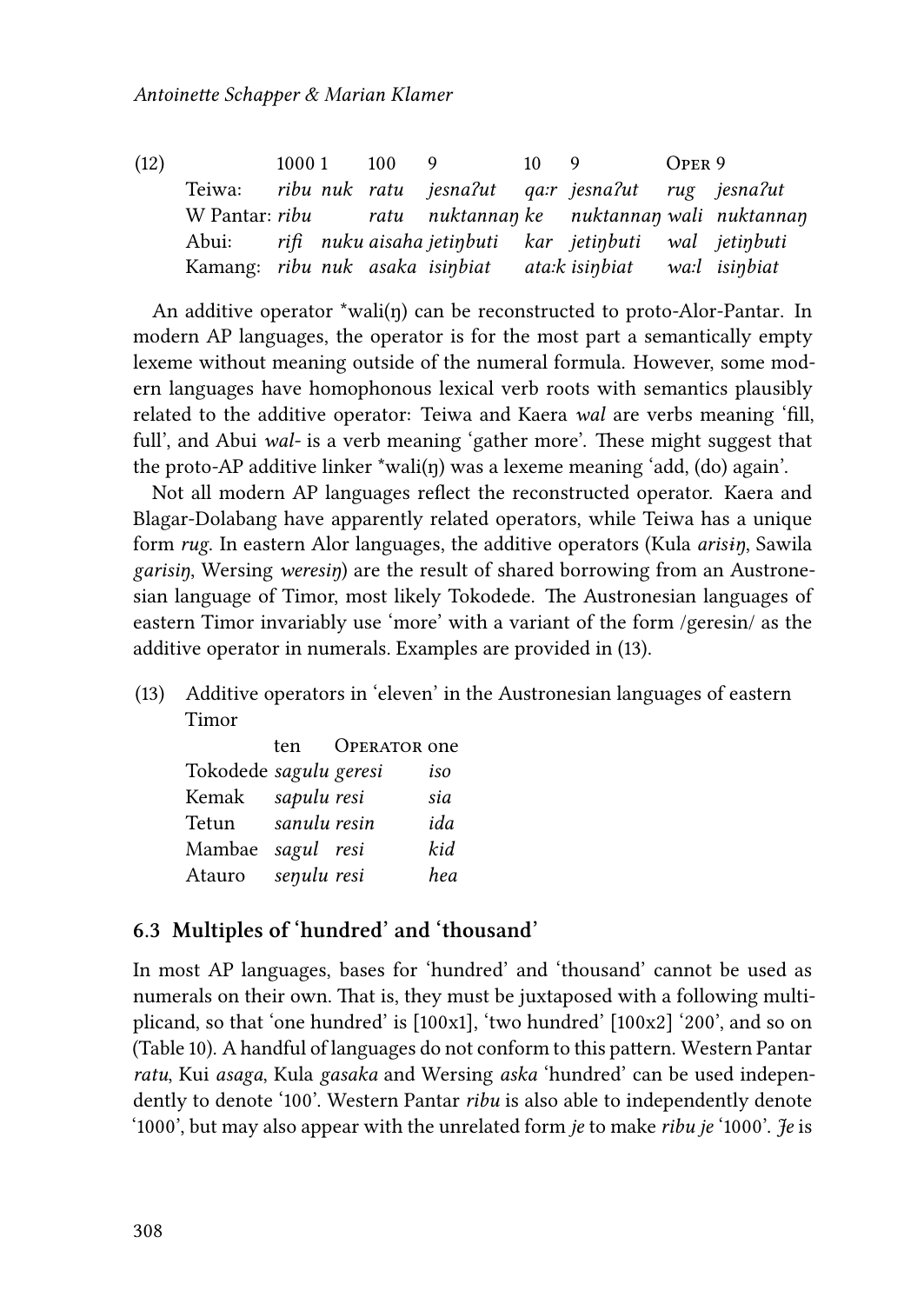(12)

| | 1000 | 1 | 100 | 9 | 10 | 9 | Oper | 9 |
|---|---|---|---|---|---|---|---|---|
| Teiwa: | *ribu* | *nuk* | *ratu* | *jesnaʔut* | *qa:r* | *jesnaʔut* | *rug* | *jesnaʔut* |
| W Pantar: | *ribu* | | *ratu* | *nuktannaŋ* | *ke* | *nuktannaŋ* | *wali* | *nuktannaŋ* |
| Abui: | *rifi* | *nuku* | *aisaha* | *jetiŋbuti* | *kar* | *jetiŋbuti* | *wal* | *jetiŋbuti* |
| Kamang: | *ribu* | *nuk* | *asaka* | *isiŋbiat* | *ata:k* | *isiŋbiat* | *wa:l* | *isiŋbiat* |

An additive operator *wali(ŋ) can be reconstructed to proto-Alor-Pantar. In modern AP languages, the operator is for the most part a semantically empty lexeme without meaning outside of the numeral formula. However, some modern languages have homophonous lexical verb roots with semantics plausibly related to the additive operator: Teiwa and Kaera *wal* are verbs meaning 'fill, full', and Abui *wal-* is a verb meaning 'gather more'. These might suggest that the proto-AP additive linker *wali(ŋ) was a lexeme meaning 'add, (do) again'.

Not all modern AP languages reflect the reconstructed operator. Kaera and Blagar-Dolabang have apparently related operators, while Teiwa has a unique form *rug*. In eastern Alor languages, the additive operators (Kula *arisɨŋ*, Sawila *garisiŋ*, Wersing *weresiŋ*) are the result of shared borrowing from an Austronesian language of Timor, most likely Tokodede. The Austronesian languages of eastern Timor invariably use 'more' with a variant of the form /geresin/ as the additive operator in numerals. Examples are provided in (13).

(13) Additive operators in 'eleven' in the Austronesian languages of eastern Timor

| | ten | Operator | one |
|---|---|---|---|
| Tokodede | *sagulu* | *geresi* | *iso* |
| Kemak | *sapulu* | *resi* | *sia* |
| Tetun | *sanulu* | *resin* | *ida* |
| Mambae | *sagul* | *resi* | *kid* |
| Atauro | *seŋulu* | *resi* | *hea* |

### 6.3 Multiples of 'hundred' and 'thousand'

In most AP languages, bases for 'hundred' and 'thousand' cannot be used as numerals on their own. That is, they must be juxtaposed with a following multiplicand, so that 'one hundred' is [100x1], 'two hundred' [100x2] '200', and so on (Table 10). A handful of languages do not conform to this pattern. Western Pantar *ratu*, Kui *asaga*, Kula *gasaka* and Wersing *aska* 'hundred' can be used independently to denote '100'. Western Pantar *ribu* is also able to independently denote '1000', but may also appear with the unrelated form *je* to make *ribu je* '1000'. *Je* is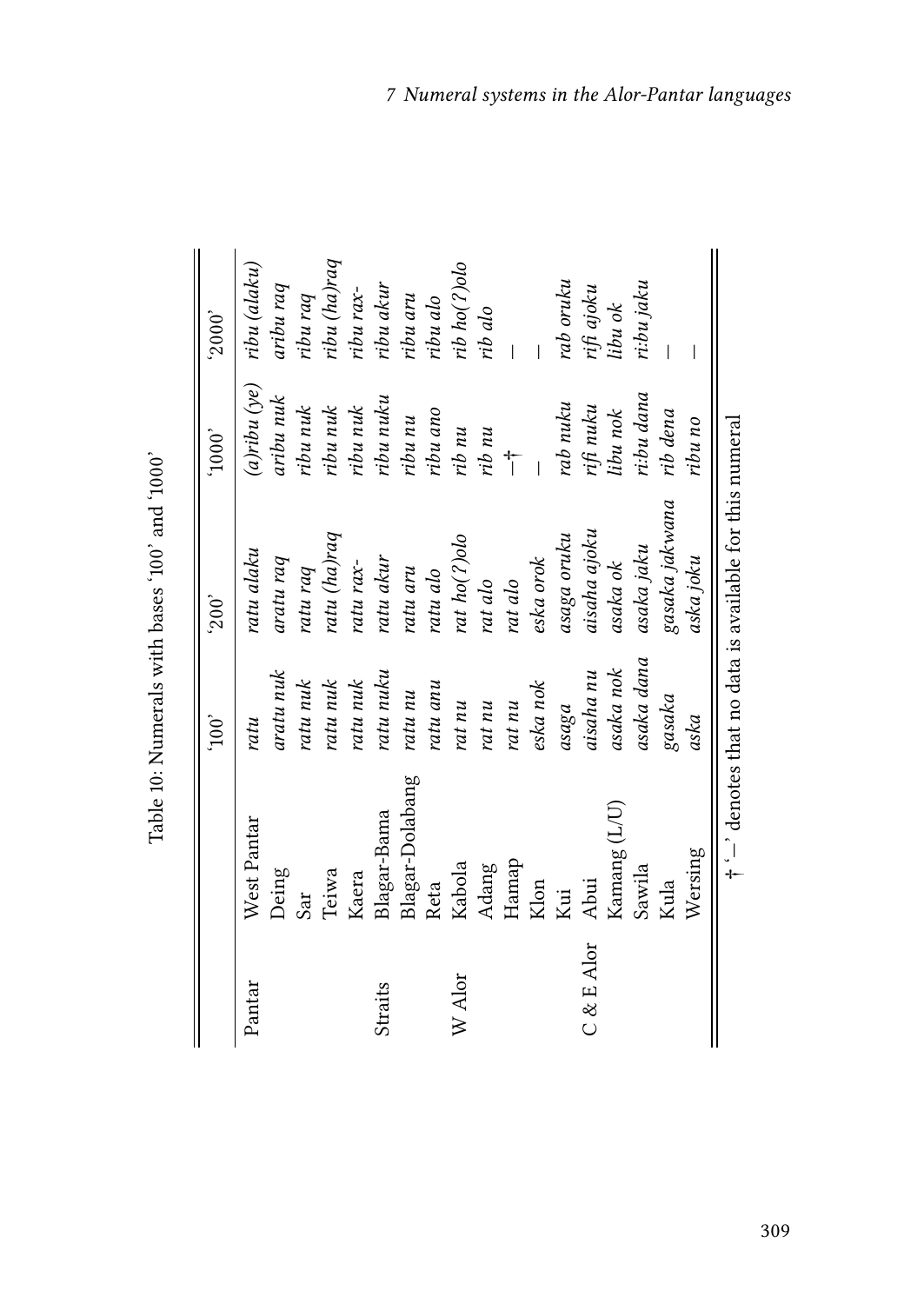Table 10: Numerals with bases '100' and '1000'

| | | '100' | '200' | '1000' | '2000' |
|---|---|---|---|---|---|
| Pantar | West Pantar | *ratu* | *ratu alaku* | *(a)ribu (ye)* | *ribu (alaku)* |
| | Deing | *aratu nuk* | *aratu raq* | *aribu nuk* | *aribu raq* |
| | Sar | *ratu nuk* | *ratu raq* | *ribu nuk* | *ribu raq* |
| | Teiwa | *ratu nuk* | *ratu (ha)raq* | *ribu nuk* | *ribu (ha)raq* |
| | Kaera | *ratu nuk* | *ratu rax-* | *ribu nuk* | *ribu rax-* |
| Straits | Blagar-Bama | *ratu nuku* | *ratu akur* | *ribu nuku* | *ribu akur* |
| | Blagar-Dolabang | *ratu nu* | *ratu aru* | *ribu nu* | *ribu aru* |
| | Reta | *ratu anu* | *ratu alo* | *ribu ano* | *ribu alo* |
| W Alor | Kabola | *rat nu* | *rat ho(ʔ)olo* | *rib nu* | *rib ho(ʔ)olo* |
| | Adang | *rat nu* | *rat alo* | *rib nu* | *rib alo* |
| | Hamap | *rat nu* | *rat alo* | –† | – |
| | Klon | *eska nok* | *eska orok* | – | – |
| | Kui | *asaga* | *asaga oruku* | *rab nuku* | *rab oruku* |
| C & E Alor | Abui | *aisaha nu* | *aisaha ajoku* | *rifi nuku* | *rifi ajoku* |
| | Kamang (L/U) | *asaka nok* | *asaka ok* | *libu nok* | *libu ok* |
| | Sawila | *asaka dana* | *asaka jaku* | *ri:bu dana* | *ri:bu jaku* |
| | Kula | *gasaka* | *gasaka jakwana* | *rib dena* | – |
| | Wersing | *aska* | *aska joku* | *ribu no* | – |

† '–' denotes that no data is available for this numeral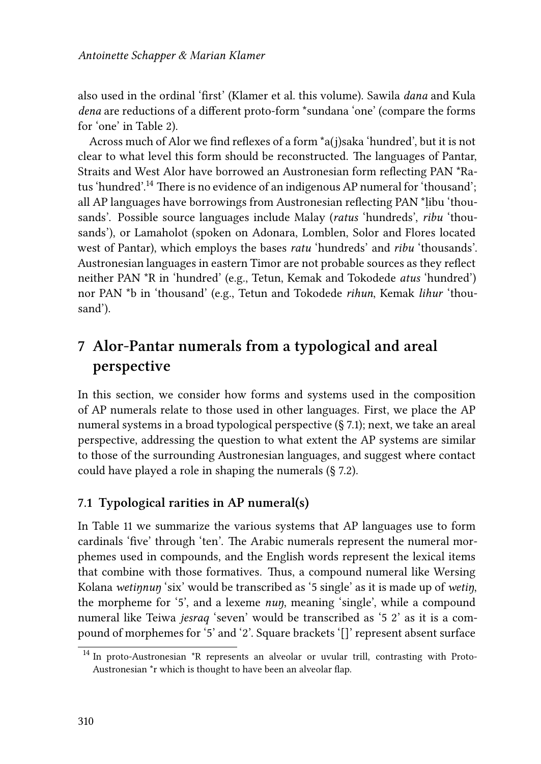also used in the ordinal 'first' (Klamer et al. this volume). Sawila *dana* and Kula *dena* are reductions of a different proto-form *sundana 'one' (compare the forms for 'one' in Table 2).

Across much of Alor we find reflexes of a form *a(j)saka 'hundred', but it is not clear to what level this form should be reconstructed. The languages of Pantar, Straits and West Alor have borrowed an Austronesian form reflecting PAN *Ratus 'hundred'.[14] There is no evidence of an indigenous AP numeral for 'thousand'; all AP languages have borrowings from Austronesian reflecting PAN *ḷibu 'thousands'. Possible source languages include Malay (*ratus* 'hundreds', *ribu* 'thousands'), or Lamaholot (spoken on Adonara, Lomblen, Solor and Flores located west of Pantar), which employs the bases *ratu* 'hundreds' and *ribu* 'thousands'. Austronesian languages in eastern Timor are not probable sources as they reflect neither PAN *R in 'hundred' (e.g., Tetun, Kemak and Tokodede *atus* 'hundred') nor PAN *b in 'thousand' (e.g., Tetun and Tokodede *rihun*, Kemak *lihur* 'thousand').

## 7 Alor-Pantar numerals from a typological and areal perspective

In this section, we consider how forms and systems used in the composition of AP numerals relate to those used in other languages. First, we place the AP numeral systems in a broad typological perspective (§ 7.1); next, we take an areal perspective, addressing the question to what extent the AP systems are similar to those of the surrounding Austronesian languages, and suggest where contact could have played a role in shaping the numerals (§ 7.2).

### 7.1 Typological rarities in AP numeral(s)

In Table 11 we summarize the various systems that AP languages use to form cardinals 'five' through 'ten'. The Arabic numerals represent the numeral morphemes used in compounds, and the English words represent the lexical items that combine with those formatives. Thus, a compound numeral like Wersing Kolana *wetiŋnuŋ* 'six' would be transcribed as '5 single' as it is made up of *wetiŋ*, the morpheme for '5', and a lexeme *nuŋ*, meaning 'single', while a compound numeral like Teiwa *jesraq* 'seven' would be transcribed as '5 2' as it is a compound of morphemes for '5' and '2'. Square brackets '[]' represent absent surface

[14] In proto-Austronesian *R represents an alveolar or uvular trill, contrasting with Proto-Austronesian *r which is thought to have been an alveolar flap.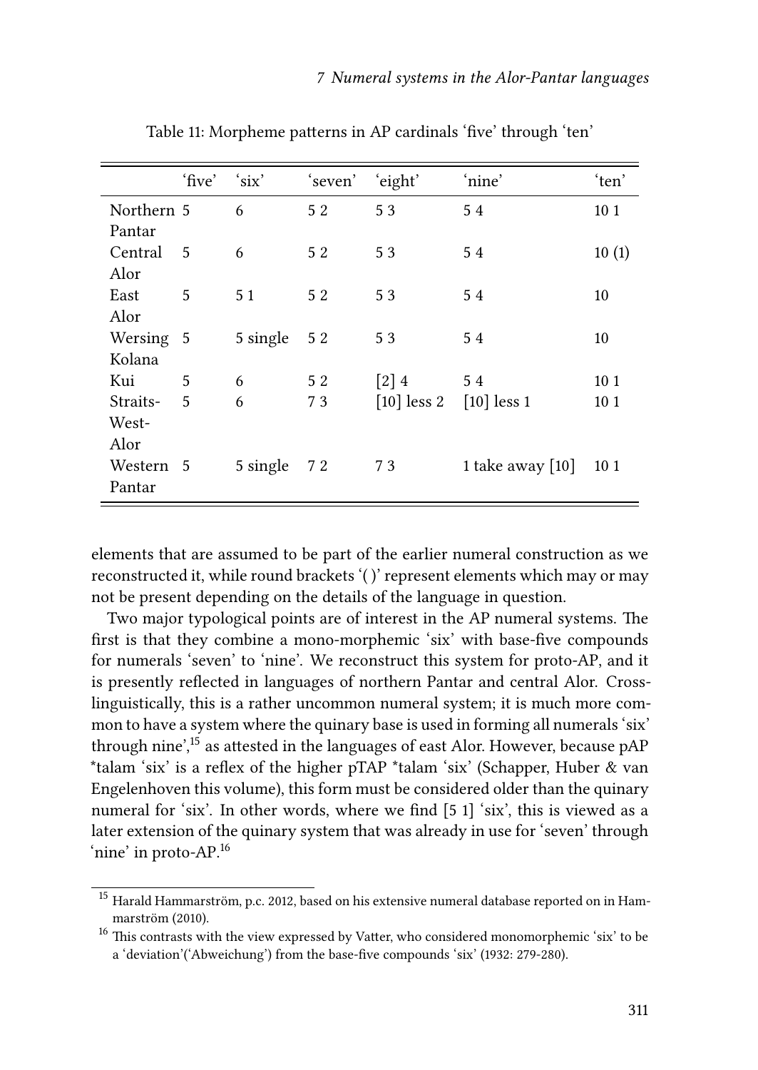Table 11: Morpheme patterns in AP cardinals 'five' through 'ten'

| | 'five' | 'six' | 'seven' | 'eight' | 'nine' | 'ten' |
|---|---|---|---|---|---|---|
| Northern Pantar | 5 | 6 | 5 2 | 5 3 | 5 4 | 10 1 |
| Central Alor | 5 | 6 | 5 2 | 5 3 | 5 4 | 10 (1) |
| East Alor | 5 | 5 1 | 5 2 | 5 3 | 5 4 | 10 |
| Wersing Kolana | 5 | 5 single | 5 2 | 5 3 | 5 4 | 10 |
| Kui | 5 | 6 | 5 2 | [2] 4 | 5 4 | 10 1 |
| Straits-West-Alor | 5 | 6 | 7 3 | [10] less 2 | [10] less 1 | 10 1 |
| Western Pantar | 5 | 5 single | 7 2 | 7 3 | 1 take away [10] | 10 1 |

elements that are assumed to be part of the earlier numeral construction as we reconstructed it, while round brackets '( )' represent elements which may or may not be present depending on the details of the language in question.

Two major typological points are of interest in the AP numeral systems. The first is that they combine a mono-morphemic 'six' with base-five compounds for numerals 'seven' to 'nine'. We reconstruct this system for proto-AP, and it is presently reflected in languages of northern Pantar and central Alor. Cross-linguistically, this is a rather uncommon numeral system; it is much more common to have a system where the quinary base is used in forming all numerals 'six' through nine',[15] as attested in the languages of east Alor. However, because pAP *talam 'six' is a reflex of the higher pTAP *talam 'six' (Schapper, Huber & van Engelenhoven this volume), this form must be considered older than the quinary numeral for 'six'. In other words, where we find [5 1] 'six', this is viewed as a later extension of the quinary system that was already in use for 'seven' through 'nine' in proto-AP.[16]

[15] Harald Hammarström, p.c. 2012, based on his extensive numeral database reported on in Hammarström (2010).

[16] This contrasts with the view expressed by Vatter, who considered monomorphemic 'six' to be a 'deviation'('Abweichung') from the base-five compounds 'six' (1932: 279-280).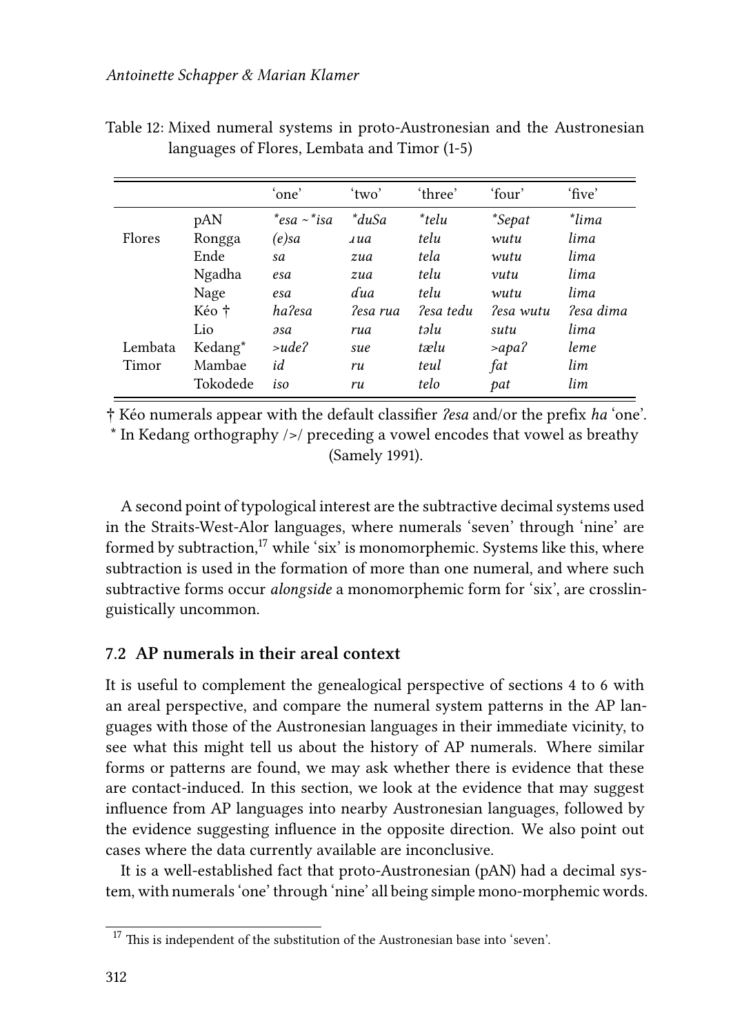Table 12: Mixed numeral systems in proto-Austronesian and the Austronesian languages of Flores, Lembata and Timor (1-5)

| | | 'one' | 'two' | 'three' | 'four' | 'five' |
|---|---|---|---|---|---|---|
| | pAN | *\*esa ~ \*isa* | *\*duSa* | *\*telu* | *\*Sepat* | *\*lima* |
| Flores | Rongga | *(e)sa* | *ɹua* | *telu* | *wutu* | *lima* |
| | Ende | *sa* | *zua* | *tela* | *wutu* | *lima* |
| | Ngadha | *esa* | *zua* | *telu* | *vutu* | *lima* |
| | Nage | *esa* | *ɗua* | *telu* | *wutu* | *lima* |
| | Kéo † | *haʔesa* | *ʔesa rua* | *ʔesa tedu* | *ʔesa wutu* | *ʔesa dima* |
| | Lio | *əsa* | *rua* | *təlu* | *sutu* | *lima* |
| Lembata | Kedang* | *>udeʔ* | *sue* | *tælu* | *>apaʔ* | *leme* |
| Timor | Mambae | *id* | *ru* | *teul* | *fat* | *lim* |
| | Tokodede | *iso* | *ru* | *telo* | *pat* | *lim* |

† Kéo numerals appear with the default classifier *ʔesa* and/or the prefix *ha* 'one'.
* In Kedang orthography />/ preceding a vowel encodes that vowel as breathy (Samely 1991).

A second point of typological interest are the subtractive decimal systems used in the Straits-West-Alor languages, where numerals 'seven' through 'nine' are formed by subtraction,[17] while 'six' is monomorphemic. Systems like this, where subtraction is used in the formation of more than one numeral, and where such subtractive forms occur *alongside* a monomorphemic form for 'six', are crosslinguistically uncommon.

### 7.2 AP numerals in their areal context

It is useful to complement the genealogical perspective of sections 4 to 6 with an areal perspective, and compare the numeral system patterns in the AP languages with those of the Austronesian languages in their immediate vicinity, to see what this might tell us about the history of AP numerals. Where similar forms or patterns are found, we may ask whether there is evidence that these are contact-induced. In this section, we look at the evidence that may suggest influence from AP languages into nearby Austronesian languages, followed by the evidence suggesting influence in the opposite direction. We also point out cases where the data currently available are inconclusive.

It is a well-established fact that proto-Austronesian (pAN) had a decimal system, with numerals 'one' through 'nine' all being simple mono-morphemic words.

[17] This is independent of the substitution of the Austronesian base into 'seven'.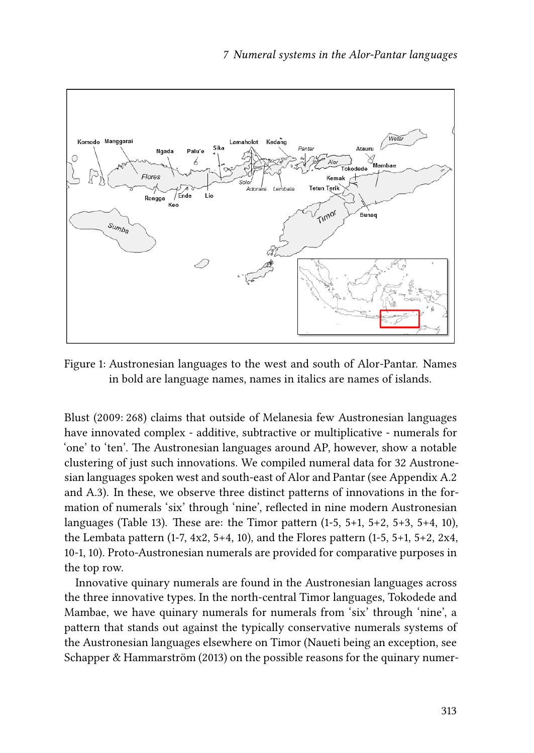Figure 1: Austronesian languages to the west and south of Alor-Pantar. Names in bold are language names, names in italics are names of islands.

Blust (2009: 268) claims that outside of Melanesia few Austronesian languages have innovated complex - additive, subtractive or multiplicative - numerals for 'one' to 'ten'. The Austronesian languages around AP, however, show a notable clustering of just such innovations. We compiled numeral data for 32 Austronesian languages spoken west and south-east of Alor and Pantar (see Appendix A.2 and A.3). In these, we observe three distinct patterns of innovations in the formation of numerals 'six' through 'nine', reflected in nine modern Austronesian languages (Table 13). These are: the Timor pattern (1-5, 5+1, 5+2, 5+3, 5+4, 10), the Lembata pattern (1-7, 4x2, 5+4, 10), and the Flores pattern (1-5, 5+1, 5+2, 2x4, 10-1, 10). Proto-Austronesian numerals are provided for comparative purposes in the top row.

Innovative quinary numerals are found in the Austronesian languages across the three innovative types. In the north-central Timor languages, Tokodede and Mambae, we have quinary numerals for numerals from 'six' through 'nine', a pattern that stands out against the typically conservative numerals systems of the Austronesian languages elsewhere on Timor (Naueti being an exception, see Schapper & Hammarström (2013) on the possible reasons for the quinary numer-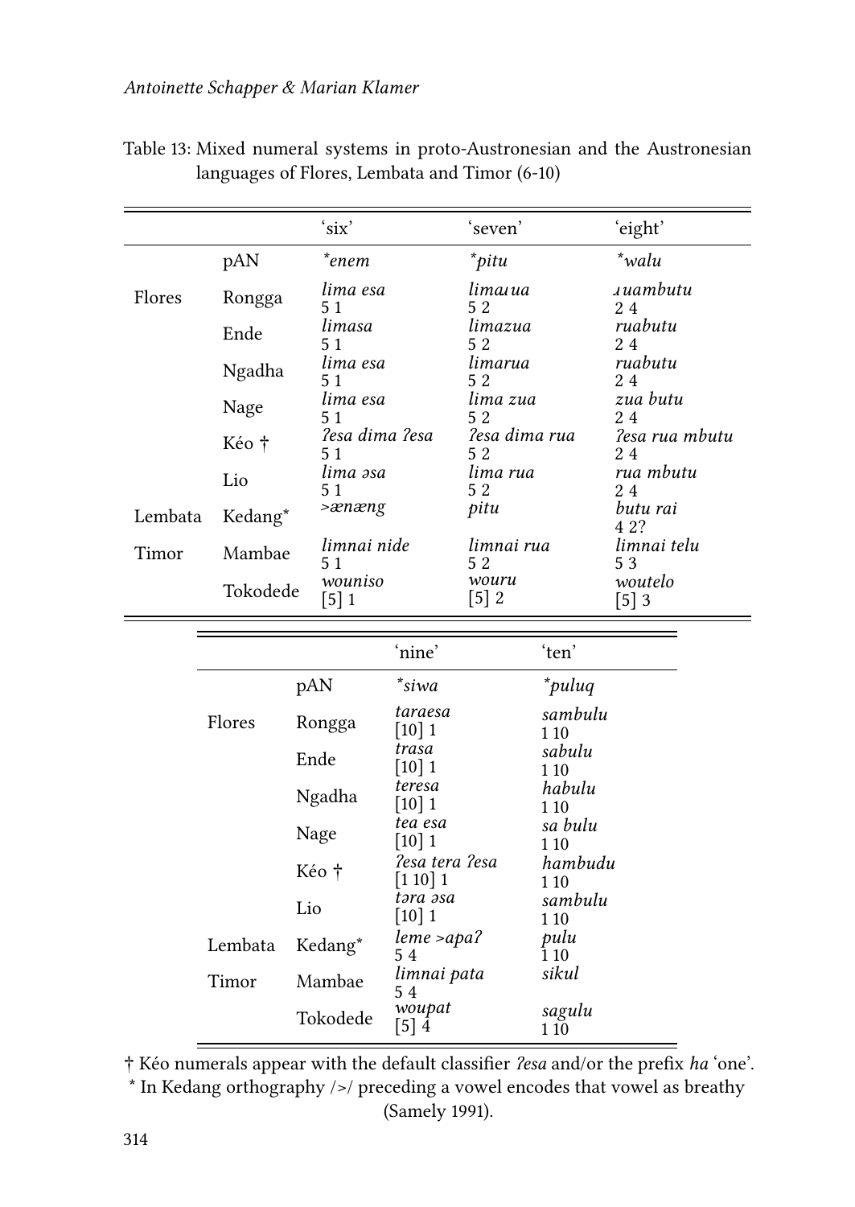Table 13: Mixed numeral systems in proto-Austronesian and the Austronesian languages of Flores, Lembata and Timor (6-10)

| | | 'six' | 'seven' | 'eight' |
|---|---|---|---|---|
| | pAN | **enem* | **pitu* | **walu* |
| Flores | Rongga | *lima esa*<br>5 1 | *limaɹua*<br>5 2 | *ɹuambutu*<br>2 4 |
| | Ende | *limasa*<br>5 1 | *limazua*<br>5 2 | *ruabutu*<br>2 4 |
| | Ngadha | *lima esa*<br>5 1 | *limarua*<br>5 2 | *ruabutu*<br>2 4 |
| | Nage | *lima esa*<br>5 1 | *lima zua*<br>5 2 | *zua butu*<br>2 4 |
| | Kéo † | *ʔesa dima ʔesa*<br>5 1 | *ʔesa dima rua*<br>5 2 | *ʔesa rua mbutu*<br>2 4 |
| | Lio | *lima əsa*<br>5 1 | *lima rua*<br>5 2 | *rua mbutu*<br>2 4 |
| Lembata | Kedang* | *>ænæng* | *pitu* | *butu rai*<br>4 2? |
| Timor | Mambae | *limnai nide*<br>5 1 | *limnai rua*<br>5 2 | *limnai telu*<br>5 3 |
| | Tokodede | *wouniso*<br>[5] 1 | *wouru*<br>[5] 2 | *woutelo*<br>[5] 3 |

| | | 'nine' | 'ten' |
|---|---|---|---|
| | pAN | **siwa* | **puluq* |
| Flores | Rongga | *taraesa*<br>[10] 1 | *sambulu*<br>1 10 |
| | Ende | *trasa*<br>[10] 1 | *sabulu*<br>1 10 |
| | Ngadha | *teresa*<br>[10] 1 | *habulu*<br>1 10 |
| | Nage | *tea esa*<br>[10] 1 | *sa bulu*<br>1 10 |
| | Kéo † | *ʔesa tera ʔesa*<br>[1 10] 1 | *hambudu*<br>1 10 |
| | Lio | *tәra әsa*<br>[10] 1 | *sambulu*<br>1 10 |
| Lembata | Kedang* | *leme >apaʔ*<br>5 4 | *pulu*<br>1 10 |
| Timor | Mambae | *limnai pata*<br>5 4 | *sikul* |
| | Tokodede | *woupat*<br>[5] 4 | *sagulu*<br>1 10 |

† Kéo numerals appear with the default classifier *ʔesa* and/or the prefix *ha* 'one'.
* In Kedang orthography />/ preceding a vowel encodes that vowel as breathy (Samely 1991).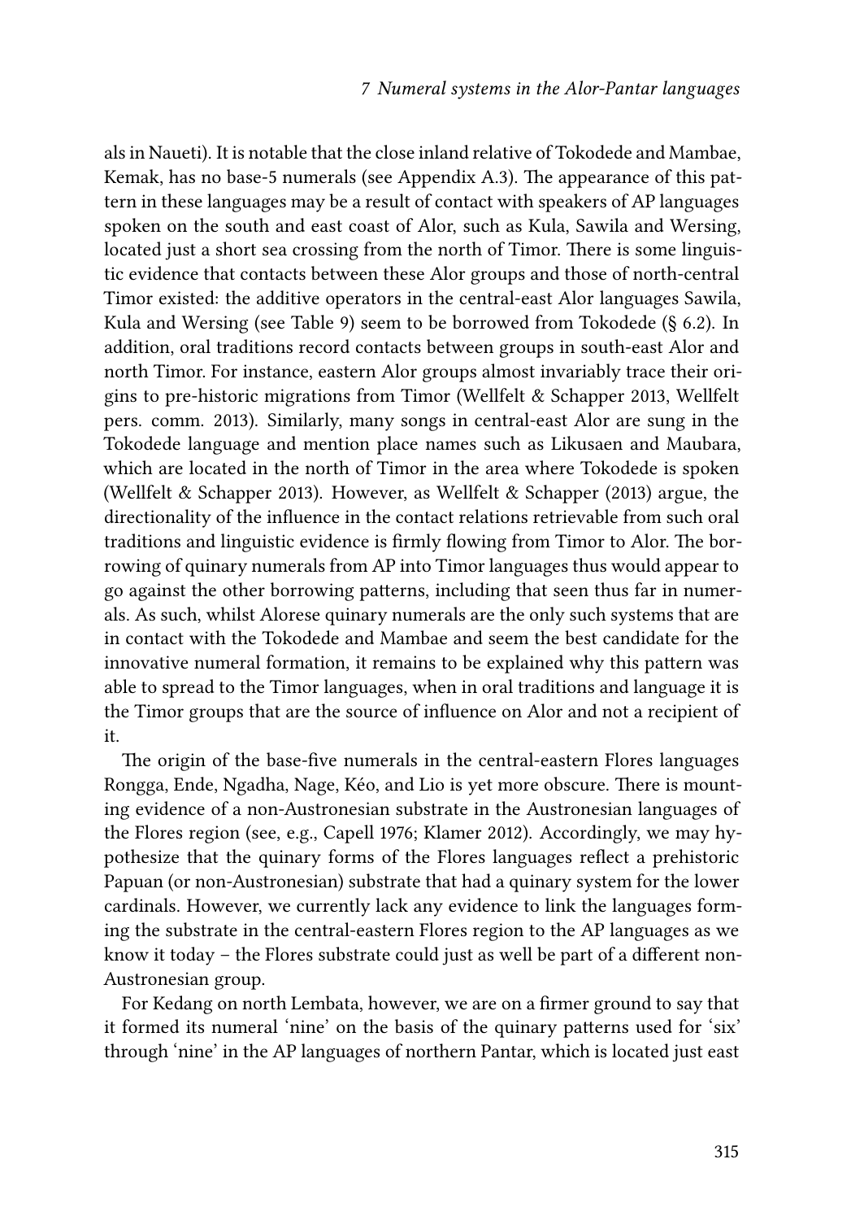als in Naueti). It is notable that the close inland relative of Tokodede and Mambae, Kemak, has no base-5 numerals (see Appendix A.3). The appearance of this pattern in these languages may be a result of contact with speakers of AP languages spoken on the south and east coast of Alor, such as Kula, Sawila and Wersing, located just a short sea crossing from the north of Timor. There is some linguistic evidence that contacts between these Alor groups and those of north-central Timor existed: the additive operators in the central-east Alor languages Sawila, Kula and Wersing (see Table 9) seem to be borrowed from Tokodede (§ 6.2). In addition, oral traditions record contacts between groups in south-east Alor and north Timor. For instance, eastern Alor groups almost invariably trace their origins to pre-historic migrations from Timor (Wellfelt & Schapper 2013, Wellfelt pers. comm. 2013). Similarly, many songs in central-east Alor are sung in the Tokodede language and mention place names such as Likusaen and Maubara, which are located in the north of Timor in the area where Tokodede is spoken (Wellfelt & Schapper 2013). However, as Wellfelt & Schapper (2013) argue, the directionality of the influence in the contact relations retrievable from such oral traditions and linguistic evidence is firmly flowing from Timor to Alor. The borrowing of quinary numerals from AP into Timor languages thus would appear to go against the other borrowing patterns, including that seen thus far in numerals. As such, whilst Alorese quinary numerals are the only such systems that are in contact with the Tokodede and Mambae and seem the best candidate for the innovative numeral formation, it remains to be explained why this pattern was able to spread to the Timor languages, when in oral traditions and language it is the Timor groups that are the source of influence on Alor and not a recipient of it.

The origin of the base-five numerals in the central-eastern Flores languages Rongga, Ende, Ngadha, Nage, Kéo, and Lio is yet more obscure. There is mounting evidence of a non-Austronesian substrate in the Austronesian languages of the Flores region (see, e.g., Capell 1976; Klamer 2012). Accordingly, we may hypothesize that the quinary forms of the Flores languages reflect a prehistoric Papuan (or non-Austronesian) substrate that had a quinary system for the lower cardinals. However, we currently lack any evidence to link the languages forming the substrate in the central-eastern Flores region to the AP languages as we know it today – the Flores substrate could just as well be part of a different non-Austronesian group.

For Kedang on north Lembata, however, we are on a firmer ground to say that it formed its numeral 'nine' on the basis of the quinary patterns used for 'six' through 'nine' in the AP languages of northern Pantar, which is located just east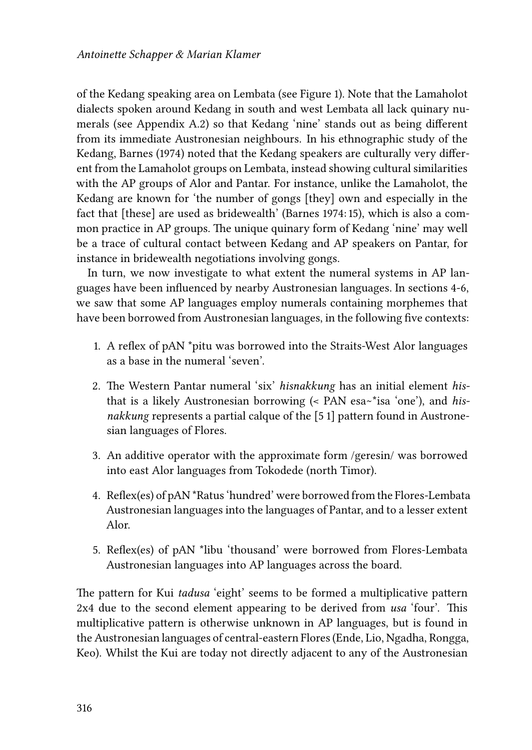of the Kedang speaking area on Lembata (see Figure 1). Note that the Lamaholot dialects spoken around Kedang in south and west Lembata all lack quinary numerals (see Appendix A.2) so that Kedang 'nine' stands out as being different from its immediate Austronesian neighbours. In his ethnographic study of the Kedang, Barnes (1974) noted that the Kedang speakers are culturally very different from the Lamaholot groups on Lembata, instead showing cultural similarities with the AP groups of Alor and Pantar. For instance, unlike the Lamaholot, the Kedang are known for 'the number of gongs [they] own and especially in the fact that [these] are used as bridewealth' (Barnes 1974: 15), which is also a common practice in AP groups. The unique quinary form of Kedang 'nine' may well be a trace of cultural contact between Kedang and AP speakers on Pantar, for instance in bridewealth negotiations involving gongs.

In turn, we now investigate to what extent the numeral systems in AP languages have been influenced by nearby Austronesian languages. In sections 4-6, we saw that some AP languages employ numerals containing morphemes that have been borrowed from Austronesian languages, in the following five contexts:

1. A reflex of pAN *pitu was borrowed into the Straits-West Alor languages as a base in the numeral 'seven'.
2. The Western Pantar numeral 'six' *hisnakkung* has an initial element *his-* that is a likely Austronesian borrowing (< PAN esa~*isa 'one'), and *hisnakkung* represents a partial calque of the [5 1] pattern found in Austronesian languages of Flores.
3. An additive operator with the approximate form /geresin/ was borrowed into east Alor languages from Tokodede (north Timor).
4. Reflex(es) of pAN *Ratus 'hundred' were borrowed from the Flores-Lembata Austronesian languages into the languages of Pantar, and to a lesser extent Alor.
5. Reflex(es) of pAN *libu 'thousand' were borrowed from Flores-Lembata Austronesian languages into AP languages across the board.

The pattern for Kui *tadusa* 'eight' seems to be formed a multiplicative pattern 2x4 due to the second element appearing to be derived from *usa* 'four'. This multiplicative pattern is otherwise unknown in AP languages, but is found in the Austronesian languages of central-eastern Flores (Ende, Lio, Ngadha, Rongga, Keo). Whilst the Kui are today not directly adjacent to any of the Austronesian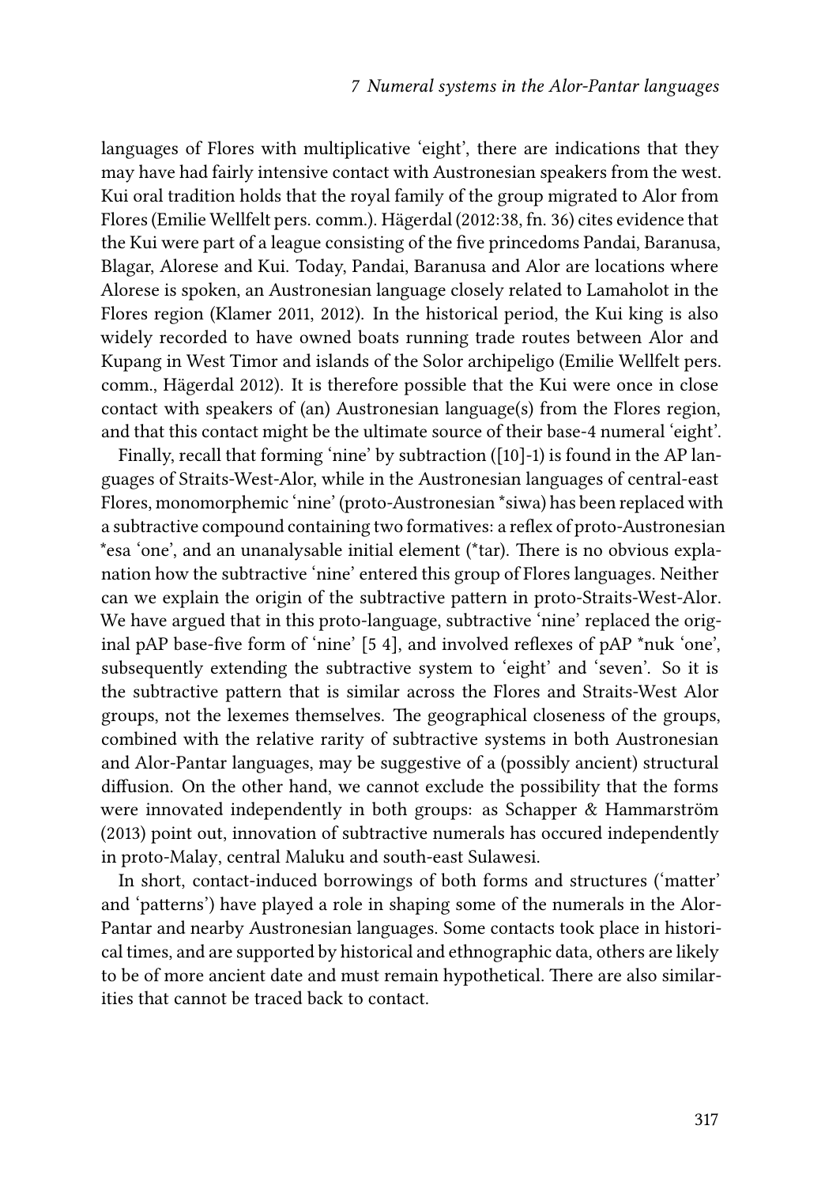languages of Flores with multiplicative 'eight', there are indications that they may have had fairly intensive contact with Austronesian speakers from the west. Kui oral tradition holds that the royal family of the group migrated to Alor from Flores (Emilie Wellfelt pers. comm.). Hägerdal (2012:38, fn. 36) cites evidence that the Kui were part of a league consisting of the five princedoms Pandai, Baranusa, Blagar, Alorese and Kui. Today, Pandai, Baranusa and Alor are locations where Alorese is spoken, an Austronesian language closely related to Lamaholot in the Flores region (Klamer 2011, 2012). In the historical period, the Kui king is also widely recorded to have owned boats running trade routes between Alor and Kupang in West Timor and islands of the Solor archipeligo (Emilie Wellfelt pers. comm., Hägerdal 2012). It is therefore possible that the Kui were once in close contact with speakers of (an) Austronesian language(s) from the Flores region, and that this contact might be the ultimate source of their base-4 numeral 'eight'.

Finally, recall that forming 'nine' by subtraction ([10]-1) is found in the AP languages of Straits-West-Alor, while in the Austronesian languages of central-east Flores, monomorphemic 'nine' (proto-Austronesian *siwa) has been replaced with a subtractive compound containing two formatives: a reflex of proto-Austronesian *esa 'one', and an unanalysable initial element (*tar). There is no obvious explanation how the subtractive 'nine' entered this group of Flores languages. Neither can we explain the origin of the subtractive pattern in proto-Straits-West-Alor. We have argued that in this proto-language, subtractive 'nine' replaced the original pAP base-five form of 'nine' [5 4], and involved reflexes of pAP *nuk 'one', subsequently extending the subtractive system to 'eight' and 'seven'. So it is the subtractive pattern that is similar across the Flores and Straits-West Alor groups, not the lexemes themselves. The geographical closeness of the groups, combined with the relative rarity of subtractive systems in both Austronesian and Alor-Pantar languages, may be suggestive of a (possibly ancient) structural diffusion. On the other hand, we cannot exclude the possibility that the forms were innovated independently in both groups: as Schapper & Hammarström (2013) point out, innovation of subtractive numerals has occured independently in proto-Malay, central Maluku and south-east Sulawesi.

In short, contact-induced borrowings of both forms and structures ('matter' and 'patterns') have played a role in shaping some of the numerals in the Alor-Pantar and nearby Austronesian languages. Some contacts took place in historical times, and are supported by historical and ethnographic data, others are likely to be of more ancient date and must remain hypothetical. There are also similarities that cannot be traced back to contact.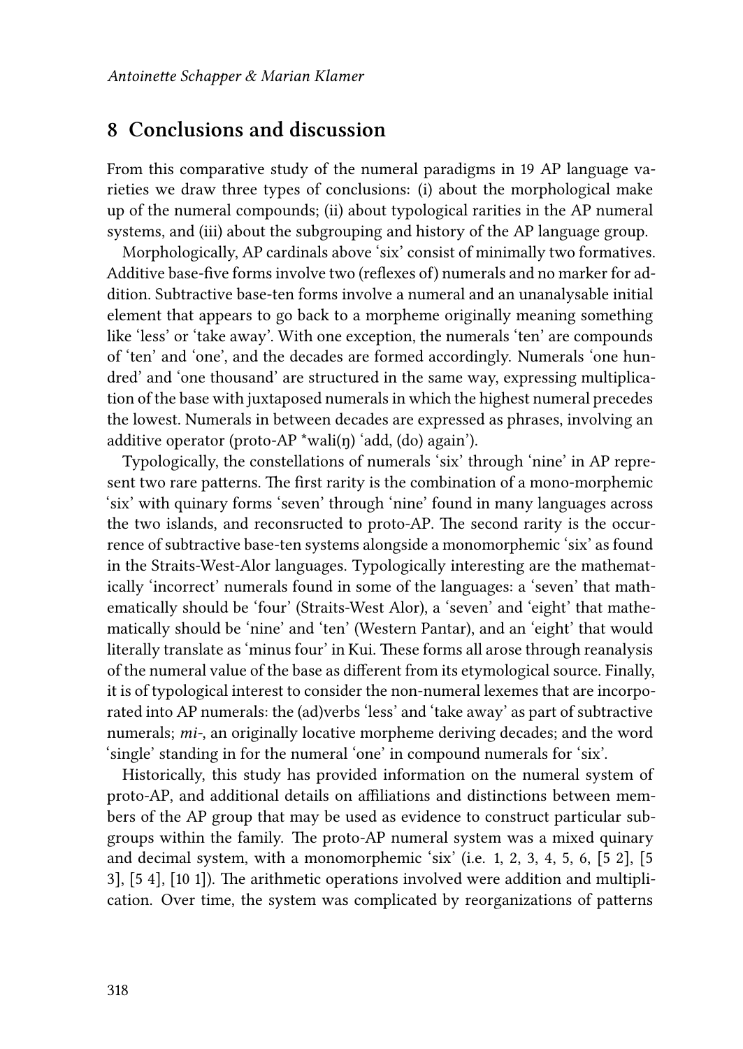## 8 Conclusions and discussion

From this comparative study of the numeral paradigms in 19 AP language varieties we draw three types of conclusions: (i) about the morphological make up of the numeral compounds; (ii) about typological rarities in the AP numeral systems, and (iii) about the subgrouping and history of the AP language group.

Morphologically, AP cardinals above 'six' consist of minimally two formatives. Additive base-five forms involve two (reflexes of) numerals and no marker for addition. Subtractive base-ten forms involve a numeral and an unanalysable initial element that appears to go back to a morpheme originally meaning something like 'less' or 'take away'. With one exception, the numerals 'ten' are compounds of 'ten' and 'one', and the decades are formed accordingly. Numerals 'one hundred' and 'one thousand' are structured in the same way, expressing multiplication of the base with juxtaposed numerals in which the highest numeral precedes the lowest. Numerals in between decades are expressed as phrases, involving an additive operator (proto-AP *wali(ŋ) 'add, (do) again').

Typologically, the constellations of numerals 'six' through 'nine' in AP represent two rare patterns. The first rarity is the combination of a mono-morphemic 'six' with quinary forms 'seven' through 'nine' found in many languages across the two islands, and reconsructed to proto-AP. The second rarity is the occurrence of subtractive base-ten systems alongside a monomorphemic 'six' as found in the Straits-West-Alor languages. Typologically interesting are the mathematically 'incorrect' numerals found in some of the languages: a 'seven' that mathematically should be 'four' (Straits-West Alor), a 'seven' and 'eight' that mathematically should be 'nine' and 'ten' (Western Pantar), and an 'eight' that would literally translate as 'minus four' in Kui. These forms all arose through reanalysis of the numeral value of the base as different from its etymological source. Finally, it is of typological interest to consider the non-numeral lexemes that are incorporated into AP numerals: the (ad)verbs 'less' and 'take away' as part of subtractive numerals; *mi-*, an originally locative morpheme deriving decades; and the word 'single' standing in for the numeral 'one' in compound numerals for 'six'.

Historically, this study has provided information on the numeral system of proto-AP, and additional details on affiliations and distinctions between members of the AP group that may be used as evidence to construct particular subgroups within the family. The proto-AP numeral system was a mixed quinary and decimal system, with a monomorphemic 'six' (i.e. 1, 2, 3, 4, 5, 6, [5 2], [5 3], [5 4], [10 1]). The arithmetic operations involved were addition and multiplication. Over time, the system was complicated by reorganizations of patterns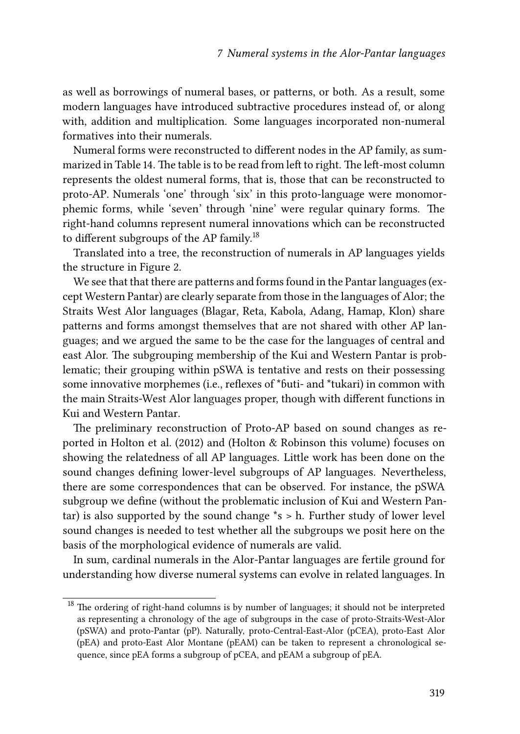as well as borrowings of numeral bases, or patterns, or both. As a result, some modern languages have introduced subtractive procedures instead of, or along with, addition and multiplication. Some languages incorporated non-numeral formatives into their numerals.

Numeral forms were reconstructed to different nodes in the AP family, as summarized in Table 14. The table is to be read from left to right. The left-most column represents the oldest numeral forms, that is, those that can be reconstructed to proto-AP. Numerals 'one' through 'six' in this proto-language were monomorphemic forms, while 'seven' through 'nine' were regular quinary forms. The right-hand columns represent numeral innovations which can be reconstructed to different subgroups of the AP family.[18]

Translated into a tree, the reconstruction of numerals in AP languages yields the structure in Figure 2.

We see that that there are patterns and forms found in the Pantar languages (except Western Pantar) are clearly separate from those in the languages of Alor; the Straits West Alor languages (Blagar, Reta, Kabola, Adang, Hamap, Klon) share patterns and forms amongst themselves that are not shared with other AP languages; and we argued the same to be the case for the languages of central and east Alor. The subgrouping membership of the Kui and Western Pantar is problematic; their grouping within pSWA is tentative and rests on their possessing some innovative morphemes (i.e., reflexes of *ɓuti- and *tukari) in common with the main Straits-West Alor languages proper, though with different functions in Kui and Western Pantar.

The preliminary reconstruction of Proto-AP based on sound changes as reported in Holton et al. (2012) and (Holton & Robinson this volume) focuses on showing the relatedness of all AP languages. Little work has been done on the sound changes defining lower-level subgroups of AP languages. Nevertheless, there are some correspondences that can be observed. For instance, the pSWA subgroup we define (without the problematic inclusion of Kui and Western Pantar) is also supported by the sound change *s > h. Further study of lower level sound changes is needed to test whether all the subgroups we posit here on the basis of the morphological evidence of numerals are valid.

In sum, cardinal numerals in the Alor-Pantar languages are fertile ground for understanding how diverse numeral systems can evolve in related languages. In

[18] The ordering of right-hand columns is by number of languages; it should not be interpreted as representing a chronology of the age of subgroups in the case of proto-Straits-West-Alor (pSWA) and proto-Pantar (pP). Naturally, proto-Central-East-Alor (pCEA), proto-East Alor (pEA) and proto-East Alor Montane (pEAM) can be taken to represent a chronological sequence, since pEA forms a subgroup of pCEA, and pEAM a subgroup of pEA.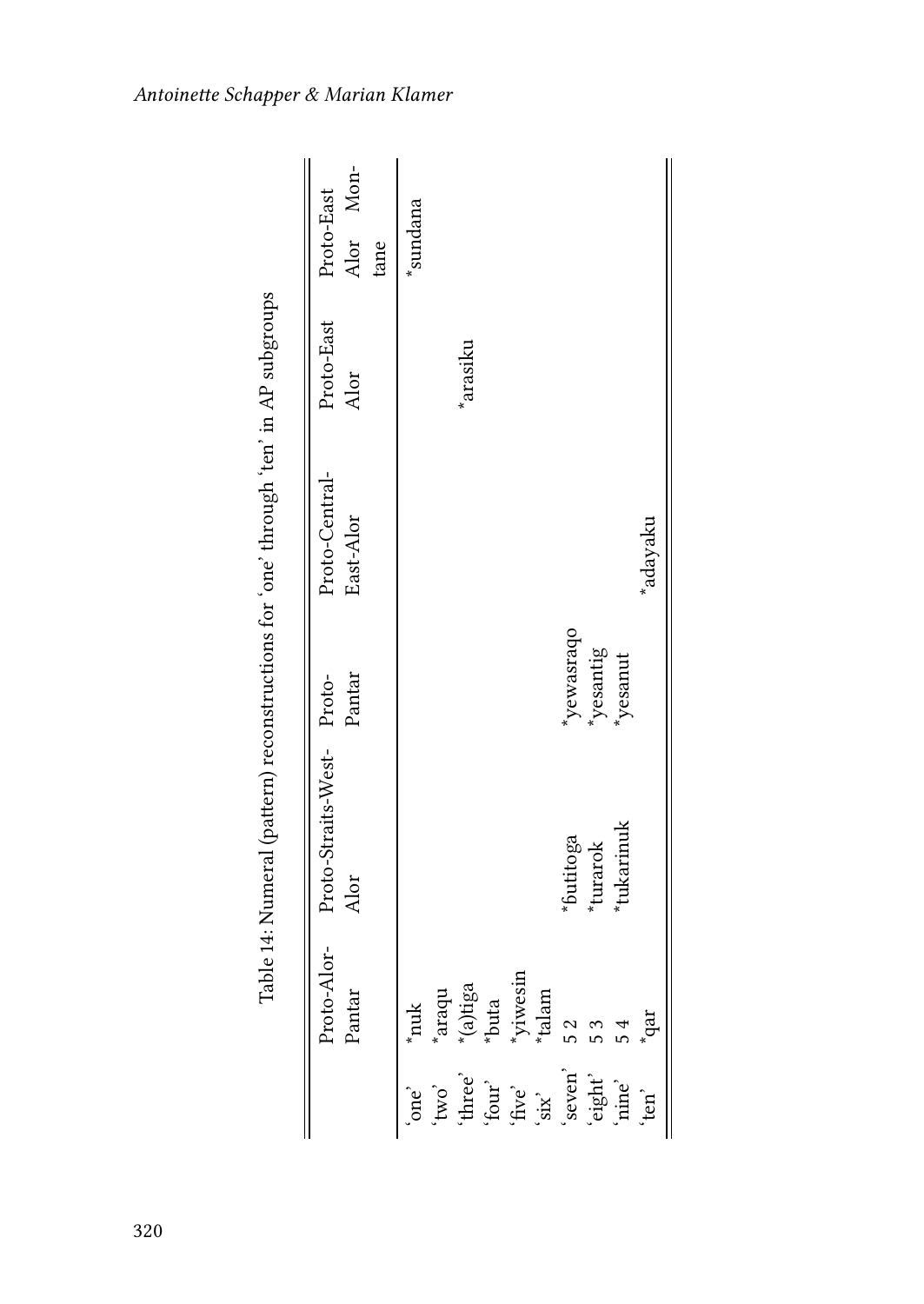Table 14: Numeral (pattern) reconstructions for 'one' through 'ten' in AP subgroups

| | Proto-Alor-Pantar | Proto-Straits-West-Alor | Proto-Pantar | Proto-Central-East-Alor | Proto-East Alor | Proto-East Alor Montane |
|---|---|---|---|---|---|---|
| 'one' | *nuk | | | | | *sundana |
| 'two' | *araqu | | | | | |
| 'three' | *(a)tiga | | | | *arasiku | |
| 'four' | *buta | | | | | |
| 'five' | *yiwesin | | | | | |
| 'six' | *talam | | | | | |
| 'seven' | 5 2 | *ɓutitoga | *yewasraqo | | | |
| 'eight' | 5 3 | *turarok | *yesantig | | | |
| 'nine' | 5 4 | *tukarinuk | *yesanut | | | |
| 'ten' | *qar | | | *adayaku | | |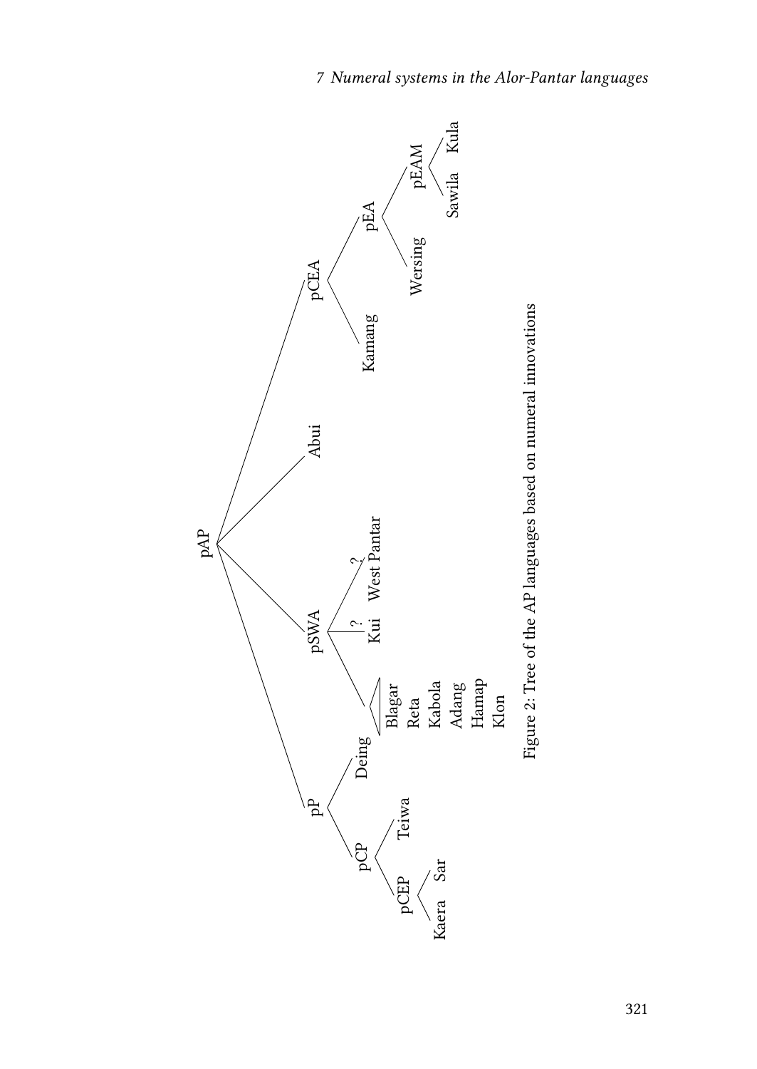```
pAP
├── pP
│   ├── pCP
│   │   ├── pCEP
│   │   │   ├── Kaera
│   │   │   └── Sar
│   │   └── Teiwa
│   └── Deing
├── pSWA
│   ├── [Blagar, Reta, Kabola, Adang, Hamap, Klon]
│   ├── ? Kui
│   └── ? West Pantar
├── Abui
└── pCEA
    ├── Kamang
    └── pEA
        ├── Wersing
        └── pEAM
            ├── Sawila
            └── Kula
```

Figure 2: Tree of the AP languages based on numeral innovations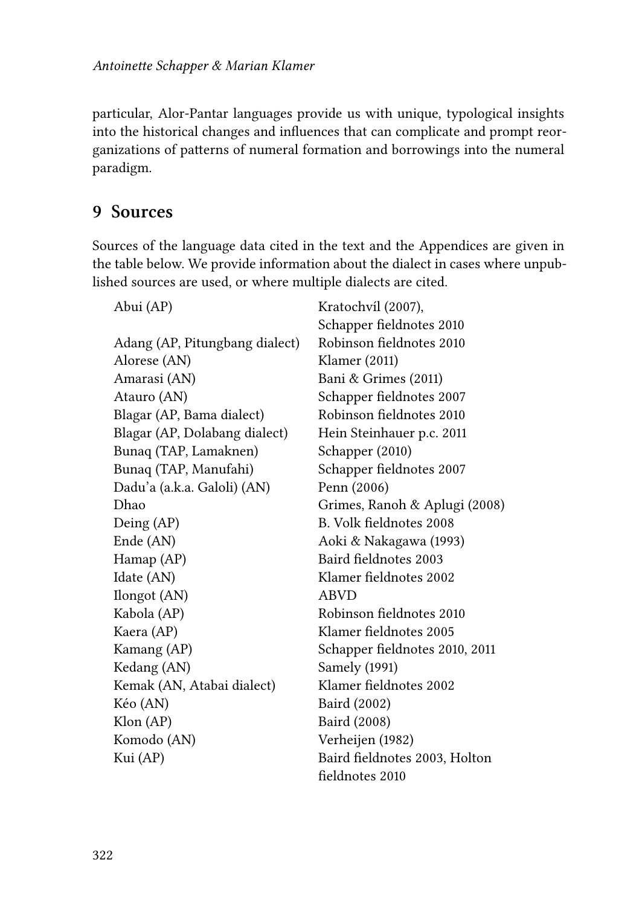particular, Alor-Pantar languages provide us with unique, typological insights into the historical changes and influences that can complicate and prompt reorganizations of patterns of numeral formation and borrowings into the numeral paradigm.

## 9 Sources

Sources of the language data cited in the text and the Appendices are given in the table below. We provide information about the dialect in cases where unpublished sources are used, or where multiple dialects are cited.

| | |
|---|---|
| Abui (AP) | Kratochvíl (2007), Schapper fieldnotes 2010 |
| Adang (AP, Pitungbang dialect) | Robinson fieldnotes 2010 |
| Alorese (AN) | Klamer (2011) |
| Amarasi (AN) | Bani & Grimes (2011) |
| Atauro (AN) | Schapper fieldnotes 2007 |
| Blagar (AP, Bama dialect) | Robinson fieldnotes 2010 |
| Blagar (AP, Dolabang dialect) | Hein Steinhauer p.c. 2011 |
| Bunaq (TAP, Lamaknen) | Schapper (2010) |
| Bunaq (TAP, Manufahi) | Schapper fieldnotes 2007 |
| Dadu'a (a.k.a. Galoli) (AN) | Penn (2006) |
| Dhao | Grimes, Ranoh & Aplugi (2008) |
| Deing (AP) | B. Volk fieldnotes 2008 |
| Ende (AN) | Aoki & Nakagawa (1993) |
| Hamap (AP) | Baird fieldnotes 2003 |
| Idate (AN) | Klamer fieldnotes 2002 |
| Ilongot (AN) | ABVD |
| Kabola (AP) | Robinson fieldnotes 2010 |
| Kaera (AP) | Klamer fieldnotes 2005 |
| Kamang (AP) | Schapper fieldnotes 2010, 2011 |
| Kedang (AN) | Samely (1991) |
| Kemak (AN, Atabai dialect) | Klamer fieldnotes 2002 |
| Kéo (AN) | Baird (2002) |
| Klon (AP) | Baird (2008) |
| Komodo (AN) | Verheijen (1982) |
| Kui (AP) | Baird fieldnotes 2003, Holton fieldnotes 2010 |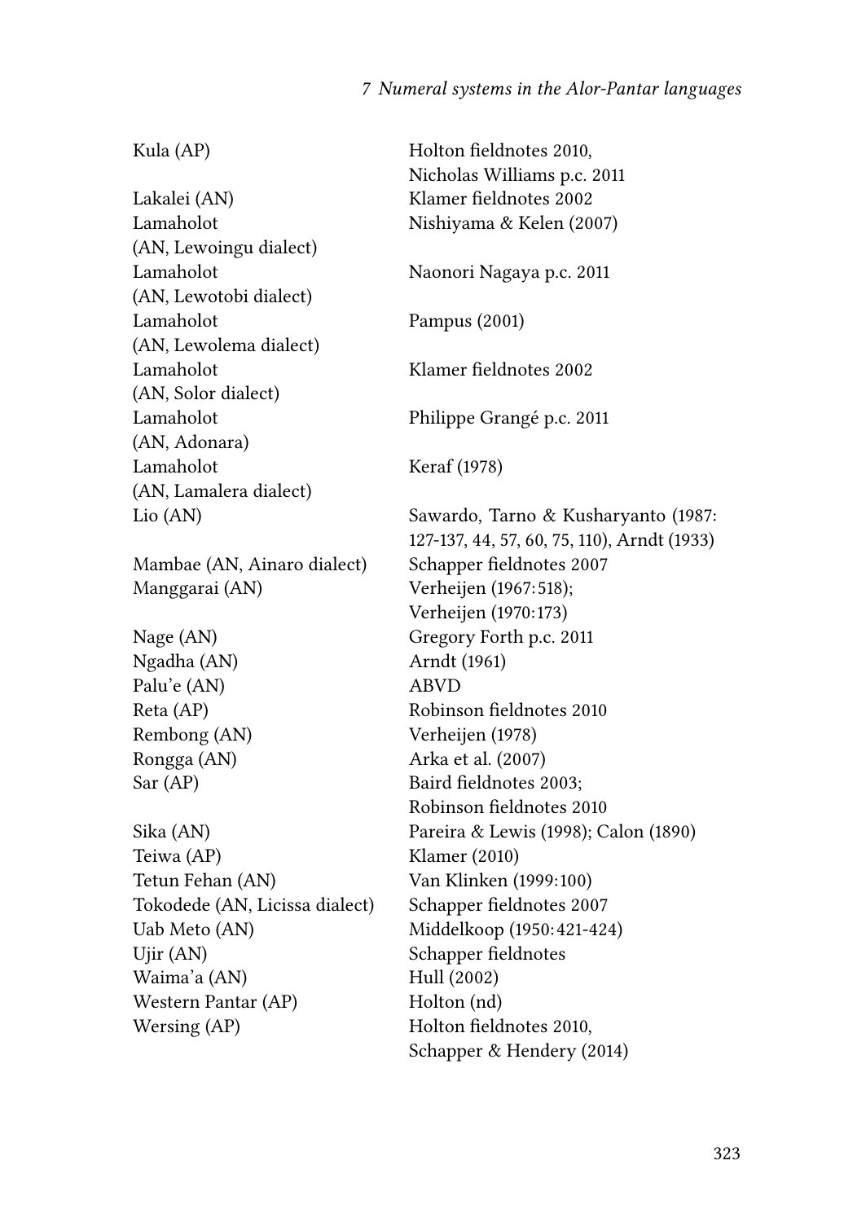| | |
|---|---|
| Kula (AP) | Holton fieldnotes 2010, Nicholas Williams p.c. 2011 |
| Lakalei (AN) | Klamer fieldnotes 2002 |
| Lamaholot (AN, Lewoingu dialect) | Nishiyama & Kelen (2007) |
| Lamaholot (AN, Lewotobi dialect) | Naonori Nagaya p.c. 2011 |
| Lamaholot (AN, Lewolema dialect) | Pampus (2001) |
| Lamaholot (AN, Solor dialect) | Klamer fieldnotes 2002 |
| Lamaholot (AN, Adonara) | Philippe Grangé p.c. 2011 |
| Lamaholot (AN, Lamalera dialect) | Keraf (1978) |
| Lio (AN) | Sawardo, Tarno & Kusharyanto (1987: 127-137, 44, 57, 60, 75, 110), Arndt (1933) |
| Mambae (AN, Ainaro dialect) | Schapper fieldnotes 2007 |
| Manggarai (AN) | Verheijen (1967:518); Verheijen (1970:173) |
| Nage (AN) | Gregory Forth p.c. 2011 |
| Ngadha (AN) | Arndt (1961) |
| Palu'e (AN) | ABVD |
| Reta (AP) | Robinson fieldnotes 2010 |
| Rembong (AN) | Verheijen (1978) |
| Rongga (AN) | Arka et al. (2007) |
| Sar (AP) | Baird fieldnotes 2003; Robinson fieldnotes 2010 |
| Sika (AN) | Pareira & Lewis (1998); Calon (1890) |
| Teiwa (AP) | Klamer (2010) |
| Tetun Fehan (AN) | Van Klinken (1999:100) |
| Tokodede (AN, Licissa dialect) | Schapper fieldnotes 2007 |
| Uab Meto (AN) | Middelkoop (1950:421-424) |
| Ujir (AN) | Schapper fieldnotes |
| Waima'a (AN) | Hull (2002) |
| Western Pantar (AP) | Holton (nd) |
| Wersing (AP) | Holton fieldnotes 2010, Schapper & Hendery (2014) |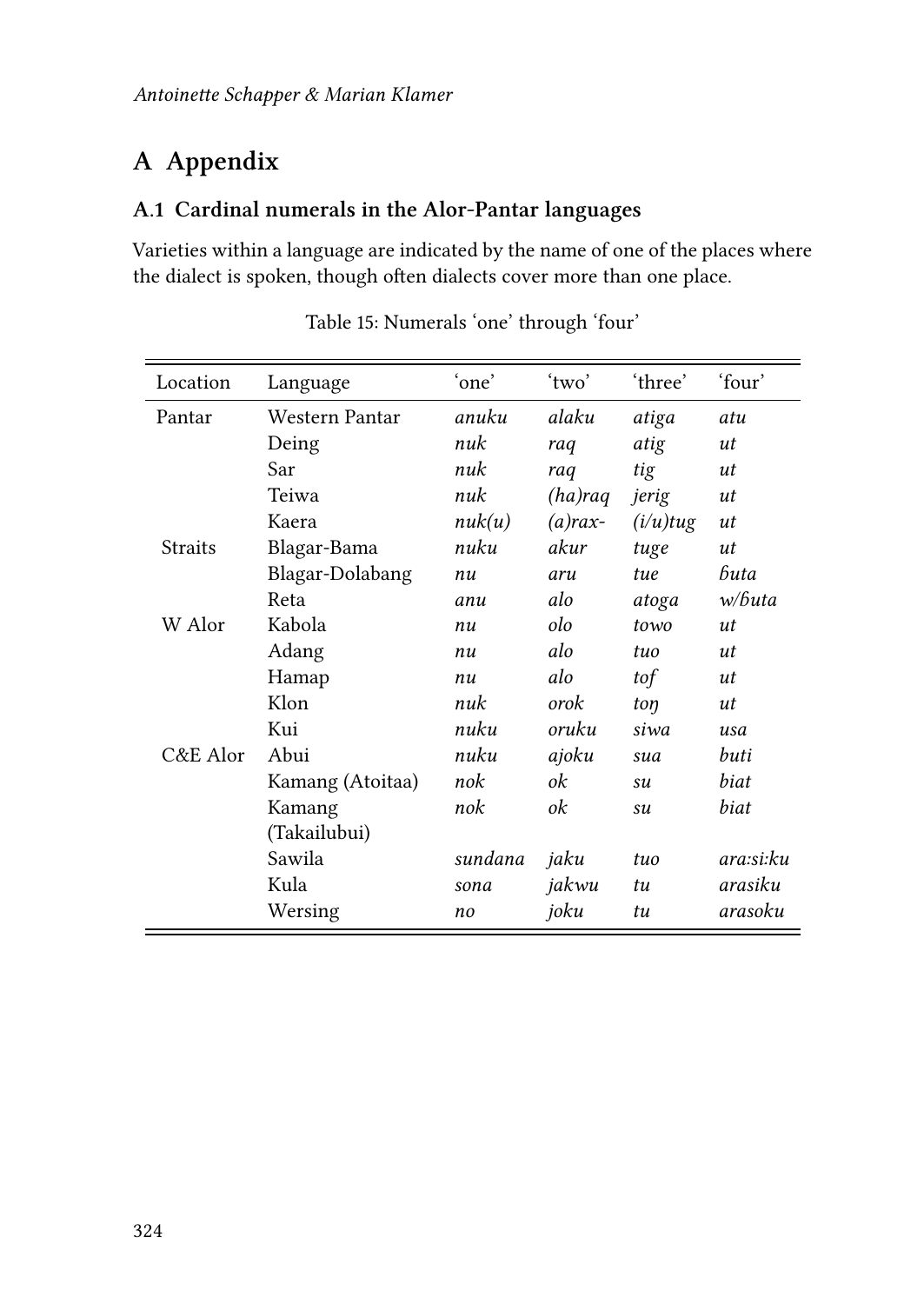# A Appendix

## A.1 Cardinal numerals in the Alor-Pantar languages

Varieties within a language are indicated by the name of one of the places where the dialect is spoken, though often dialects cover more than one place.

Table 15: Numerals 'one' through 'four'

| Location | Language | 'one' | 'two' | 'three' | 'four' |
|---|---|---|---|---|---|
| Pantar | Western Pantar | *anuku* | *alaku* | *atiga* | *atu* |
| | Deing | *nuk* | *raq* | *atig* | *ut* |
| | Sar | *nuk* | *raq* | *tig* | *ut* |
| | Teiwa | *nuk* | *(ha)raq* | *jerig* | *ut* |
| | Kaera | *nuk(u)* | *(a)rax-* | *(i/u)tug* | *ut* |
| Straits | Blagar-Bama | *nuku* | *akur* | *tuge* | *ut* |
| | Blagar-Dolabang | *nu* | *aru* | *tue* | *ɓuta* |
| | Reta | *anu* | *alo* | *atoga* | *w/ɓuta* |
| W Alor | Kabola | *nu* | *olo* | *towo* | *ut* |
| | Adang | *nu* | *alo* | *tuo* | *ut* |
| | Hamap | *nu* | *alo* | *tof* | *ut* |
| | Klon | *nuk* | *orok* | *toŋ* | *ut* |
| | Kui | *nuku* | *oruku* | *siwa* | *usa* |
| C&E Alor | Abui | *nuku* | *ajoku* | *sua* | *buti* |
| | Kamang (Atoitaa) | *nok* | *ok* | *su* | *biat* |
| | Kamang (Takailubui) | *nok* | *ok* | *su* | *biat* |
| | Sawila | *sundana* | *jaku* | *tuo* | *ara:si:ku* |
| | Kula | *sona* | *jakwu* | *tu* | *arasiku* |
| | Wersing | *no* | *joku* | *tu* | *arasoku* |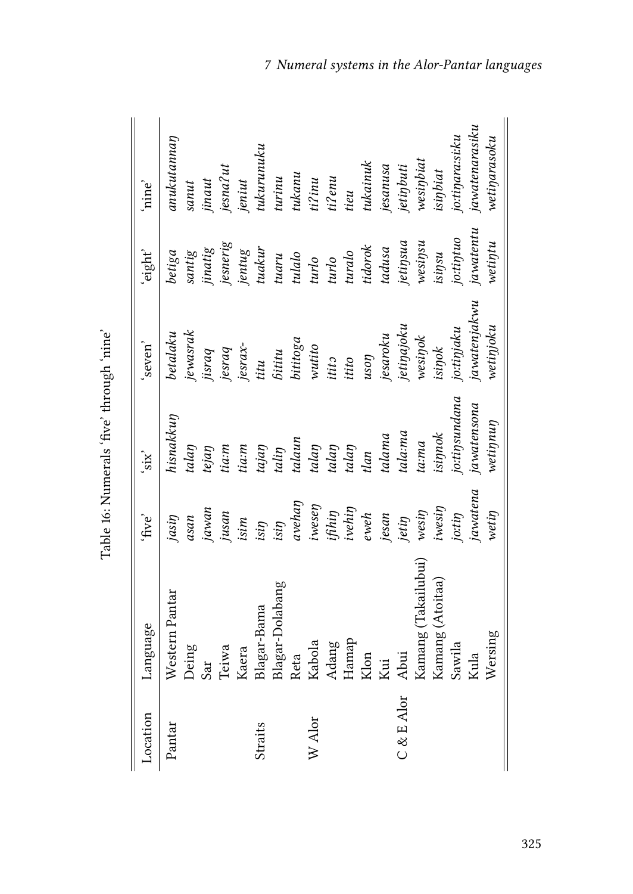Table 16: Numerals 'five' through 'nine'

| Location | Language | 'five' | 'six' | 'seven' | 'eight' | 'nine' |
|---|---|---|---|---|---|---|
| Pantar | Western Pantar | *jasiŋ* | *hisnakkuŋ* | *betalaku* | *betiga* | *anukutannaŋ* |
| | Deing | *asan* | *talaŋ* | *jewasrak* | *santig* | *sanut* |
| | Sar | *jawan* | *tejaŋ* | *jisraq* | *jinatig* | *jinaut* |
| | Teiwa | *jusan* | *tia:m* | *jesraq* | *jesnerig* | *jesnaʔut* |
| | Kaera | *isim* | *tia:m* | *jesrax-* | *jentug* | *jeniut* |
| Straits | Blagar-Bama | *isiŋ* | *tajaŋ* | *titu* | *tuakur* | *tukurunuku* |
| | Blagar-Dolabang | *isiŋ* | *taliŋ* | *ɓititu* | *tuaru* | *turinu* |
| | Reta | *avehaŋ* | *talaun* | *bititoga* | *tulalo* | *tukanu* |
| W Alor | Kabola | *iweseŋ* | *talaŋ* | *wutito* | *turlo* | *tiʔinu* |
| | Adang | *ifihiŋ* | *talaŋ* | *ititɔ* | *turlo* | *tiʔenu* |
| | Hamap | *ivehiŋ* | *talaŋ* | *itito* | *turalo* | *tieu* |
| | Klon | *eweh* | *tlan* | *usoŋ* | *tidorok* | *tukainuk* |
| | Kui | *jesan* | *talama* | *jesaroku* | *tadusa* | *jesanusa* |
| C & E Alor | Abui | *jetiŋ* | *tala:ma* | *jetiŋajoku* | *jetiŋsua* | *jetiŋbuti* |
| | Kamang (Takailubui) | *wesiŋ* | *ta:ma* | *wesiŋok* | *wesiŋsu* | *wesiŋbiat* |
| | Kamang (Atoitaa) | *iwesiŋ* | *isiŋnok* | *isiŋok* | *isiŋsu* | *isiŋbiat* |
| | Sawila | *jo:tiŋ* | *jo:tiŋsundana* | *jo:tiŋjaku* | *jo:tiŋtuo* | *jo:tiŋara:si:ku* |
| | Kula | *jawatena* | *jawatensona* | *jawatenjakwu* | *jawatentu* | *jawatenarasiku* |
| | Wersing | *wetiŋ* | *wetiŋnuŋ* | *wetiŋjoku* | *wetiŋtu* | *wetiŋarasoku* |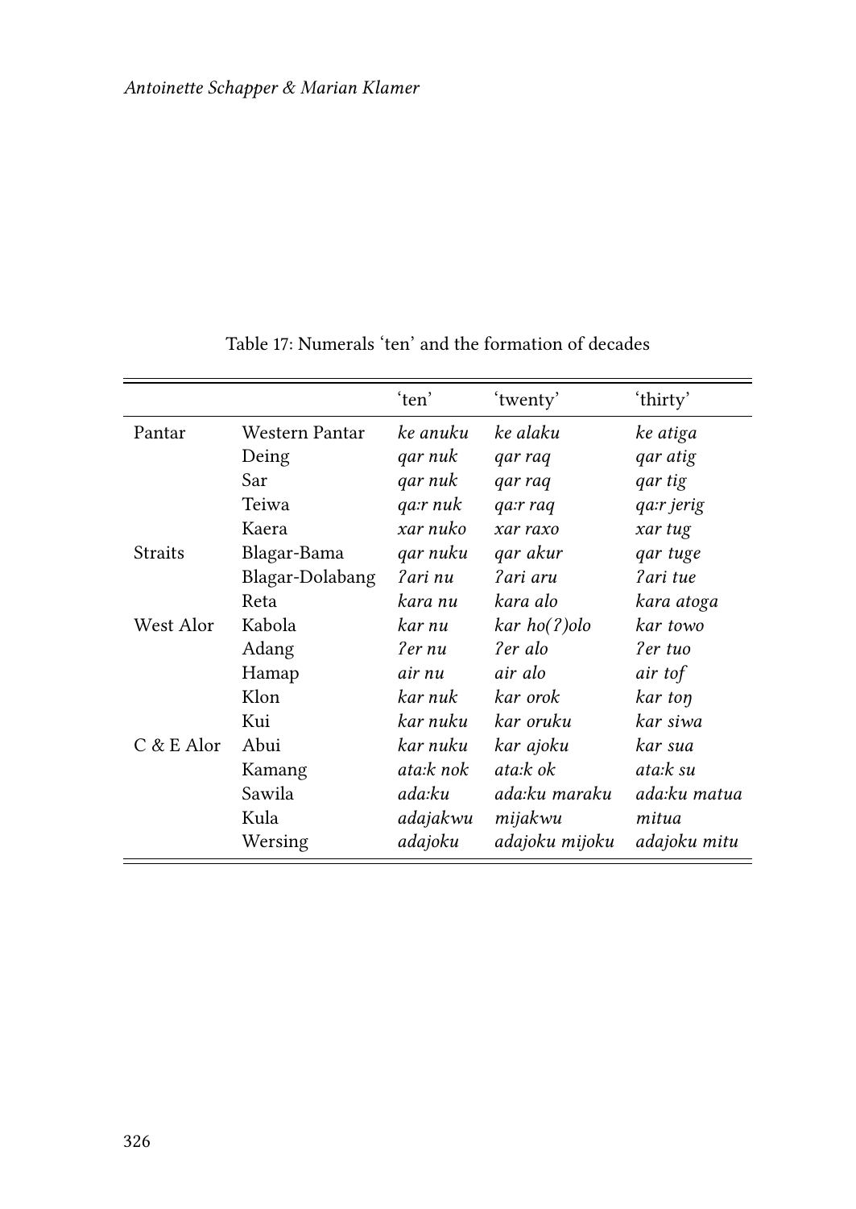Table 17: Numerals 'ten' and the formation of decades

| | | 'ten' | 'twenty' | 'thirty' |
|---|---|---|---|---|
| Pantar | Western Pantar | *ke anuku* | *ke alaku* | *ke atiga* |
| | Deing | *qar nuk* | *qar raq* | *qar atig* |
| | Sar | *qar nuk* | *qar raq* | *qar tig* |
| | Teiwa | *qa:r nuk* | *qa:r raq* | *qa:r jerig* |
| | Kaera | *xar nuko* | *xar raxo* | *xar tug* |
| Straits | Blagar-Bama | *qar nuku* | *qar akur* | *qar tuge* |
| | Blagar-Dolabang | *ʔari nu* | *ʔari aru* | *ʔari tue* |
| | Reta | *kara nu* | *kara alo* | *kara atoga* |
| West Alor | Kabola | *kar nu* | *kar ho(ʔ)olo* | *kar towo* |
| | Adang | *ʔer nu* | *ʔer alo* | *ʔer tuo* |
| | Hamap | *air nu* | *air alo* | *air tof* |
| | Klon | *kar nuk* | *kar orok* | *kar toŋ* |
| | Kui | *kar nuku* | *kar oruku* | *kar siwa* |
| C & E Alor | Abui | *kar nuku* | *kar ajoku* | *kar sua* |
| | Kamang | *ata:k nok* | *ata:k ok* | *ata:k su* |
| | Sawila | *ada:ku* | *ada:ku maraku* | *ada:ku matua* |
| | Kula | *adajakwu* | *mijakwu* | *mitua* |
| | Wersing | *adajoku* | *adajoku mijoku* | *adajoku mitu* |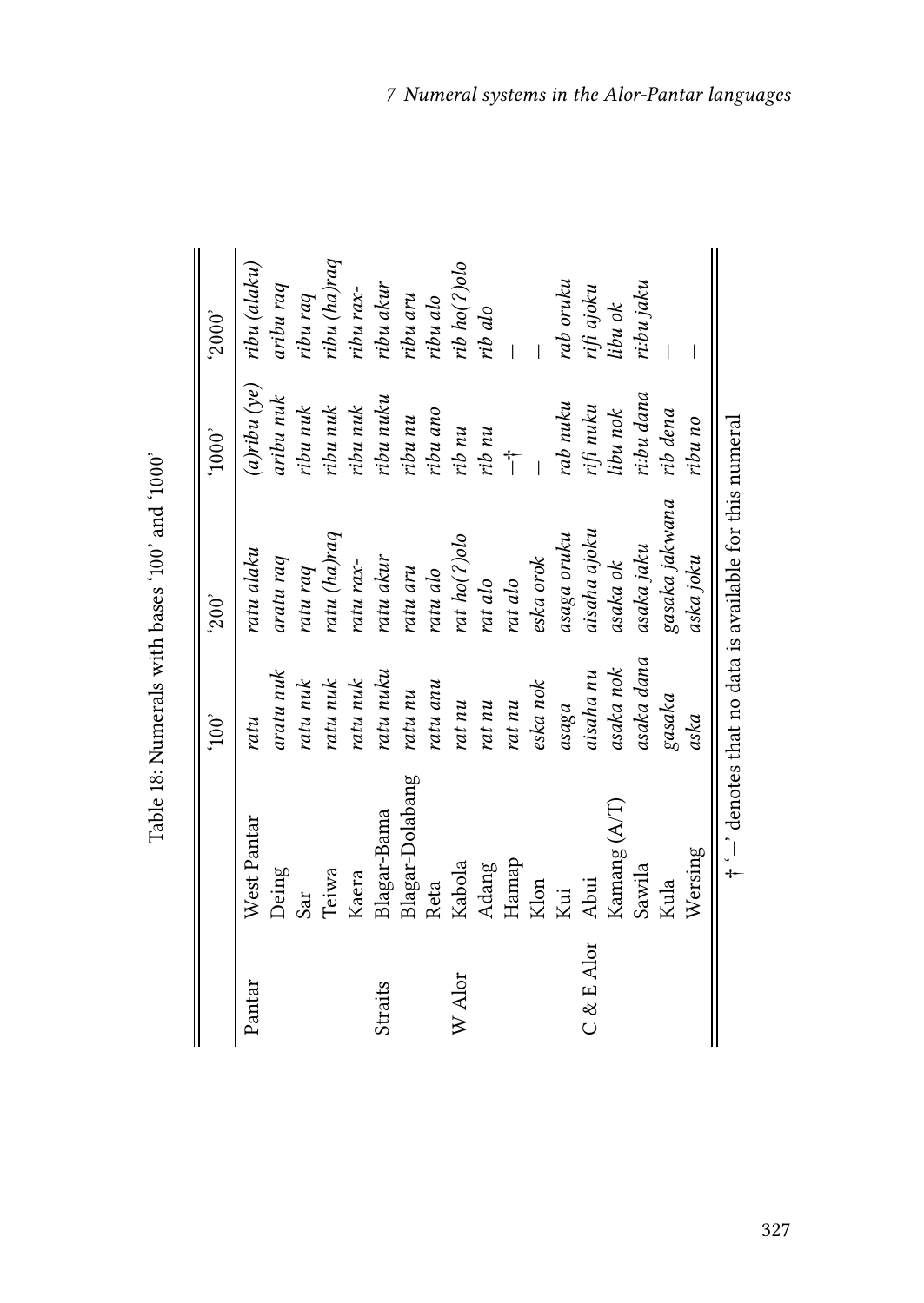Table 18: Numerals with bases '100' and '1000'

| | | '100' | '200' | '1000' | '2000' |
|---|---|---|---|---|---|
| Pantar | West Pantar | *ratu* | *ratu alaku* | *(a)ribu (ye)* | *ribu (alaku)* |
| | Deing | *aratu nuk* | *aratu raq* | *aribu nuk* | *aribu raq* |
| | Sar | *ratu nuk* | *ratu raq* | *ribu nuk* | *ribu raq* |
| | Teiwa | *ratu nuk* | *ratu (ha)raq* | *ribu nuk* | *ribu (ha)raq* |
| | Kaera | *ratu nuk* | *ratu rax-* | *ribu nuk* | *ribu rax-* |
| Straits | Blagar-Bama | *ratu nuku* | *ratu akur* | *ribu nuku* | *ribu akur* |
| | Blagar-Dolabang | *ratu nu* | *ratu aru* | *ribu nu* | *ribu aru* |
| | Reta | *ratu anu* | *ratu alo* | *ribu ano* | *ribu alo* |
| W Alor | Kabola | *rat nu* | *rat ho(ʔ)olo* | *rib nu* | *rib ho(ʔ)olo* |
| | Adang | *rat nu* | *rat alo* | *rib nu* | *rib alo* |
| | Hamap | *rat nu* | *rat alo* | —† | — |
| | Klon | *eska nok* | *eska orok* | — | — |
| | Kui | *asaga* | *asaga oruku* | *rab nuku* | *rab oruku* |
| C & E Alor | Abui | *aisaha nu* | *aisaha ajoku* | *rifi nuku* | *rifi ajoku* |
| | Kamang (A/T) | *asaka nok* | *asaka ok* | *libu nok* | *libu ok* |
| | Sawila | *asaka dana* | *asaka jaku* | *ri:bu dana* | *ri:bu jaku* |
| | Kula | *gasaka* | *gasaka jakwana* | *rib dena* | — |
| | Wersing | *aska* | *aska joku* | *ribu no* | — |

† '—' denotes that no data is available for this numeral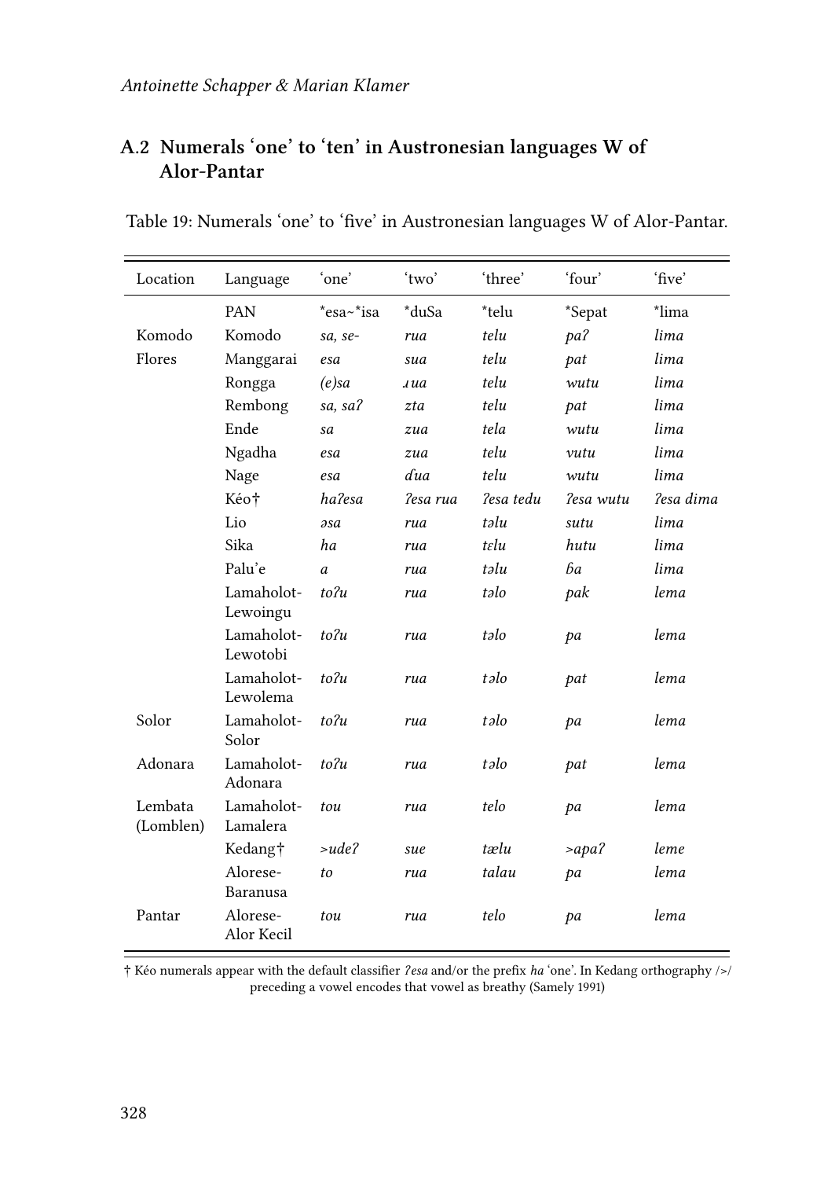## A.2 Numerals 'one' to 'ten' in Austronesian languages W of Alor-Pantar

Table 19: Numerals 'one' to 'five' in Austronesian languages W of Alor-Pantar.

| Location | Language | 'one' | 'two' | 'three' | 'four' | 'five' |
|---|---|---|---|---|---|---|
| | PAN | *esa~*isa | *duSa | *telu | *Sepat | *lima |
| Komodo | Komodo | *sa, se-* | *rua* | *telu* | *paʔ* | *lima* |
| Flores | Manggarai | *esa* | *sua* | *telu* | *pat* | *lima* |
| | Rongga | *(e)sa* | *ɹua* | *telu* | *wutu* | *lima* |
| | Rembong | *sa, saʔ* | *zta* | *telu* | *pat* | *lima* |
| | Ende | *sa* | *zua* | *tela* | *wutu* | *lima* |
| | Ngadha | *esa* | *zua* | *telu* | *vutu* | *lima* |
| | Nage | *esa* | *ɗua* | *telu* | *wutu* | *lima* |
| | Kéo† | *haʔesa* | *ʔesa rua* | *ʔesa tedu* | *ʔesa wutu* | *ʔesa dima* |
| | Lio | *əsa* | *rua* | *təlu* | *sutu* | *lima* |
| | Sika | *ha* | *rua* | *tɛlu* | *hutu* | *lima* |
| | Palu'e | *a* | *rua* | *təlu* | *ɓa* | *lima* |
| | Lamaholot-Lewoingu | *toʔu* | *rua* | *təlo* | *pak* | *lema* |
| | Lamaholot-Lewotobi | *toʔu* | *rua* | *təlo* | *pa* | *lema* |
| | Lamaholot-Lewolema | *toʔu* | *rua* | *təlo* | *pat* | *lema* |
| Solor | Lamaholot-Solor | *toʔu* | *rua* | *təlo* | *pa* | *lema* |
| Adonara | Lamaholot-Adonara | *toʔu* | *rua* | *təlo* | *pat* | *lema* |
| Lembata (Lomblen) | Lamaholot-Lamalera | *tou* | *rua* | *telo* | *pa* | *lema* |
| | Kedang† | *>udeʔ* | *sue* | *tælu* | *>apaʔ* | *leme* |
| | Alorese-Baranusa | *to* | *rua* | *talau* | *pa* | *lema* |
| Pantar | Alorese-Alor Kecil | *tou* | *rua* | *telo* | *pa* | *lema* |

† Kéo numerals appear with the default classifier *ʔesa* and/or the prefix *ha* 'one'. In Kedang orthography />/ preceding a vowel encodes that vowel as breathy (Samely 1991)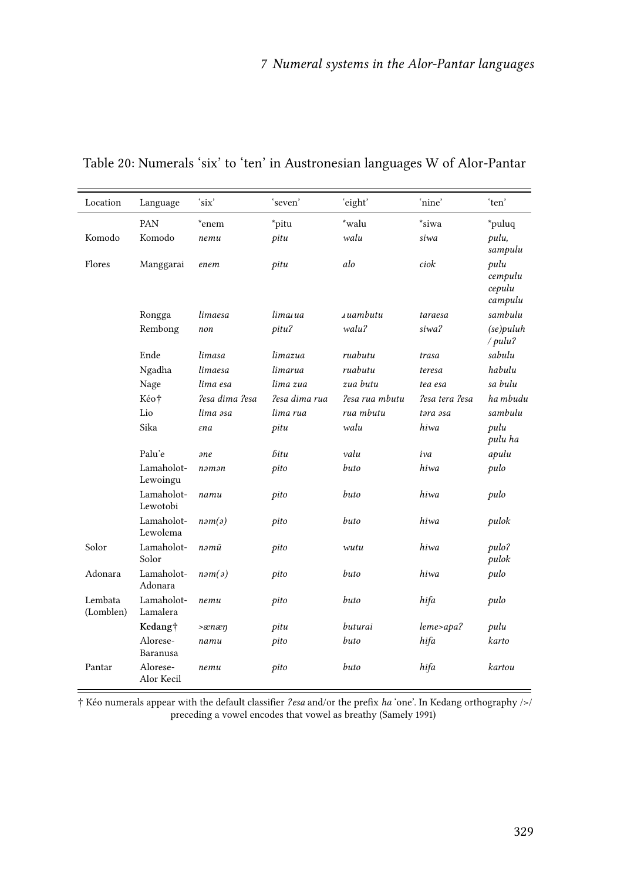Table 20: Numerals 'six' to 'ten' in Austronesian languages W of Alor-Pantar

| Location | Language | 'six' | 'seven' | 'eight' | 'nine' | 'ten' |
|---|---|---|---|---|---|---|
| | PAN | *enem | *pitu | *walu | *siwa | *puluq |
| Komodo | Komodo | *nemu* | *pitu* | *walu* | *siwa* | *pulu, sampulu* |
| Flores | Manggarai | *enem* | *pitu* | *alo* | *ciok* | *pulu cempulu cepulu campulu* |
| | Rongga | *limaesa* | *limaɹua* | *ɹuambutu* | *taraesa* | *sambulu* |
| | Rembong | *non* | *pituʔ* | *waluʔ* | *siwaʔ* | *(se)puluh / puluʔ* |
| | Ende | *limasa* | *limazua* | *ruabutu* | *trasa* | *sabulu* |
| | Ngadha | *limaesa* | *limarua* | *ruabutu* | *teresa* | *habulu* |
| | Nage | *lima esa* | *lima zua* | *zua butu* | *tea esa* | *sa bulu* |
| | Kéo† | *ʔesa dima ʔesa* | *ʔesa dima rua* | *ʔesa rua mbutu* | *ʔesa tera ʔesa* | *ha mbudu* |
| | Lio | *lima əsa* | *lima rua* | *rua mbutu* | *tәra әsa* | *sambulu* |
| | Sika | *ɛna* | *pitu* | *walu* | *hiwa* | *pulu pulu ha* |
| | Palu'e | *əne* | *ɓitu* | *valu* | *iva* | *apulu* |
| | Lamaholot-Lewoingu | *nəmən* | *pito* | *buto* | *hiwa* | *pulo* |
| | Lamaholot-Lewotobi | *namu* | *pito* | *buto* | *hiwa* | *pulo* |
| | Lamaholot-Lewolema | *nəm(ə)* | *pito* | *buto* | *hiwa* | *pulok* |
| Solor | Lamaholot-Solor | *nəmũ* | *pito* | *wutu* | *hiwa* | *puloʔ pulok* |
| Adonara | Lamaholot-Adonara | *nəm(ə)* | *pito* | *buto* | *hiwa* | *pulo* |
| Lembata (Lomblen) | Lamaholot-Lamalera | *nemu* | *pito* | *buto* | *hifa* | *pulo* |
| | **Kedang†** | *>ænæŋ* | *pitu* | *buturai* | *leme>apaʔ* | *pulu* |
| | Alorese-Baranusa | *namu* | *pito* | *buto* | *hifa* | *karto* |
| Pantar | Alorese-Alor Kecil | *nemu* | *pito* | *buto* | *hifa* | *kartou* |

† Kéo numerals appear with the default classifier *ʔesa* and/or the prefix *ha* 'one'. In Kedang orthography />/ preceding a vowel encodes that vowel as breathy (Samely 1991)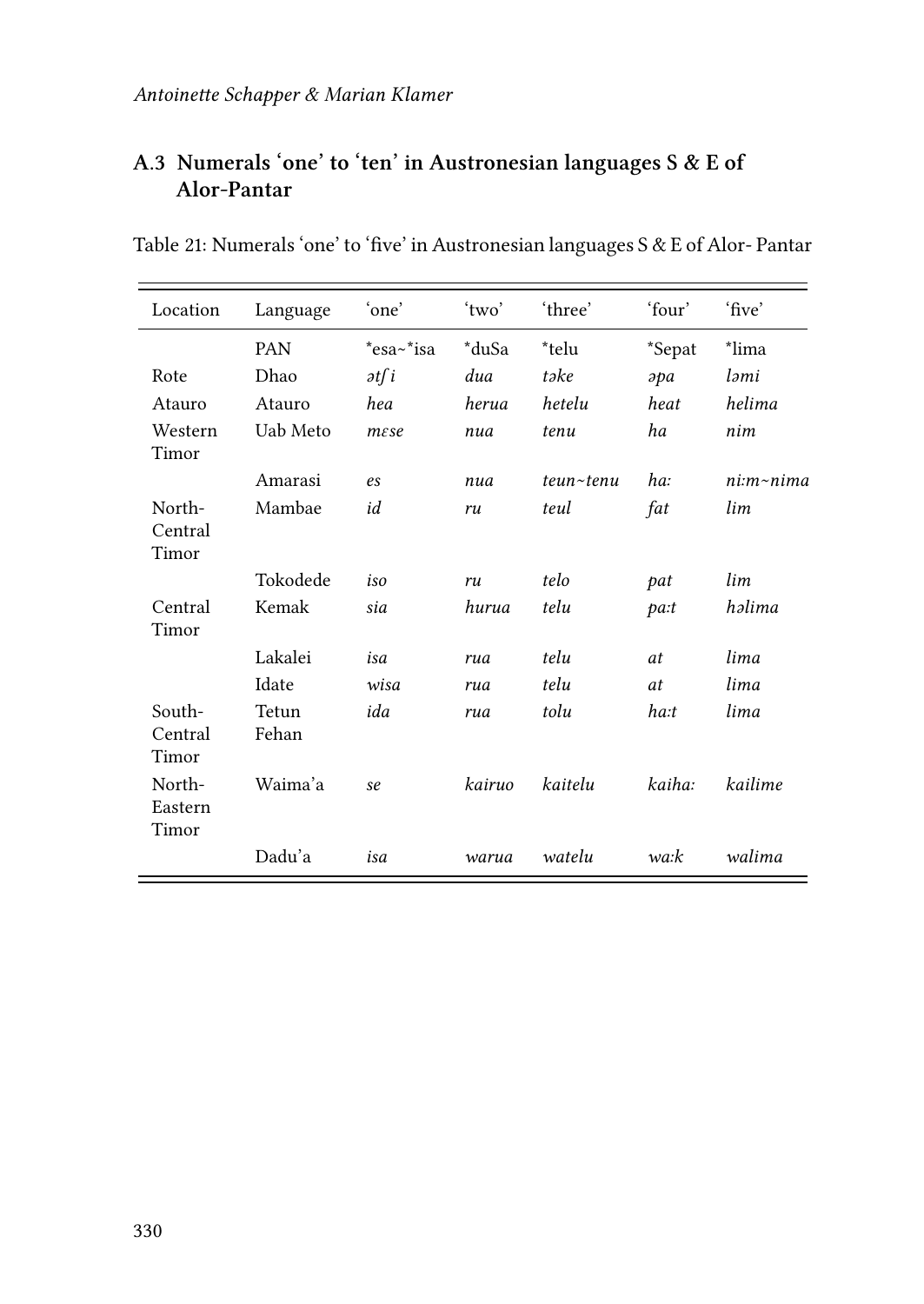### A.3 Numerals 'one' to 'ten' in Austronesian languages S & E of Alor-Pantar

Table 21: Numerals 'one' to 'five' in Austronesian languages S & E of Alor- Pantar

| Location | Language | 'one' | 'two' | 'three' | 'four' | 'five' |
|---|---|---|---|---|---|---|
| | PAN | *esa~*isa | *duSa | *telu | *Sepat | *lima |
| Rote | Dhao | *ətʃi* | *dua* | *təke* | *əpa* | *ləmi* |
| Atauro | Atauro | *hea* | *herua* | *hetelu* | *heat* | *helima* |
| Western Timor | Uab Meto | *mɛse* | *nua* | *tenu* | *ha* | *nim* |
| | Amarasi | *es* | *nua* | *teun~tenu* | *ha:* | *ni:m~nima* |
| North-Central Timor | Mambae | *id* | *ru* | *teul* | *fat* | *lim* |
| | Tokodede | *iso* | *ru* | *telo* | *pat* | *lim* |
| Central Timor | Kemak | *sia* | *hurua* | *telu* | *pa:t* | *həlima* |
| | Lakalei | *isa* | *rua* | *telu* | *at* | *lima* |
| | Idate | *wisa* | *rua* | *telu* | *at* | *lima* |
| South-Central Timor | Tetun Fehan | *ida* | *rua* | *tolu* | *ha:t* | *lima* |
| North-Eastern Timor | Waima'a | *se* | *kairuo* | *kaitelu* | *kaiha:* | *kailime* |
| | Dadu'a | *isa* | *warua* | *watelu* | *wa:k* | *walima* |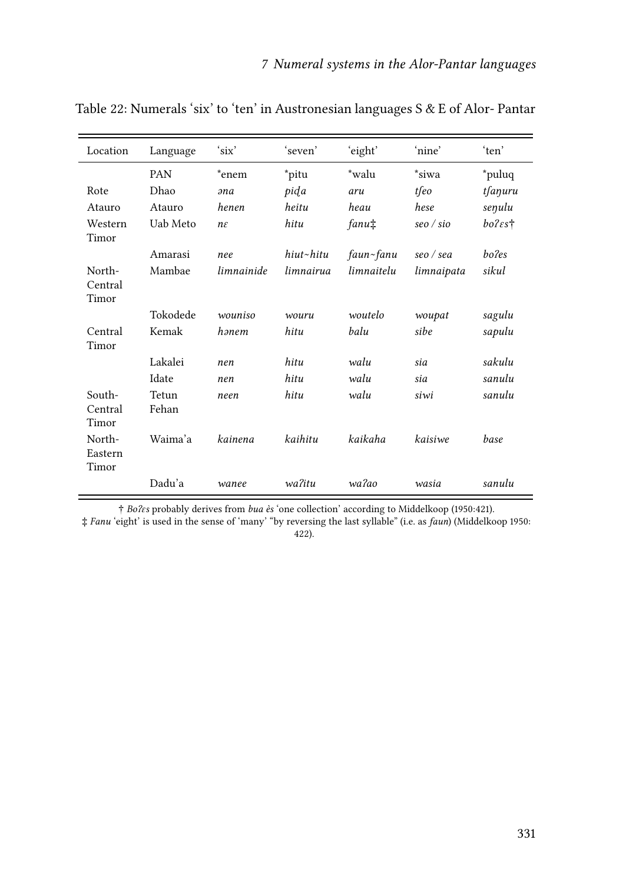Table 22: Numerals 'six' to 'ten' in Austronesian languages S & E of Alor- Pantar

| Location | Language | 'six' | 'seven' | 'eight' | 'nine' | 'ten' |
|---|---|---|---|---|---|---|
| | PAN | *enem | *pitu | *walu | *siwa | *puluq |
| Rote | Dhao | *əna* | *piɗa* | *aru* | *tʃeo* | *tʃaŋuru* |
| Atauro | Atauro | *henen* | *heitu* | *heau* | *hese* | *seŋulu* |
| Western Timor | Uab Meto | *nɛ* | *hitu* | *fanu*‡ | *seo / sio* | *boʔɛs*† |
| | Amarasi | *nee* | *hiut~hitu* | *faun~fanu* | *seo / sea* | *boʔes* |
| North-Central Timor | Mambae | *limnainide* | *limnairua* | *limnaitelu* | *limnaipata* | *sikul* |
| | Tokodede | *wouniso* | *wouru* | *woutelo* | *woupat* | *sagulu* |
| Central Timor | Kemak | *hənem* | *hitu* | *balu* | *sibe* | *sapulu* |
| | Lakalei | *nen* | *hitu* | *walu* | *sia* | *sakulu* |
| | Idate | *nen* | *hitu* | *walu* | *sia* | *sanulu* |
| South-Central Timor | Tetun Fehan | *neen* | *hitu* | *walu* | *siwi* | *sanulu* |
| North-Eastern Timor | Waima'a | *kainena* | *kaihitu* | *kaikaha* | *kaisiwe* | *base* |
| | Dadu'a | *wanee* | *waʔitu* | *waʔao* | *wasia* | *sanulu* |

† *Boʔɛs* probably derives from *bua ès* 'one collection' according to Middelkoop (1950:421).

‡ *Fanu* 'eight' is used in the sense of 'many' "by reversing the last syllable" (i.e. as *faun*) (Middelkoop 1950: 422).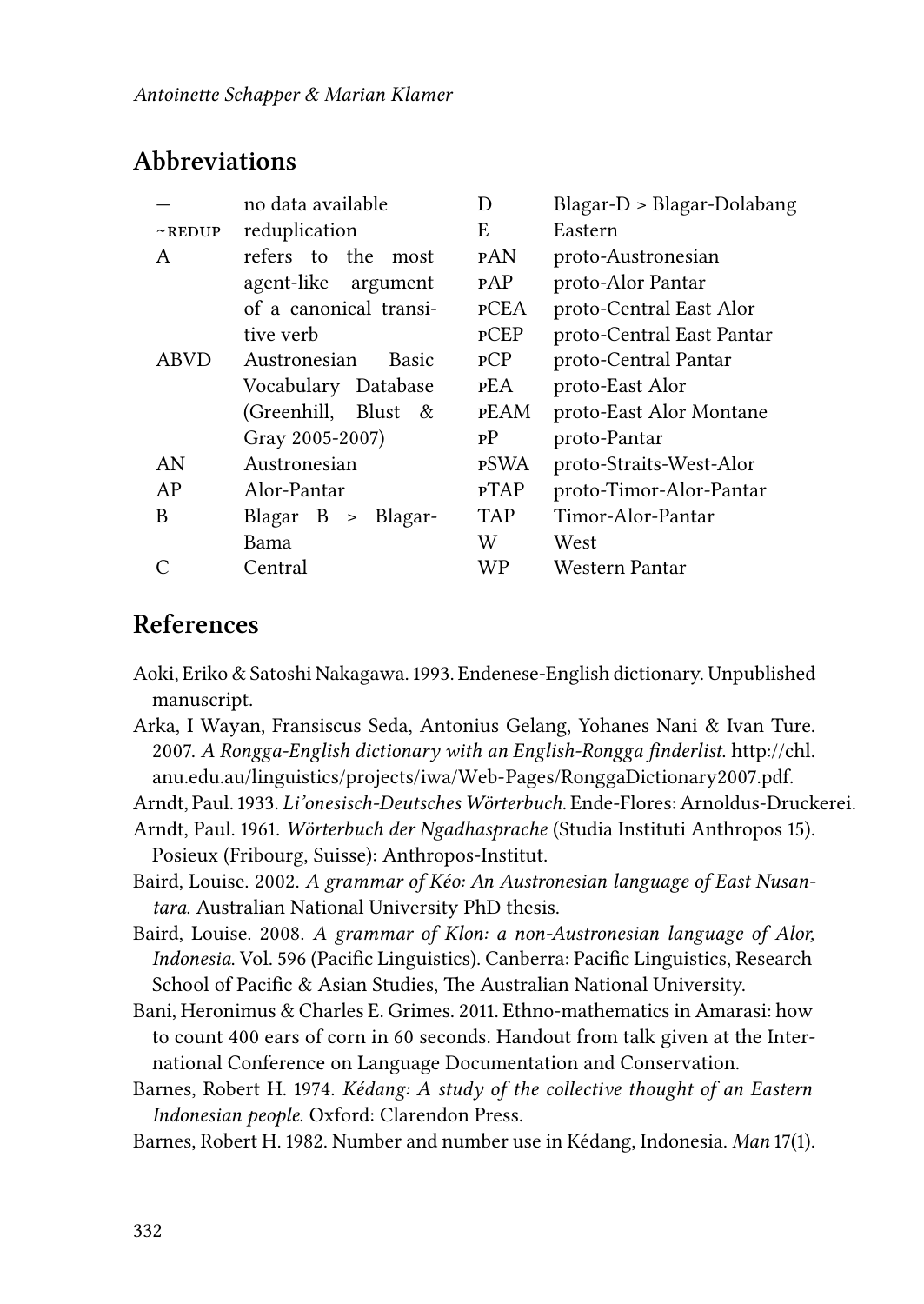## Abbreviations

| | | | |
|---|---|---|---|
| — | no data available | D | Blagar-D > Blagar-Dolabang |
| ~REDUP | reduplication | E | Eastern |
| A | refers to the most agent-like argument of a canonical transitive verb | pAN | proto-Austronesian |
| | | pAP | proto-Alor Pantar |
| | | pCEA | proto-Central East Alor |
| | | pCEP | proto-Central East Pantar |
| ABVD | Austronesian Basic Vocabulary Database (Greenhill, Blust & Gray 2005-2007) | pCP | proto-Central Pantar |
| | | pEA | proto-East Alor |
| | | pEAM | proto-East Alor Montane |
| | | pP | proto-Pantar |
| AN | Austronesian | pSWA | proto-Straits-West-Alor |
| AP | Alor-Pantar | pTAP | proto-Timor-Alor-Pantar |
| B | Blagar B > Blagar-Bama | TAP | Timor-Alor-Pantar |
| | | W | West |
| C | Central | WP | Western Pantar |

## References

Aoki, Eriko & Satoshi Nakagawa. 1993. Endenese-English dictionary. Unpublished manuscript.

Arka, I Wayan, Fransiscus Seda, Antonius Gelang, Yohanes Nani & Ivan Ture. 2007. *A Rongga-English dictionary with an English-Rongga finderlist*. http://chl.anu.edu.au/linguistics/projects/iwa/Web-Pages/RonggaDictionary2007.pdf.

Arndt, Paul. 1933. *Li'onesisch-Deutsches Wörterbuch*. Ende-Flores: Arnoldus-Druckerei.

Arndt, Paul. 1961. *Wörterbuch der Ngadhasprache* (Studia Instituti Anthropos 15). Posieux (Fribourg, Suisse): Anthropos-Institut.

Baird, Louise. 2002. *A grammar of Kéo: An Austronesian language of East Nusantara*. Australian National University PhD thesis.

Baird, Louise. 2008. *A grammar of Klon: a non-Austronesian language of Alor, Indonesia*. Vol. 596 (Pacific Linguistics). Canberra: Pacific Linguistics, Research School of Pacific & Asian Studies, The Australian National University.

Bani, Heronimus & Charles E. Grimes. 2011. Ethno-mathematics in Amarasi: how to count 400 ears of corn in 60 seconds. Handout from talk given at the International Conference on Language Documentation and Conservation.

Barnes, Robert H. 1974. *Kédang: A study of the collective thought of an Eastern Indonesian people*. Oxford: Clarendon Press.

Barnes, Robert H. 1982. Number and number use in Kédang, Indonesia. *Man* 17(1).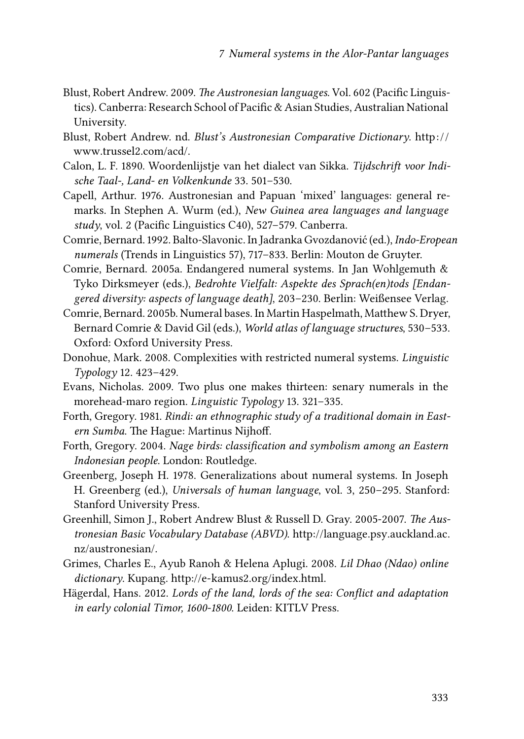Blust, Robert Andrew. 2009. *The Austronesian languages*. Vol. 602 (Pacific Linguistics). Canberra: Research School of Pacific & Asian Studies, Australian National University.

Blust, Robert Andrew. nd. *Blust's Austronesian Comparative Dictionary*. http://www.trussel2.com/acd/.

Calon, L. F. 1890. Woordenlijstje van het dialect van Sikka. *Tijdschrift voor Indische Taal-, Land- en Volkenkunde* 33. 501–530.

Capell, Arthur. 1976. Austronesian and Papuan 'mixed' languages: general remarks. In Stephen A. Wurm (ed.), *New Guinea area languages and language study*, vol. 2 (Pacific Linguistics C40), 527–579. Canberra.

Comrie, Bernard. 1992. Balto-Slavonic. In Jadranka Gvozdanović (ed.), *Indo-Eropean numerals* (Trends in Linguistics 57), 717–833. Berlin: Mouton de Gruyter.

Comrie, Bernard. 2005a. Endangered numeral systems. In Jan Wohlgemuth & Tyko Dirksmeyer (eds.), *Bedrohte Vielfalt: Aspekte des Sprach(en)tods [Endangered diversity: aspects of language death]*, 203–230. Berlin: Weißensee Verlag.

Comrie, Bernard. 2005b. Numeral bases. In Martin Haspelmath, Matthew S. Dryer, Bernard Comrie & David Gil (eds.), *World atlas of language structures*, 530–533. Oxford: Oxford University Press.

Donohue, Mark. 2008. Complexities with restricted numeral systems. *Linguistic Typology* 12. 423–429.

Evans, Nicholas. 2009. Two plus one makes thirteen: senary numerals in the morehead-maro region. *Linguistic Typology* 13. 321–335.

Forth, Gregory. 1981. *Rindi: an ethnographic study of a traditional domain in Eastern Sumba*. The Hague: Martinus Nijhoff.

Forth, Gregory. 2004. *Nage birds: classification and symbolism among an Eastern Indonesian people*. London: Routledge.

Greenberg, Joseph H. 1978. Generalizations about numeral systems. In Joseph H. Greenberg (ed.), *Universals of human language*, vol. 3, 250–295. Stanford: Stanford University Press.

Greenhill, Simon J., Robert Andrew Blust & Russell D. Gray. 2005-2007. *The Austronesian Basic Vocabulary Database (ABVD)*. http://language.psy.auckland.ac.nz/austronesian/.

Grimes, Charles E., Ayub Ranoh & Helena Aplugi. 2008. *Lil Dhao (Ndao) online dictionary*. Kupang. http://e-kamus2.org/index.html.

Hägerdal, Hans. 2012. *Lords of the land, lords of the sea: Conflict and adaptation in early colonial Timor, 1600-1800*. Leiden: KITLV Press.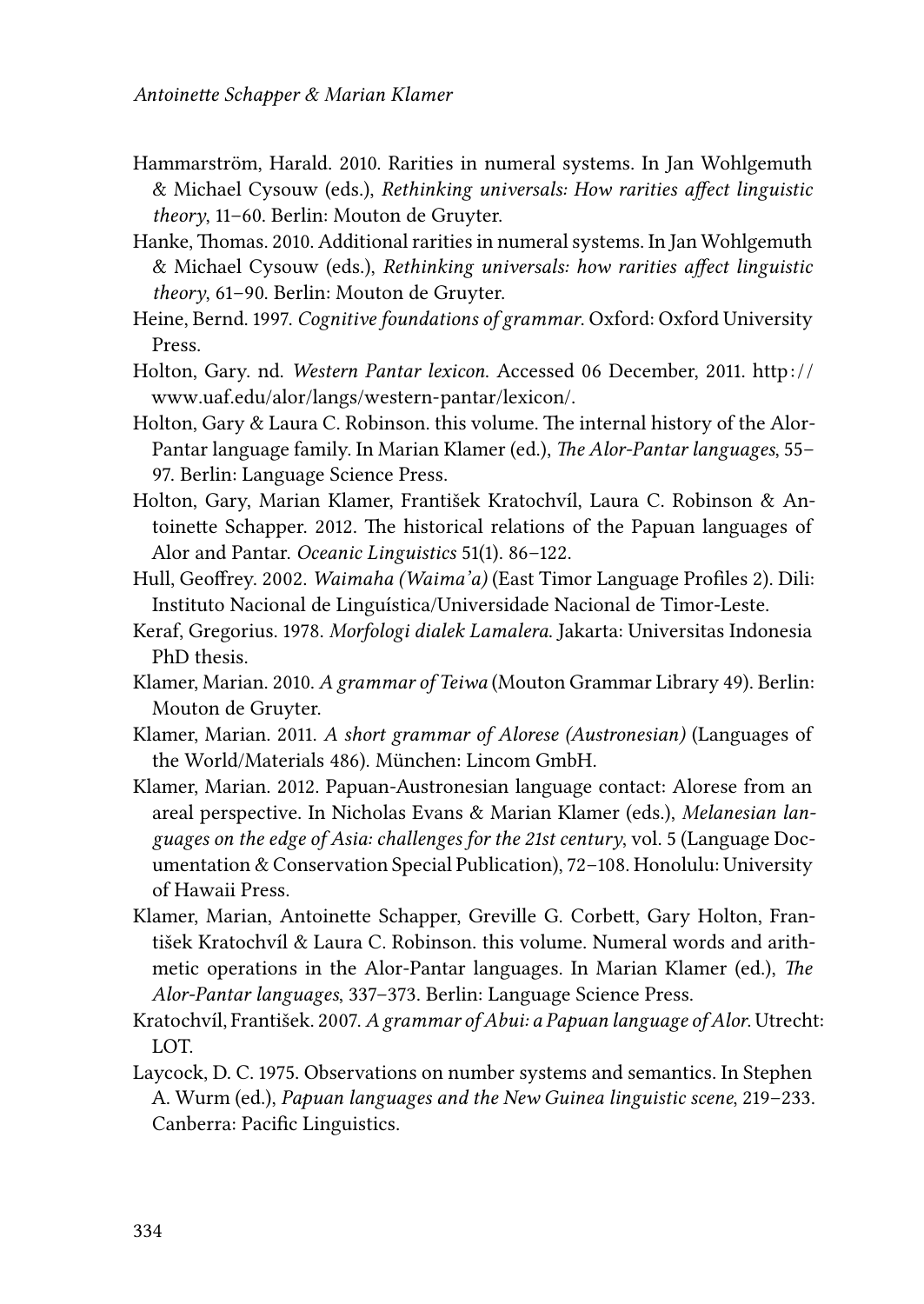Hammarström, Harald. 2010. Rarities in numeral systems. In Jan Wohlgemuth & Michael Cysouw (eds.), *Rethinking universals: How rarities affect linguistic theory*, 11–60. Berlin: Mouton de Gruyter.

Hanke, Thomas. 2010. Additional rarities in numeral systems. In Jan Wohlgemuth & Michael Cysouw (eds.), *Rethinking universals: how rarities affect linguistic theory*, 61–90. Berlin: Mouton de Gruyter.

Heine, Bernd. 1997. *Cognitive foundations of grammar*. Oxford: Oxford University Press.

Holton, Gary. nd. *Western Pantar lexicon*. Accessed 06 December, 2011. http://www.uaf.edu/alor/langs/western-pantar/lexicon/.

Holton, Gary & Laura C. Robinson. this volume. The internal history of the Alor-Pantar language family. In Marian Klamer (ed.), *The Alor-Pantar languages*, 55–97. Berlin: Language Science Press.

Holton, Gary, Marian Klamer, František Kratochvíl, Laura C. Robinson & Antoinette Schapper. 2012. The historical relations of the Papuan languages of Alor and Pantar. *Oceanic Linguistics* 51(1). 86–122.

Hull, Geoffrey. 2002. *Waimaha (Waima'a)* (East Timor Language Profiles 2). Dili: Instituto Nacional de Linguística/Universidade Nacional de Timor-Leste.

Keraf, Gregorius. 1978. *Morfologi dialek Lamalera*. Jakarta: Universitas Indonesia PhD thesis.

Klamer, Marian. 2010. *A grammar of Teiwa* (Mouton Grammar Library 49). Berlin: Mouton de Gruyter.

Klamer, Marian. 2011. *A short grammar of Alorese (Austronesian)* (Languages of the World/Materials 486). München: Lincom GmbH.

Klamer, Marian. 2012. Papuan-Austronesian language contact: Alorese from an areal perspective. In Nicholas Evans & Marian Klamer (eds.), *Melanesian languages on the edge of Asia: challenges for the 21st century*, vol. 5 (Language Documentation & Conservation Special Publication), 72–108. Honolulu: University of Hawaii Press.

Klamer, Marian, Antoinette Schapper, Greville G. Corbett, Gary Holton, František Kratochvíl & Laura C. Robinson. this volume. Numeral words and arithmetic operations in the Alor-Pantar languages. In Marian Klamer (ed.), *The Alor-Pantar languages*, 337–373. Berlin: Language Science Press.

Kratochvíl, František. 2007. *A grammar of Abui: a Papuan language of Alor*. Utrecht: LOT.

Laycock, D. C. 1975. Observations on number systems and semantics. In Stephen A. Wurm (ed.), *Papuan languages and the New Guinea linguistic scene*, 219–233. Canberra: Pacific Linguistics.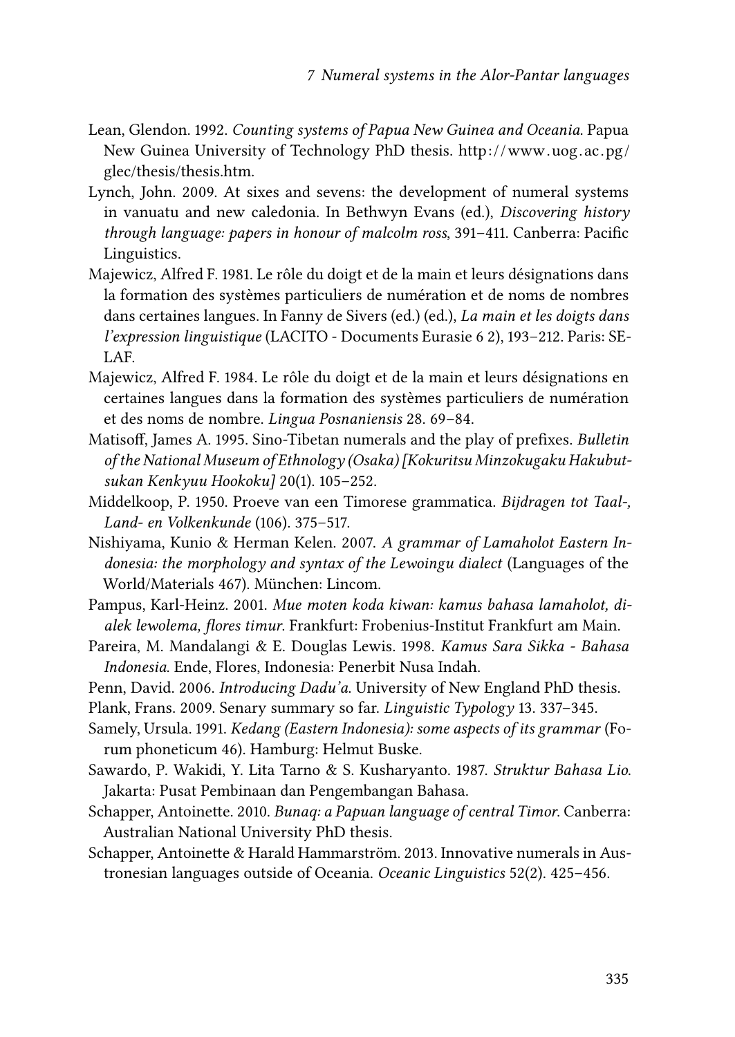Lean, Glendon. 1992. *Counting systems of Papua New Guinea and Oceania*. Papua New Guinea University of Technology PhD thesis. http://www.uog.ac.pg/glec/thesis/thesis.htm.

Lynch, John. 2009. At sixes and sevens: the development of numeral systems in vanuatu and new caledonia. In Bethwyn Evans (ed.), *Discovering history through language: papers in honour of malcolm ross*, 391–411. Canberra: Pacific Linguistics.

Majewicz, Alfred F. 1981. Le rôle du doigt et de la main et leurs désignations dans la formation des systèmes particuliers de numération et de noms de nombres dans certaines langues. In Fanny de Sivers (ed.) (ed.), *La main et les doigts dans l'expression linguistique* (LACITO - Documents Eurasie 6 2), 193–212. Paris: SELAF.

Majewicz, Alfred F. 1984. Le rôle du doigt et de la main et leurs désignations en certaines langues dans la formation des systèmes particuliers de numération et des noms de nombre. *Lingua Posnaniensis* 28. 69–84.

Matisoff, James A. 1995. Sino-Tibetan numerals and the play of prefixes. *Bulletin of the National Museum of Ethnology (Osaka) [Kokuritsu Minzokugaku Hakubutsukan Kenkyuu Hookoku]* 20(1). 105–252.

Middelkoop, P. 1950. Proeve van een Timorese grammatica. *Bijdragen tot Taal-, Land- en Volkenkunde* (106). 375–517.

Nishiyama, Kunio & Herman Kelen. 2007. *A grammar of Lamaholot Eastern Indonesia: the morphology and syntax of the Lewoingu dialect* (Languages of the World/Materials 467). München: Lincom.

Pampus, Karl-Heinz. 2001. *Mue moten koda kiwan: kamus bahasa lamaholot, dialek lewolema, flores timur*. Frankfurt: Frobenius-Institut Frankfurt am Main.

Pareira, M. Mandalangi & E. Douglas Lewis. 1998. *Kamus Sara Sikka - Bahasa Indonesia*. Ende, Flores, Indonesia: Penerbit Nusa Indah.

Penn, David. 2006. *Introducing Dadu'a*. University of New England PhD thesis.

Plank, Frans. 2009. Senary summary so far. *Linguistic Typology* 13. 337–345.

Samely, Ursula. 1991. *Kedang (Eastern Indonesia): some aspects of its grammar* (Forum phoneticum 46). Hamburg: Helmut Buske.

Sawardo, P. Wakidi, Y. Lita Tarno & S. Kusharyanto. 1987. *Struktur Bahasa Lio*. Jakarta: Pusat Pembinaan dan Pengembangan Bahasa.

Schapper, Antoinette. 2010. *Bunaq: a Papuan language of central Timor*. Canberra: Australian National University PhD thesis.

Schapper, Antoinette & Harald Hammarström. 2013. Innovative numerals in Austronesian languages outside of Oceania. *Oceanic Linguistics* 52(2). 425–456.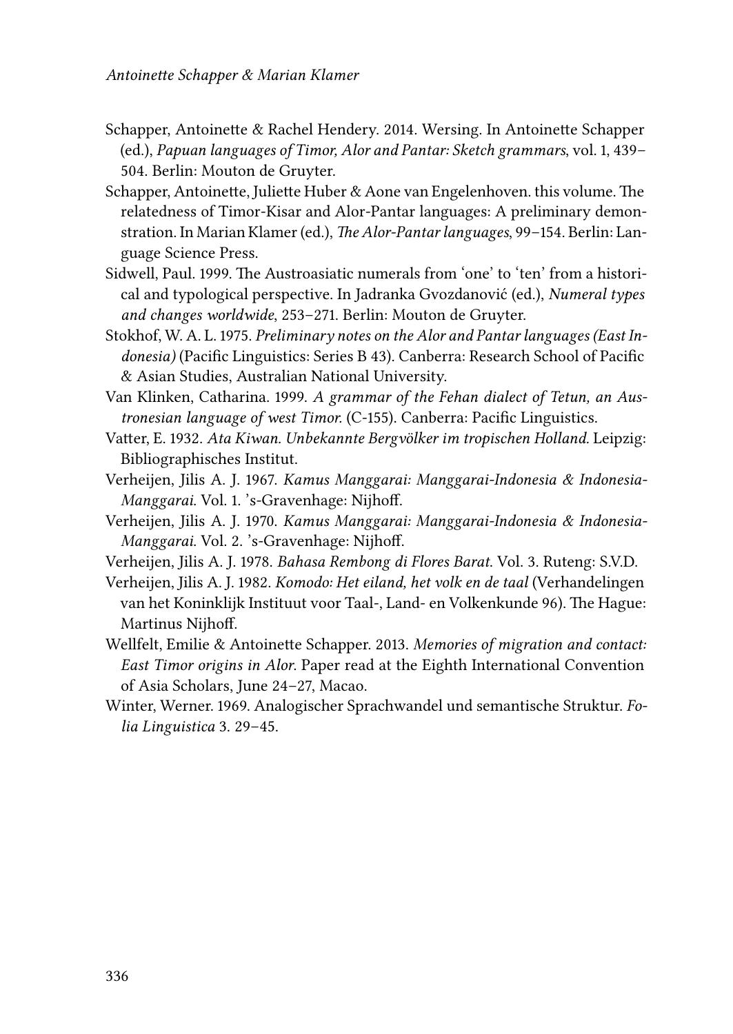Schapper, Antoinette & Rachel Hendery. 2014. Wersing. In Antoinette Schapper (ed.), *Papuan languages of Timor, Alor and Pantar: Sketch grammars*, vol. 1, 439–504. Berlin: Mouton de Gruyter.

Schapper, Antoinette, Juliette Huber & Aone van Engelenhoven. this volume. The relatedness of Timor-Kisar and Alor-Pantar languages: A preliminary demonstration. In Marian Klamer (ed.), *The Alor-Pantar languages*, 99–154. Berlin: Language Science Press.

Sidwell, Paul. 1999. The Austroasiatic numerals from 'one' to 'ten' from a historical and typological perspective. In Jadranka Gvozdanović (ed.), *Numeral types and changes worldwide*, 253–271. Berlin: Mouton de Gruyter.

Stokhof, W. A. L. 1975. *Preliminary notes on the Alor and Pantar languages (East Indonesia)* (Pacific Linguistics: Series B 43). Canberra: Research School of Pacific & Asian Studies, Australian National University.

Van Klinken, Catharina. 1999. *A grammar of the Fehan dialect of Tetun, an Austronesian language of west Timor.* (C-155). Canberra: Pacific Linguistics.

Vatter, E. 1932. *Ata Kiwan. Unbekannte Bergvölker im tropischen Holland.* Leipzig: Bibliographisches Institut.

Verheijen, Jilis A. J. 1967. *Kamus Manggarai: Manggarai-Indonesia & Indonesia-Manggarai.* Vol. 1. 's-Gravenhage: Nijhoff.

Verheijen, Jilis A. J. 1970. *Kamus Manggarai: Manggarai-Indonesia & Indonesia-Manggarai.* Vol. 2. 's-Gravenhage: Nijhoff.

Verheijen, Jilis A. J. 1978. *Bahasa Rembong di Flores Barat.* Vol. 3. Ruteng: S.V.D.

Verheijen, Jilis A. J. 1982. *Komodo: Het eiland, het volk en de taal* (Verhandelingen van het Koninklijk Instituut voor Taal-, Land- en Volkenkunde 96). The Hague: Martinus Nijhoff.

Wellfelt, Emilie & Antoinette Schapper. 2013. *Memories of migration and contact: East Timor origins in Alor.* Paper read at the Eighth International Convention of Asia Scholars, June 24–27, Macao.

Winter, Werner. 1969. Analogischer Sprachwandel und semantische Struktur. *Folia Linguistica* 3. 29–45.